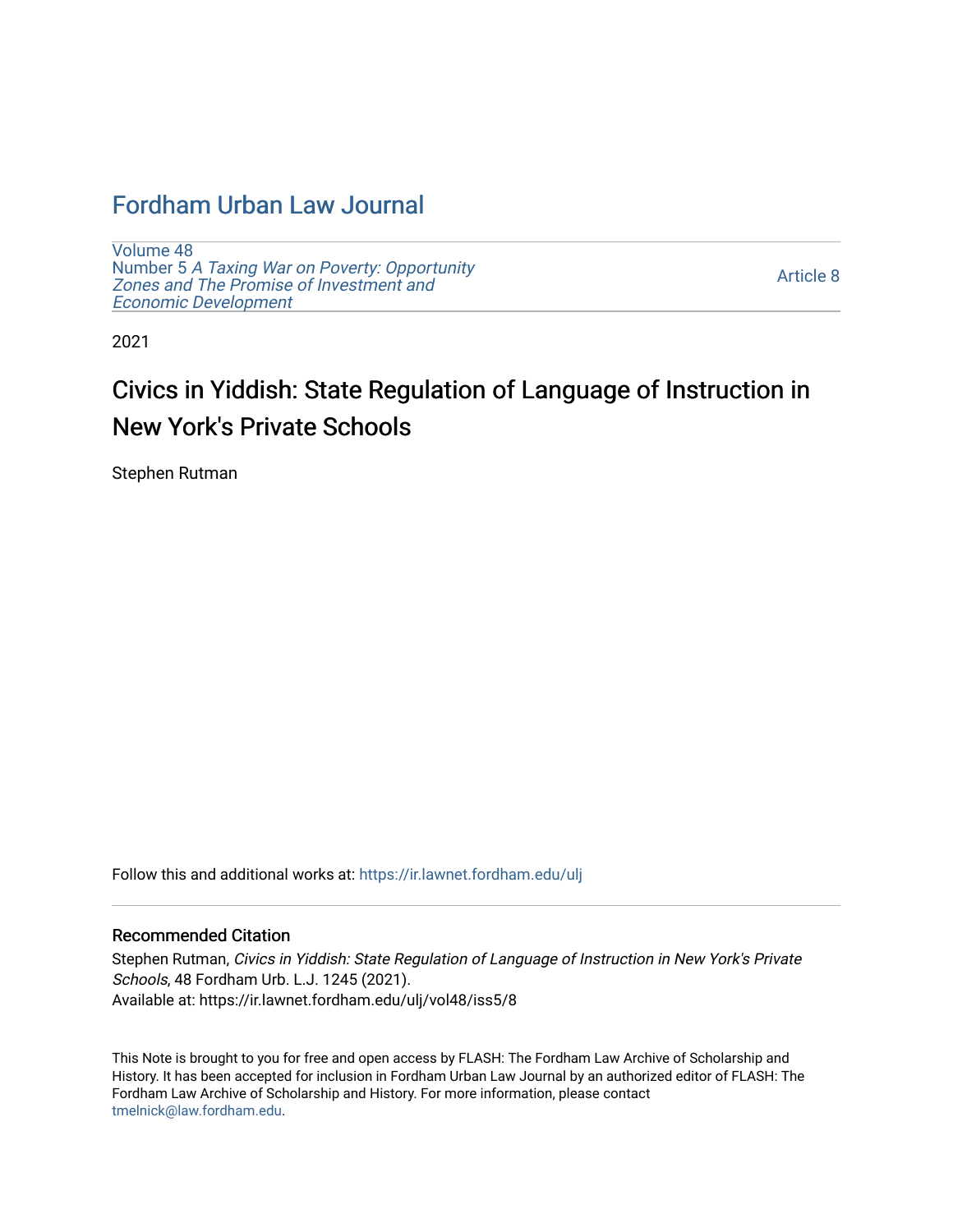# Fordham Urban Law Journal

Volume 48
Number 5 *A Taxing War on Poverty: Opportunity Zones and The Promise of Investment and Economic Development*

Article 8

2021

## Civics in Yiddish: State Regulation of Language of Instruction in New York's Private Schools

Stephen Rutman

Follow this and additional works at: https://ir.lawnet.fordham.edu/ulj

### Recommended Citation

Stephen Rutman, *Civics in Yiddish: State Regulation of Language of Instruction in New York's Private Schools*, 48 Fordham Urb. L.J. 1245 (2021).
Available at: https://ir.lawnet.fordham.edu/ulj/vol48/iss5/8

This Note is brought to you for free and open access by FLASH: The Fordham Law Archive of Scholarship and History. It has been accepted for inclusion in Fordham Urban Law Journal by an authorized editor of FLASH: The Fordham Law Archive of Scholarship and History. For more information, please contact tmelnick@law.fordham.edu.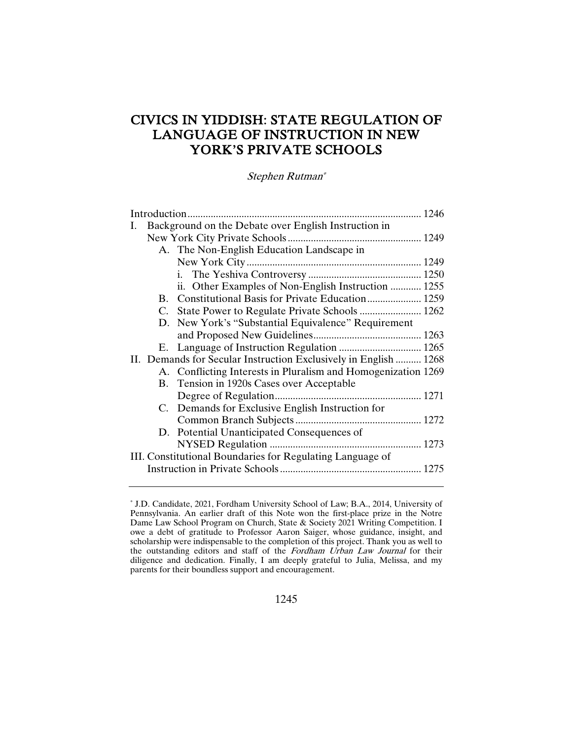# CIVICS IN YIDDISH: STATE REGULATION OF LANGUAGE OF INSTRUCTION IN NEW YORK'S PRIVATE SCHOOLS

*Stephen Rutman*[*]

Introduction .......................................................................................... 1246

I. Background on the Debate over English Instruction in New York City Private Schools .................................................... 1249

  A. The Non-English Education Landscape in New York City ................................................................... 1249

    i. The Yeshiva Controversy ........................................... 1250

    ii. Other Examples of Non-English Instruction ............ 1255

  B. Constitutional Basis for Private Education ..................... 1259

  C. State Power to Regulate Private Schools ........................ 1262

  D. New York's "Substantial Equivalence" Requirement and Proposed New Guidelines .......................................... 1263

  E. Language of Instruction Regulation ................................ 1265

II. Demands for Secular Instruction Exclusively in English .......... 1268

  A. Conflicting Interests in Pluralism and Homogenization 1269

  B. Tension in 1920s Cases over Acceptable Degree of Regulation ........................................................ 1271

  C. Demands for Exclusive English Instruction for Common Branch Subjects ................................................ 1272

  D. Potential Unanticipated Consequences of NYSED Regulation .......................................................... 1273

III. Constitutional Boundaries for Regulating Language of Instruction in Private Schools ....................................................... 1275

---

[*] J.D. Candidate, 2021, Fordham University School of Law; B.A., 2014, University of Pennsylvania. An earlier draft of this Note won the first-place prize in the Notre Dame Law School Program on Church, State & Society 2021 Writing Competition. I owe a debt of gratitude to Professor Aaron Saiger, whose guidance, insight, and scholarship were indispensable to the completion of this project. Thank you as well to the outstanding editors and staff of the *Fordham Urban Law Journal* for their diligence and dedication. Finally, I am deeply grateful to Julia, Melissa, and my parents for their boundless support and encouragement.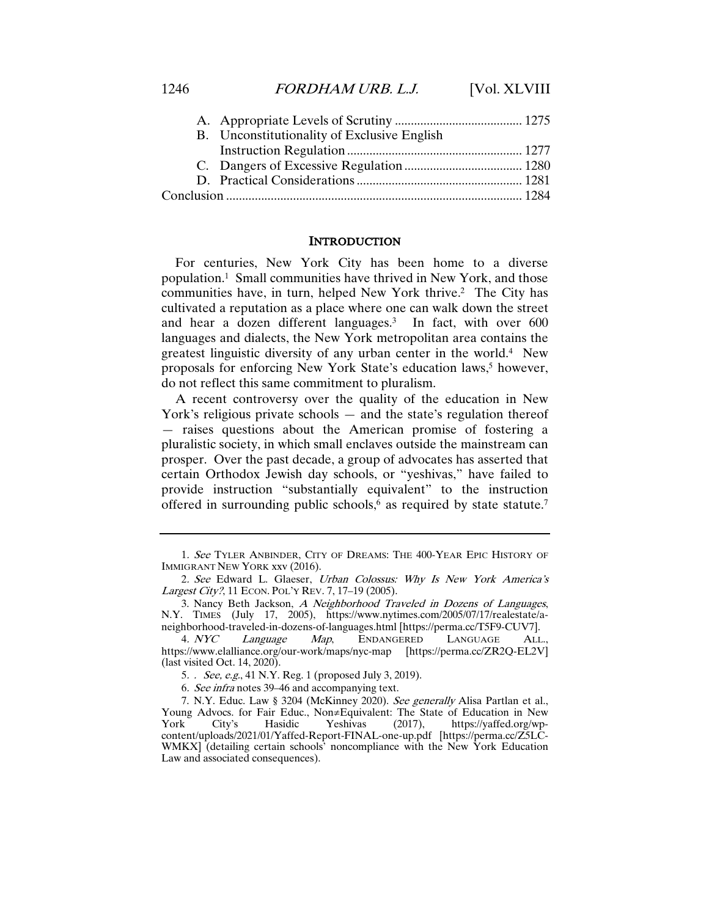A. Appropriate Levels of Scrutiny ........................................ 1275

B. Unconstitutionality of Exclusive English Instruction Regulation ....................................................... 1277

C. Dangers of Excessive Regulation ..................................... 1280

D. Practical Considerations .................................................... 1281

Conclusion ............................................................................................ 1284

## INTRODUCTION

For centuries, New York City has been home to a diverse population.[1] Small communities have thrived in New York, and those communities have, in turn, helped New York thrive.[2] The City has cultivated a reputation as a place where one can walk down the street and hear a dozen different languages.[3] In fact, with over 600 languages and dialects, the New York metropolitan area contains the greatest linguistic diversity of any urban center in the world.[4] New proposals for enforcing New York State's education laws,[5] however, do not reflect this same commitment to pluralism.

A recent controversy over the quality of the education in New York's religious private schools — and the state's regulation thereof — raises questions about the American promise of fostering a pluralistic society, in which small enclaves outside the mainstream can prosper. Over the past decade, a group of advocates has asserted that certain Orthodox Jewish day schools, or "yeshivas," have failed to provide instruction "substantially equivalent" to the instruction offered in surrounding public schools,[6] as required by state statute.[7]

---

1. *See* TYLER ANBINDER, CITY OF DREAMS: THE 400-YEAR EPIC HISTORY OF IMMIGRANT NEW YORK xxv (2016).

2. *See* Edward L. Glaeser, *Urban Colossus: Why Is New York America's Largest City?*, 11 ECON. POL'Y REV. 7, 17–19 (2005).

3. Nancy Beth Jackson, *A Neighborhood Traveled in Dozens of Languages*, N.Y. TIMES (July 17, 2005), https://www.nytimes.com/2005/07/17/realestate/a-neighborhood-traveled-in-dozens-of-languages.html [https://perma.cc/T5F9-CUV7].

4. *NYC Language Map*, ENDANGERED LANGUAGE ALL., https://www.elalliance.org/our-work/maps/nyc-map [https://perma.cc/ZR2Q-EL2V] (last visited Oct. 14, 2020).

5. . *See, e.g.*, 41 N.Y. Reg. 1 (proposed July 3, 2019).

6. *See infra* notes 39–46 and accompanying text.

7. N.Y. Educ. Law § 3204 (McKinney 2020). *See generally* Alisa Partlan et al., Young Advocs. for Fair Educ., Non≠Equivalent: The State of Education in New York City's Hasidic Yeshivas (2017), https://yaffed.org/wp-content/uploads/2021/01/Yaffed-Report-FINAL-one-up.pdf [https://perma.cc/Z5LC-WMKX] (detailing certain schools' noncompliance with the New York Education Law and associated consequences).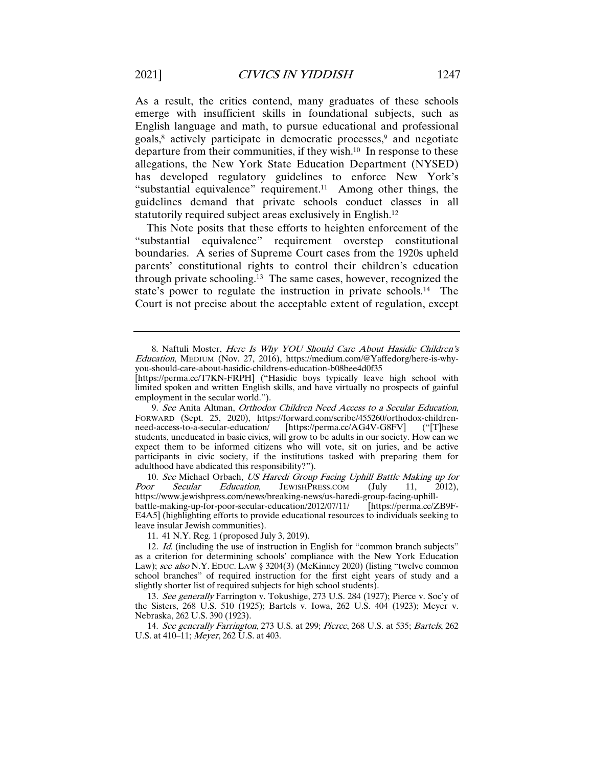As a result, the critics contend, many graduates of these schools emerge with insufficient skills in foundational subjects, such as English language and math, to pursue educational and professional goals,[8] actively participate in democratic processes,[9] and negotiate departure from their communities, if they wish.[10] In response to these allegations, the New York State Education Department (NYSED) has developed regulatory guidelines to enforce New York's "substantial equivalence" requirement.[11] Among other things, the guidelines demand that private schools conduct classes in all statutorily required subject areas exclusively in English.[12]

This Note posits that these efforts to heighten enforcement of the "substantial equivalence" requirement overstep constitutional boundaries. A series of Supreme Court cases from the 1920s upheld parents' constitutional rights to control their children's education through private schooling.[13] The same cases, however, recognized the state's power to regulate the instruction in private schools.[14] The Court is not precise about the acceptable extent of regulation, except

---

8. Naftuli Moster, *Here Is Why YOU Should Care About Hasidic Children's Education*, MEDIUM (Nov. 27, 2016), https://medium.com/@Yaffedorg/here-is-why-you-should-care-about-hasidic-childrens-education-b08bee4d0f35 [https://perma.cc/T7KN-FRPH] ("Hasidic boys typically leave high school with limited spoken and written English skills, and have virtually no prospects of gainful employment in the secular world.").

9. *See* Anita Altman, *Orthodox Children Need Access to a Secular Education*, FORWARD (Sept. 25, 2020), https://forward.com/scribe/455260/orthodox-children-need-access-to-a-secular-education/ [https://perma.cc/AG4V-G8FV] ("[T]hese students, uneducated in basic civics, will grow to be adults in our society. How can we expect them to be informed citizens who will vote, sit on juries, and be active participants in civic society, if the institutions tasked with preparing them for adulthood have abdicated this responsibility?").

10. *See* Michael Orbach, *US Haredi Group Facing Uphill Battle Making up for Poor Secular Education*, JEWISHPRESS.COM (July 11, 2012), https://www.jewishpress.com/news/breaking-news/us-haredi-group-facing-uphill-battle-making-up-for-poor-secular-education/2012/07/11/ [https://perma.cc/ZB9F-E4A5] (highlighting efforts to provide educational resources to individuals seeking to leave insular Jewish communities).

11. 41 N.Y. Reg. 1 (proposed July 3, 2019).

12. *Id.* (including the use of instruction in English for "common branch subjects" as a criterion for determining schools' compliance with the New York Education Law); *see also* N.Y. EDUC. LAW § 3204(3) (McKinney 2020) (listing "twelve common school branches" of required instruction for the first eight years of study and a slightly shorter list of required subjects for high school students).

13. *See generally* Farrington v. Tokushige, 273 U.S. 284 (1927); Pierce v. Soc'y of the Sisters, 268 U.S. 510 (1925); Bartels v. Iowa, 262 U.S. 404 (1923); Meyer v. Nebraska, 262 U.S. 390 (1923).

14. *See generally Farrington*, 273 U.S. at 299; *Pierce*, 268 U.S. at 535; *Bartels*, 262 U.S. at 410–11; *Meyer*, 262 U.S. at 403.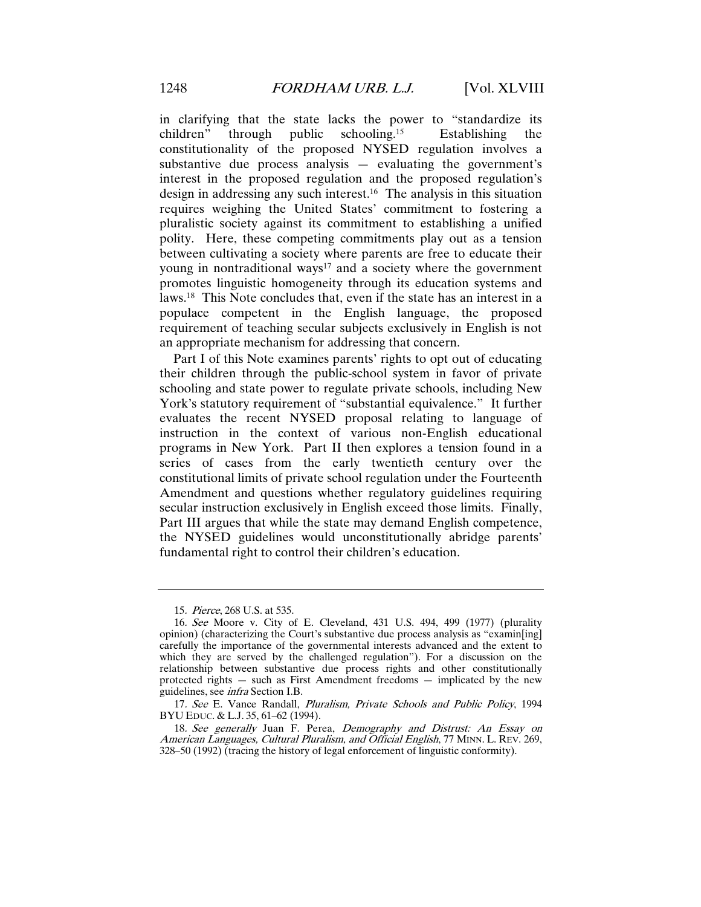in clarifying that the state lacks the power to "standardize its children" through public schooling.[15] Establishing the constitutionality of the proposed NYSED regulation involves a substantive due process analysis — evaluating the government's interest in the proposed regulation and the proposed regulation's design in addressing any such interest.[16] The analysis in this situation requires weighing the United States' commitment to fostering a pluralistic society against its commitment to establishing a unified polity. Here, these competing commitments play out as a tension between cultivating a society where parents are free to educate their young in nontraditional ways[17] and a society where the government promotes linguistic homogeneity through its education systems and laws.[18] This Note concludes that, even if the state has an interest in a populace competent in the English language, the proposed requirement of teaching secular subjects exclusively in English is not an appropriate mechanism for addressing that concern.

Part I of this Note examines parents' rights to opt out of educating their children through the public-school system in favor of private schooling and state power to regulate private schools, including New York's statutory requirement of "substantial equivalence." It further evaluates the recent NYSED proposal relating to language of instruction in the context of various non-English educational programs in New York. Part II then explores a tension found in a series of cases from the early twentieth century over the constitutional limits of private school regulation under the Fourteenth Amendment and questions whether regulatory guidelines requiring secular instruction exclusively in English exceed those limits. Finally, Part III argues that while the state may demand English competence, the NYSED guidelines would unconstitutionally abridge parents' fundamental right to control their children's education.

---

15. *Pierce*, 268 U.S. at 535.

16. *See* Moore v. City of E. Cleveland, 431 U.S. 494, 499 (1977) (plurality opinion) (characterizing the Court's substantive due process analysis as "examin[ing] carefully the importance of the governmental interests advanced and the extent to which they are served by the challenged regulation"). For a discussion on the relationship between substantive due process rights and other constitutionally protected rights — such as First Amendment freedoms — implicated by the new guidelines, see *infra* Section I.B.

17. *See* E. Vance Randall, *Pluralism, Private Schools and Public Policy*, 1994 BYU EDUC. & L.J. 35, 61–62 (1994).

18. *See generally* Juan F. Perea, *Demography and Distrust: An Essay on American Languages, Cultural Pluralism, and Official English*, 77 MINN. L. REV. 269, 328–50 (1992) (tracing the history of legal enforcement of linguistic conformity).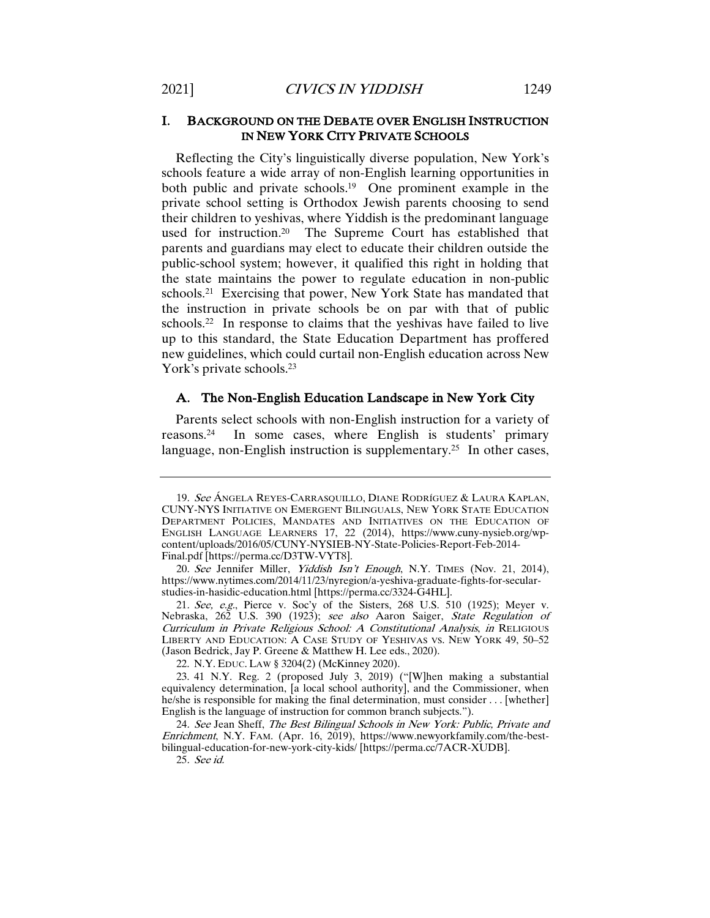## I. BACKGROUND ON THE DEBATE OVER ENGLISH INSTRUCTION IN NEW YORK CITY PRIVATE SCHOOLS

Reflecting the City's linguistically diverse population, New York's schools feature a wide array of non-English learning opportunities in both public and private schools.[19] One prominent example in the private school setting is Orthodox Jewish parents choosing to send their children to yeshivas, where Yiddish is the predominant language used for instruction.[20] The Supreme Court has established that parents and guardians may elect to educate their children outside the public-school system; however, it qualified this right in holding that the state maintains the power to regulate education in non-public schools.[21] Exercising that power, New York State has mandated that the instruction in private schools be on par with that of public schools.[22] In response to claims that the yeshivas have failed to live up to this standard, the State Education Department has proffered new guidelines, which could curtail non-English education across New York's private schools.[23]

### A. The Non-English Education Landscape in New York City

Parents select schools with non-English instruction for a variety of reasons.[24] In some cases, where English is students' primary language, non-English instruction is supplementary.[25] In other cases,

---

19. *See* ÁNGELA REYES-CARRASQUILLO, DIANE RODRÍGUEZ & LAURA KAPLAN, CUNY-NYS INITIATIVE ON EMERGENT BILINGUALS, NEW YORK STATE EDUCATION DEPARTMENT POLICIES, MANDATES AND INITIATIVES ON THE EDUCATION OF ENGLISH LANGUAGE LEARNERS 17, 22 (2014), https://www.cuny-nysieb.org/wp-content/uploads/2016/05/CUNY-NYSIEB-NY-State-Policies-Report-Feb-2014-Final.pdf [https://perma.cc/D3TW-VYT8].

20. *See* Jennifer Miller, *Yiddish Isn't Enough*, N.Y. TIMES (Nov. 21, 2014), https://www.nytimes.com/2014/11/23/nyregion/a-yeshiva-graduate-fights-for-secular-studies-in-hasidic-education.html [https://perma.cc/3324-G4HL].

21. *See, e.g.*, Pierce v. Soc'y of the Sisters, 268 U.S. 510 (1925); Meyer v. Nebraska, 262 U.S. 390 (1923); *see also* Aaron Saiger, *State Regulation of Curriculum in Private Religious School: A Constitutional Analysis*, *in* RELIGIOUS LIBERTY AND EDUCATION: A CASE STUDY OF YESHIVAS VS. NEW YORK 49, 50–52 (Jason Bedrick, Jay P. Greene & Matthew H. Lee eds., 2020).

22. N.Y. EDUC. LAW § 3204(2) (McKinney 2020).

23. 41 N.Y. Reg. 2 (proposed July 3, 2019) ("[W]hen making a substantial equivalency determination, [a local school authority], and the Commissioner, when he/she is responsible for making the final determination, must consider . . . [whether] English is the language of instruction for common branch subjects.").

24. *See* Jean Sheff, *The Best Bilingual Schools in New York: Public, Private and Enrichment*, N.Y. FAM. (Apr. 16, 2019), https://www.newyorkfamily.com/the-best-bilingual-education-for-new-york-city-kids/ [https://perma.cc/7ACR-XUDB].

25. *See id.*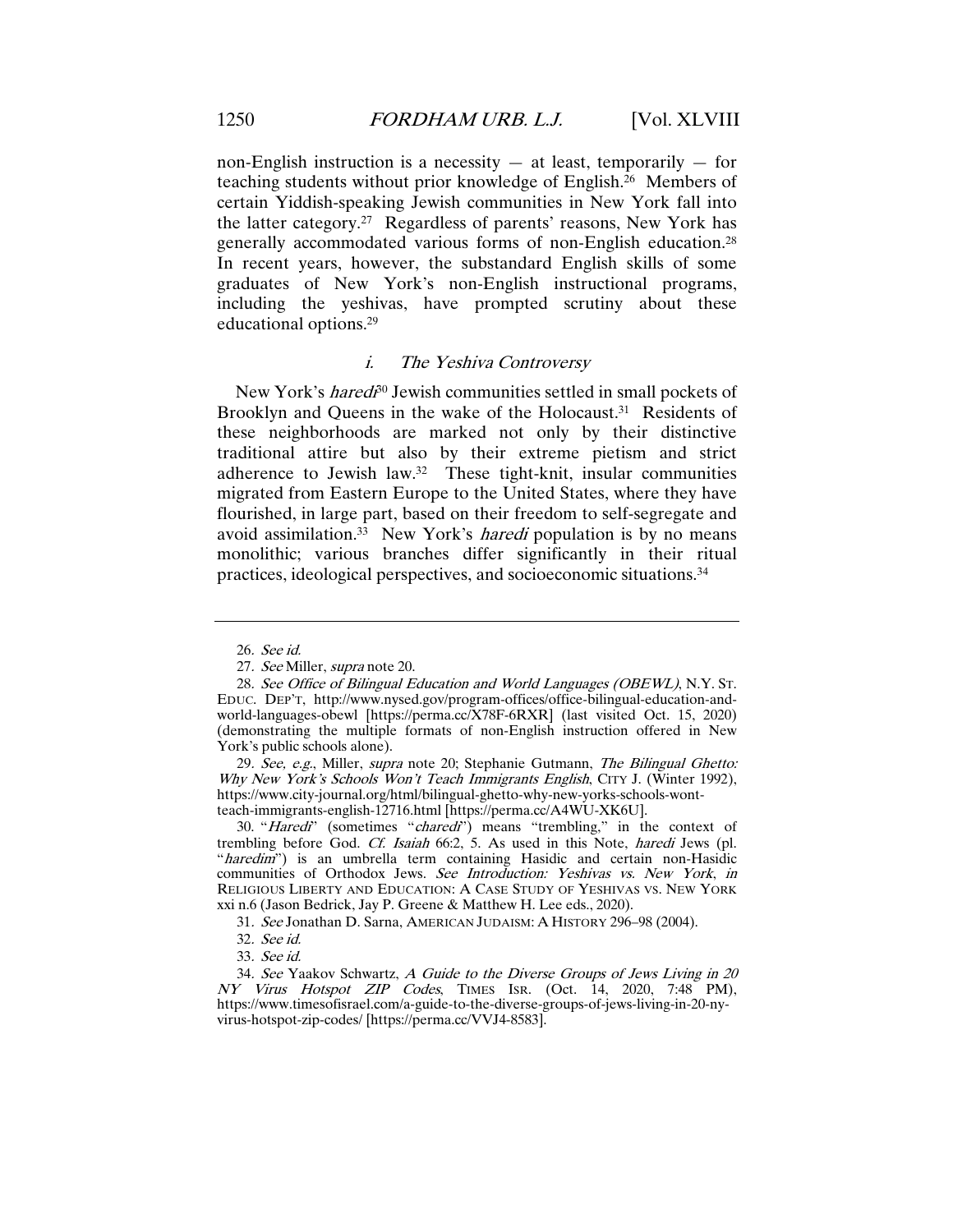non-English instruction is a necessity — at least, temporarily — for teaching students without prior knowledge of English.[26] Members of certain Yiddish-speaking Jewish communities in New York fall into the latter category.[27] Regardless of parents' reasons, New York has generally accommodated various forms of non-English education.[28] In recent years, however, the substandard English skills of some graduates of New York's non-English instructional programs, including the yeshivas, have prompted scrutiny about these educational options.[29]

### *i. The Yeshiva Controversy*

New York's *haredi*[30] Jewish communities settled in small pockets of Brooklyn and Queens in the wake of the Holocaust.[31] Residents of these neighborhoods are marked not only by their distinctive traditional attire but also by their extreme pietism and strict adherence to Jewish law.[32] These tight-knit, insular communities migrated from Eastern Europe to the United States, where they have flourished, in large part, based on their freedom to self-segregate and avoid assimilation.[33] New York's *haredi* population is by no means monolithic; various branches differ significantly in their ritual practices, ideological perspectives, and socioeconomic situations.[34]

---

26. *See id.*

27. *See* Miller, *supra* note 20.

28. *See Office of Bilingual Education and World Languages (OBEWL)*, N.Y. ST. EDUC. DEP'T, http://www.nysed.gov/program-offices/office-bilingual-education-and-world-languages-obewl [https://perma.cc/X78F-6RXR] (last visited Oct. 15, 2020) (demonstrating the multiple formats of non-English instruction offered in New York's public schools alone).

29. *See, e.g.*, Miller, *supra* note 20; Stephanie Gutmann, *The Bilingual Ghetto: Why New York's Schools Won't Teach Immigrants English*, CITY J. (Winter 1992), https://www.city-journal.org/html/bilingual-ghetto-why-new-yorks-schools-wont-teach-immigrants-english-12716.html [https://perma.cc/A4WU-XK6U].

30. "*Haredi*" (sometimes "*charedi*") means "trembling," in the context of trembling before God. *Cf. Isaiah* 66:2, 5. As used in this Note, *haredi* Jews (pl. "*haredim*") is an umbrella term containing Hasidic and certain non-Hasidic communities of Orthodox Jews. *See Introduction: Yeshivas vs. New York*, *in* RELIGIOUS LIBERTY AND EDUCATION: A CASE STUDY OF YESHIVAS VS. NEW YORK xxi n.6 (Jason Bedrick, Jay P. Greene & Matthew H. Lee eds., 2020).

31. *See* Jonathan D. Sarna, AMERICAN JUDAISM: A HISTORY 296–98 (2004).

32. *See id.*

33. *See id.*

34. *See* Yaakov Schwartz, *A Guide to the Diverse Groups of Jews Living in 20 NY Virus Hotspot ZIP Codes*, TIMES ISR. (Oct. 14, 2020, 7:48 PM), https://www.timesofisrael.com/a-guide-to-the-diverse-groups-of-jews-living-in-20-ny-virus-hotspot-zip-codes/ [https://perma.cc/VVJ4-8583].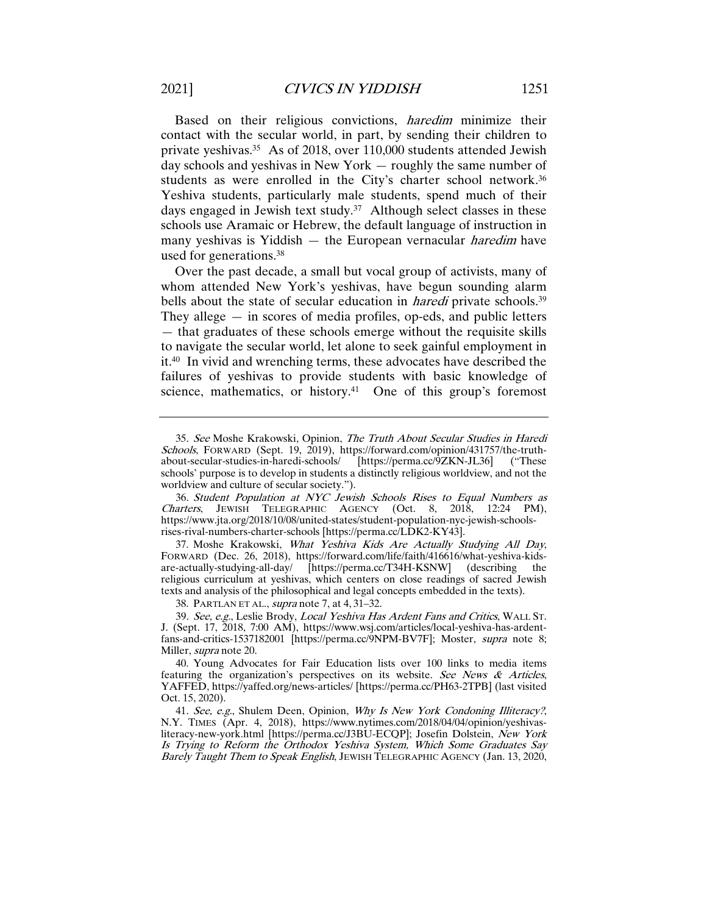Based on their religious convictions, *haredim* minimize their contact with the secular world, in part, by sending their children to private yeshivas.[35] As of 2018, over 110,000 students attended Jewish day schools and yeshivas in New York — roughly the same number of students as were enrolled in the City's charter school network.[36] Yeshiva students, particularly male students, spend much of their days engaged in Jewish text study.[37] Although select classes in these schools use Aramaic or Hebrew, the default language of instruction in many yeshivas is Yiddish — the European vernacular *haredim* have used for generations.[38]

Over the past decade, a small but vocal group of activists, many of whom attended New York's yeshivas, have begun sounding alarm bells about the state of secular education in *haredi* private schools.[39] They allege — in scores of media profiles, op-eds, and public letters — that graduates of these schools emerge without the requisite skills to navigate the secular world, let alone to seek gainful employment in it.[40] In vivid and wrenching terms, these advocates have described the failures of yeshivas to provide students with basic knowledge of science, mathematics, or history.[41] One of this group's foremost

---

35. *See* Moshe Krakowski, Opinion, *The Truth About Secular Studies in Haredi Schools*, FORWARD (Sept. 19, 2019), https://forward.com/opinion/431757/the-truth-about-secular-studies-in-haredi-schools/ [https://perma.cc/9ZKN-JL36] ("These schools' purpose is to develop in students a distinctly religious worldview, and not the worldview and culture of secular society.").

36. *Student Population at NYC Jewish Schools Rises to Equal Numbers as Charters*, JEWISH TELEGRAPHIC AGENCY (Oct. 8, 2018, 12:24 PM), https://www.jta.org/2018/10/08/united-states/student-population-nyc-jewish-schools-rises-rival-numbers-charter-schools [https://perma.cc/LDK2-KY43].

37. Moshe Krakowski, *What Yeshiva Kids Are Actually Studying All Day*, FORWARD (Dec. 26, 2018), https://forward.com/life/faith/416616/what-yeshiva-kids-are-actually-studying-all-day/ [https://perma.cc/T34H-KSNW] (describing the religious curriculum at yeshivas, which centers on close readings of sacred Jewish texts and analysis of the philosophical and legal concepts embedded in the texts).

38. PARTLAN ET AL., *supra* note 7, at 4, 31–32.

39. *See, e.g.*, Leslie Brody, *Local Yeshiva Has Ardent Fans and Critics*, WALL ST. J. (Sept. 17, 2018, 7:00 AM), https://www.wsj.com/articles/local-yeshiva-has-ardent-fans-and-critics-1537182001 [https://perma.cc/9NPM-BV7F]; Moster, *supra* note 8; Miller, *supra* note 20.

40. Young Advocates for Fair Education lists over 100 links to media items featuring the organization's perspectives on its website. *See News & Articles*, YAFFED, https://yaffed.org/news-articles/ [https://perma.cc/PH63-2TPB] (last visited Oct. 15, 2020).

41. *See, e.g.*, Shulem Deen, Opinion, *Why Is New York Condoning Illiteracy?*, N.Y. TIMES (Apr. 4, 2018), https://www.nytimes.com/2018/04/04/opinion/yeshivas-literacy-new-york.html [https://perma.cc/J3BU-ECQP]; Josefin Dolstein, *New York Is Trying to Reform the Orthodox Yeshiva System, Which Some Graduates Say Barely Taught Them to Speak English*, JEWISH TELEGRAPHIC AGENCY (Jan. 13, 2020,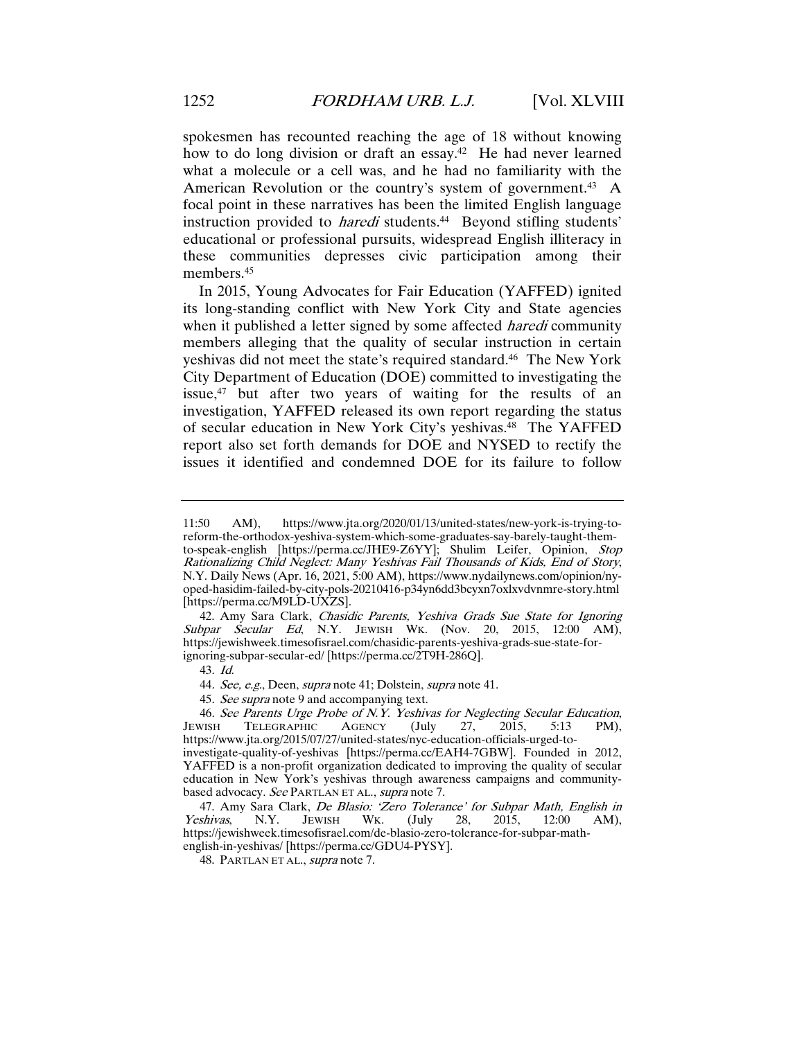spokesmen has recounted reaching the age of 18 without knowing how to do long division or draft an essay.[42] He had never learned what a molecule or a cell was, and he had no familiarity with the American Revolution or the country's system of government.[43] A focal point in these narratives has been the limited English language instruction provided to *haredi* students.[44] Beyond stifling students' educational or professional pursuits, widespread English illiteracy in these communities depresses civic participation among their members.[45]

In 2015, Young Advocates for Fair Education (YAFFED) ignited its long-standing conflict with New York City and State agencies when it published a letter signed by some affected *haredi* community members alleging that the quality of secular instruction in certain yeshivas did not meet the state's required standard.[46] The New York City Department of Education (DOE) committed to investigating the issue,[47] but after two years of waiting for the results of an investigation, YAFFED released its own report regarding the status of secular education in New York City's yeshivas.[48] The YAFFED report also set forth demands for DOE and NYSED to rectify the issues it identified and condemned DOE for its failure to follow

---

11:50 AM), https://www.jta.org/2020/01/13/united-states/new-york-is-trying-to-reform-the-orthodox-yeshiva-system-which-some-graduates-say-barely-taught-them-to-speak-english [https://perma.cc/JHE9-Z6YY]; Shulim Leifer, Opinion, *Stop Rationalizing Child Neglect: Many Yeshivas Fail Thousands of Kids, End of Story*, N.Y. Daily News (Apr. 16, 2021, 5:00 AM), https://www.nydailynews.com/opinion/ny-oped-hasidim-failed-by-city-pols-20210416-p34yn6dd3bcyxn7oxlxvdvnmre-story.html [https://perma.cc/M9LD-UXZS].

42. Amy Sara Clark, *Chasidic Parents, Yeshiva Grads Sue State for Ignoring Subpar Secular Ed*, N.Y. JEWISH WK. (Nov. 20, 2015, 12:00 AM), https://jewishweek.timesofisrael.com/chasidic-parents-yeshiva-grads-sue-state-for-ignoring-subpar-secular-ed/ [https://perma.cc/2T9H-286Q].

43. *Id.*

44. *See, e.g.*, Deen, *supra* note 41; Dolstein, *supra* note 41.

45. *See supra* note 9 and accompanying text.

46. *See Parents Urge Probe of N.Y. Yeshivas for Neglecting Secular Education*, JEWISH TELEGRAPHIC AGENCY (July 27, 2015, 5:13 PM), https://www.jta.org/2015/07/27/united-states/nyc-education-officials-urged-to-investigate-quality-of-yeshivas [https://perma.cc/EAH4-7GBW]. Founded in 2012, YAFFED is a non-profit organization dedicated to improving the quality of secular education in New York's yeshivas through awareness campaigns and community-based advocacy. *See* PARTLAN ET AL., *supra* note 7.

47. Amy Sara Clark, *De Blasio: 'Zero Tolerance' for Subpar Math, English in Yeshivas*, N.Y. JEWISH WK. (July 28, 2015, 12:00 AM), https://jewishweek.timesofisrael.com/de-blasio-zero-tolerance-for-subpar-math-english-in-yeshivas/ [https://perma.cc/GDU4-PYSY].

48. PARTLAN ET AL., *supra* note 7.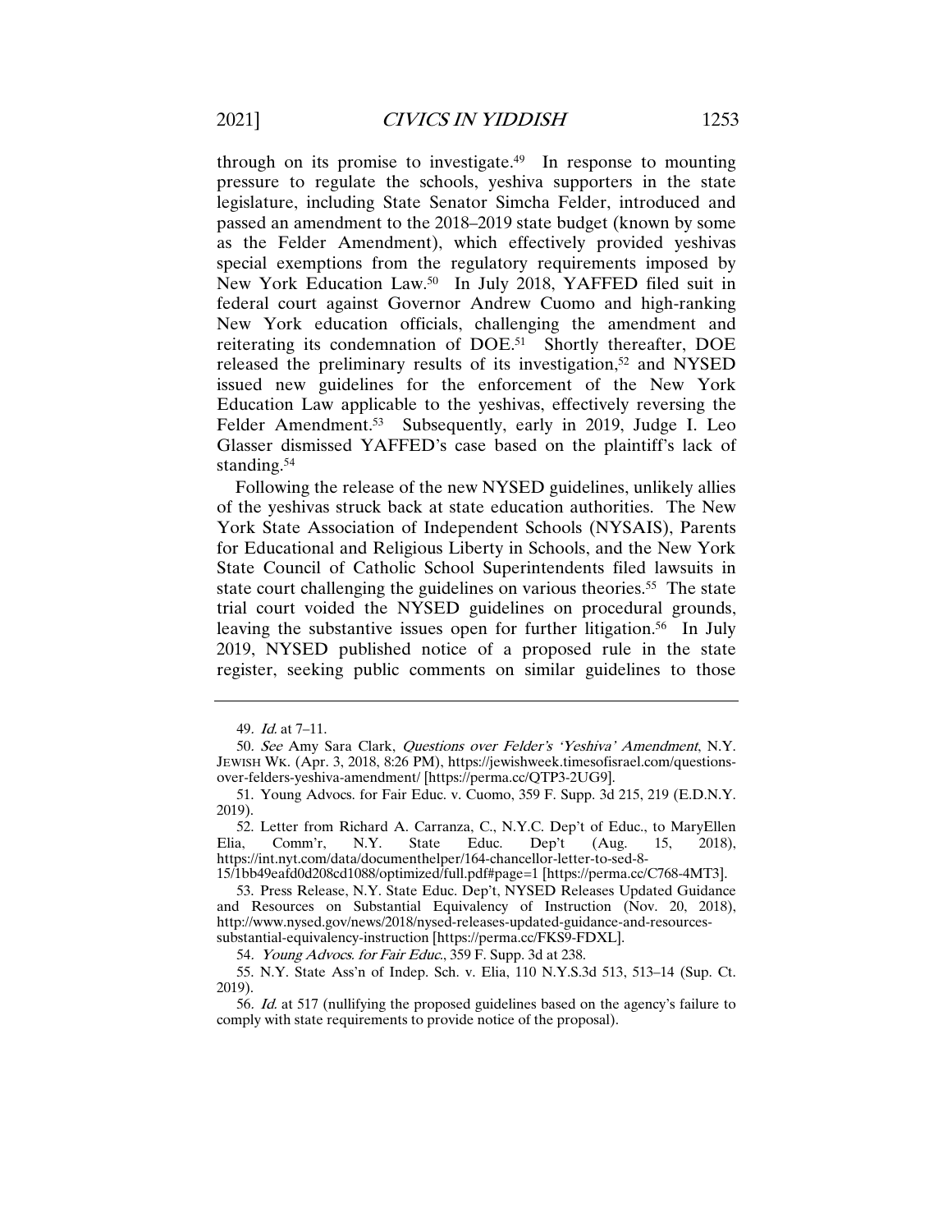through on its promise to investigate.[49] In response to mounting pressure to regulate the schools, yeshiva supporters in the state legislature, including State Senator Simcha Felder, introduced and passed an amendment to the 2018–2019 state budget (known by some as the Felder Amendment), which effectively provided yeshivas special exemptions from the regulatory requirements imposed by New York Education Law.[50] In July 2018, YAFFED filed suit in federal court against Governor Andrew Cuomo and high-ranking New York education officials, challenging the amendment and reiterating its condemnation of DOE.[51] Shortly thereafter, DOE released the preliminary results of its investigation,[52] and NYSED issued new guidelines for the enforcement of the New York Education Law applicable to the yeshivas, effectively reversing the Felder Amendment.[53] Subsequently, early in 2019, Judge I. Leo Glasser dismissed YAFFED's case based on the plaintiff's lack of standing.[54]

Following the release of the new NYSED guidelines, unlikely allies of the yeshivas struck back at state education authorities. The New York State Association of Independent Schools (NYSAIS), Parents for Educational and Religious Liberty in Schools, and the New York State Council of Catholic School Superintendents filed lawsuits in state court challenging the guidelines on various theories.[55] The state trial court voided the NYSED guidelines on procedural grounds, leaving the substantive issues open for further litigation.[56] In July 2019, NYSED published notice of a proposed rule in the state register, seeking public comments on similar guidelines to those

---

49. *Id.* at 7–11.

50. *See* Amy Sara Clark, *Questions over Felder's 'Yeshiva' Amendment*, N.Y. JEWISH WK. (Apr. 3, 2018, 8:26 PM), https://jewishweek.timesofisrael.com/questions-over-felders-yeshiva-amendment/ [https://perma.cc/QTP3-2UG9].

51. Young Advocs. for Fair Educ. v. Cuomo, 359 F. Supp. 3d 215, 219 (E.D.N.Y. 2019).

52. Letter from Richard A. Carranza, C., N.Y.C. Dep't of Educ., to MaryEllen Elia, Comm'r, N.Y. State Educ. Dep't (Aug. 15, 2018), https://int.nyt.com/data/documenthelper/164-chancellor-letter-to-sed-8-15/1bb49eafd0d208cd1088/optimized/full.pdf#page=1 [https://perma.cc/C768-4MT3].

53. Press Release, N.Y. State Educ. Dep't, NYSED Releases Updated Guidance and Resources on Substantial Equivalency of Instruction (Nov. 20, 2018), http://www.nysed.gov/news/2018/nysed-releases-updated-guidance-and-resources-substantial-equivalency-instruction [https://perma.cc/FKS9-FDXL].

54. *Young Advocs. for Fair Educ.*, 359 F. Supp. 3d at 238.

55. N.Y. State Ass'n of Indep. Sch. v. Elia, 110 N.Y.S.3d 513, 513–14 (Sup. Ct. 2019).

56. *Id.* at 517 (nullifying the proposed guidelines based on the agency's failure to comply with state requirements to provide notice of the proposal).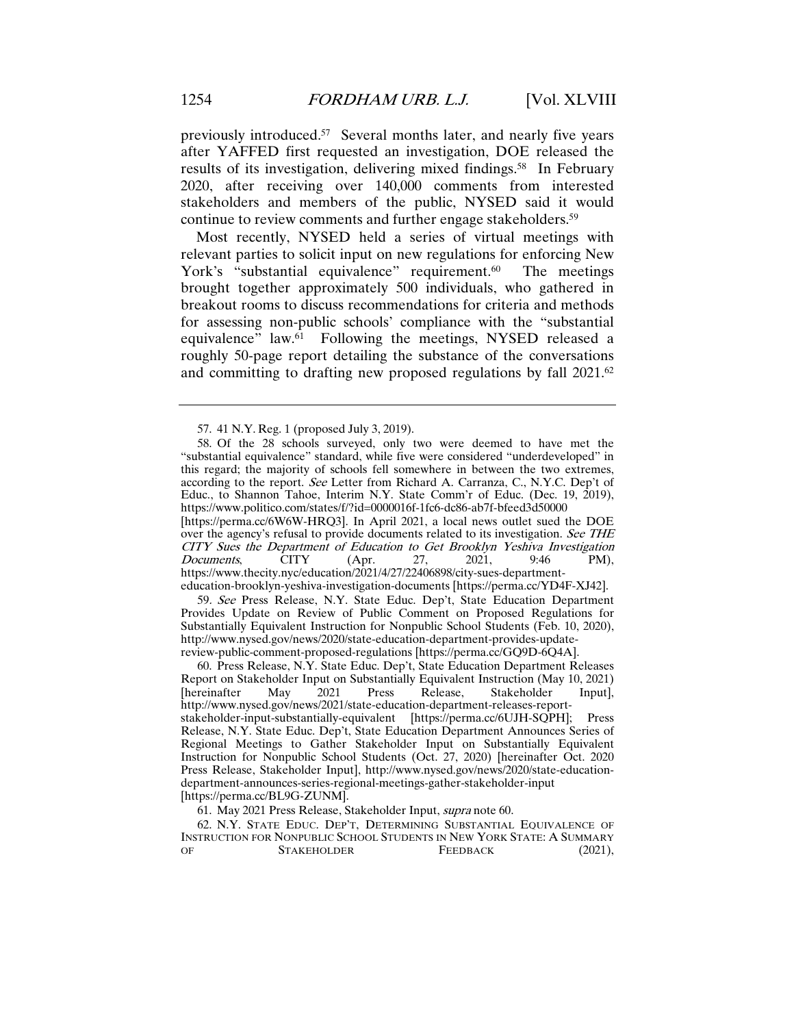previously introduced.[57] Several months later, and nearly five years after YAFFED first requested an investigation, DOE released the results of its investigation, delivering mixed findings.[58] In February 2020, after receiving over 140,000 comments from interested stakeholders and members of the public, NYSED said it would continue to review comments and further engage stakeholders.[59]

Most recently, NYSED held a series of virtual meetings with relevant parties to solicit input on new regulations for enforcing New York's "substantial equivalence" requirement.[60] The meetings brought together approximately 500 individuals, who gathered in breakout rooms to discuss recommendations for criteria and methods for assessing non-public schools' compliance with the "substantial equivalence" law.[61] Following the meetings, NYSED released a roughly 50-page report detailing the substance of the conversations and committing to drafting new proposed regulations by fall 2021.[62]

---

57. 41 N.Y. Reg. 1 (proposed July 3, 2019).

58. Of the 28 schools surveyed, only two were deemed to have met the "substantial equivalence" standard, while five were considered "underdeveloped" in this regard; the majority of schools fell somewhere in between the two extremes, according to the report. *See* Letter from Richard A. Carranza, C., N.Y.C. Dep't of Educ., to Shannon Tahoe, Interim N.Y. State Comm'r of Educ. (Dec. 19, 2019), https://www.politico.com/states/f/?id=0000016f-1fc6-dc86-ab7f-bfeed3d50000 [https://perma.cc/6W6W-HRQ3]. In April 2021, a local news outlet sued the DOE over the agency's refusal to provide documents related to its investigation. *See THE CITY Sues the Department of Education to Get Brooklyn Yeshiva Investigation Documents*, CITY (Apr. 27, 2021, 9:46 PM), https://www.thecity.nyc/education/2021/4/27/22406898/city-sues-department-education-brooklyn-yeshiva-investigation-documents [https://perma.cc/YD4F-XJ42].

59. *See* Press Release, N.Y. State Educ. Dep't, State Education Department Provides Update on Review of Public Comment on Proposed Regulations for Substantially Equivalent Instruction for Nonpublic School Students (Feb. 10, 2020), http://www.nysed.gov/news/2020/state-education-department-provides-update-review-public-comment-proposed-regulations [https://perma.cc/GQ9D-6Q4A].

60. Press Release, N.Y. State Educ. Dep't, State Education Department Releases Report on Stakeholder Input on Substantially Equivalent Instruction (May 10, 2021) [hereinafter May 2021 Press Release, Stakeholder Input], http://www.nysed.gov/news/2021/state-education-department-releases-report-stakeholder-input-substantially-equivalent [https://perma.cc/6UJH-SQPH]; Press Release, N.Y. State Educ. Dep't, State Education Department Announces Series of Regional Meetings to Gather Stakeholder Input on Substantially Equivalent Instruction for Nonpublic School Students (Oct. 27, 2020) [hereinafter Oct. 2020 Press Release, Stakeholder Input], http://www.nysed.gov/news/2020/state-education-department-announces-series-regional-meetings-gather-stakeholder-input [https://perma.cc/BL9G-ZUNM].

61. May 2021 Press Release, Stakeholder Input, *supra* note 60.

62. N.Y. STATE EDUC. DEP'T, DETERMINING SUBSTANTIAL EQUIVALENCE OF INSTRUCTION FOR NONPUBLIC SCHOOL STUDENTS IN NEW YORK STATE: A SUMMARY OF STAKEHOLDER FEEDBACK (2021),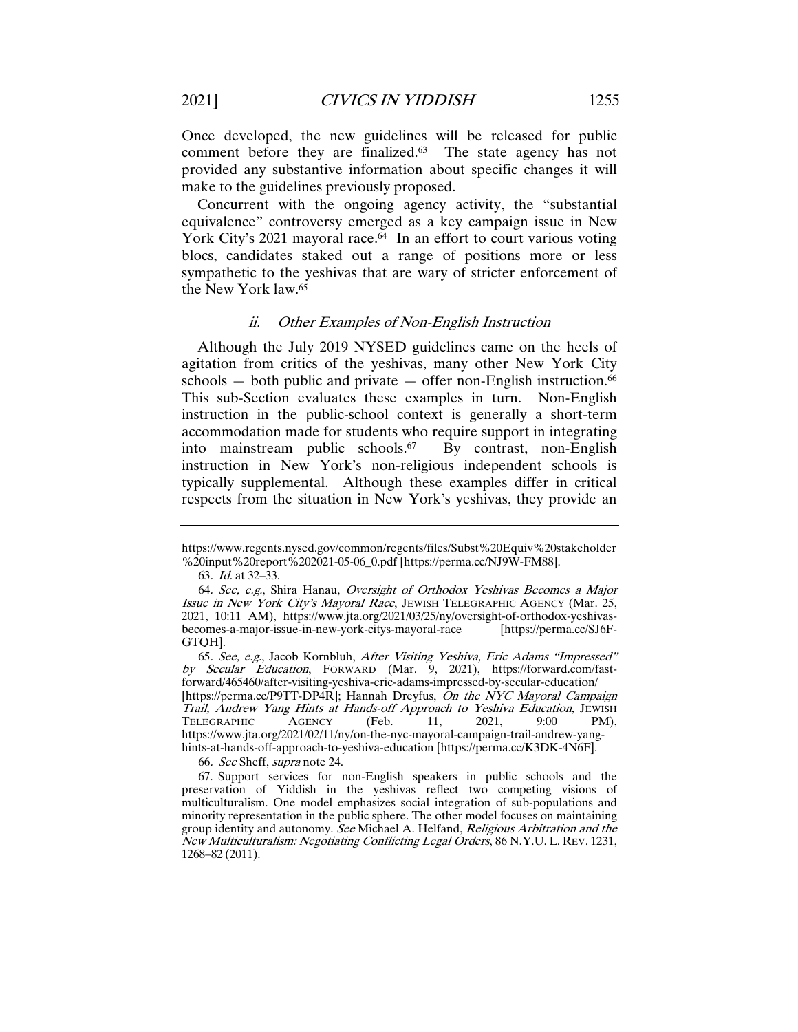Once developed, the new guidelines will be released for public comment before they are finalized.[63] The state agency has not provided any substantive information about specific changes it will make to the guidelines previously proposed.

Concurrent with the ongoing agency activity, the "substantial equivalence" controversy emerged as a key campaign issue in New York City's 2021 mayoral race.[64] In an effort to court various voting blocs, candidates staked out a range of positions more or less sympathetic to the yeshivas that are wary of stricter enforcement of the New York law.[65]

### *ii. Other Examples of Non-English Instruction*

Although the July 2019 NYSED guidelines came on the heels of agitation from critics of the yeshivas, many other New York City schools — both public and private — offer non-English instruction.[66] This sub-Section evaluates these examples in turn. Non-English instruction in the public-school context is generally a short-term accommodation made for students who require support in integrating into mainstream public schools.[67] By contrast, non-English instruction in New York's non-religious independent schools is typically supplemental. Although these examples differ in critical respects from the situation in New York's yeshivas, they provide an

---

https://www.regents.nysed.gov/common/regents/files/Subst%20Equiv%20stakeholder%20input%20report%202021-05-06_0.pdf [https://perma.cc/NJ9W-FM88].

63. *Id.* at 32–33.

64. *See, e.g.*, Shira Hanau, *Oversight of Orthodox Yeshivas Becomes a Major Issue in New York City's Mayoral Race*, JEWISH TELEGRAPHIC AGENCY (Mar. 25, 2021, 10:11 AM), https://www.jta.org/2021/03/25/ny/oversight-of-orthodox-yeshivas-becomes-a-major-issue-in-new-york-citys-mayoral-race [https://perma.cc/SJ6F-GTQH].

65. *See, e.g.*, Jacob Kornbluh, *After Visiting Yeshiva, Eric Adams "Impressed" by Secular Education*, FORWARD (Mar. 9, 2021), https://forward.com/fast-forward/465460/after-visiting-yeshiva-eric-adams-impressed-by-secular-education/ [https://perma.cc/P9TT-DP4R]; Hannah Dreyfus, *On the NYC Mayoral Campaign Trail, Andrew Yang Hints at Hands-off Approach to Yeshiva Education*, JEWISH TELEGRAPHIC AGENCY (Feb. 11, 2021, 9:00 PM), https://www.jta.org/2021/02/11/ny/on-the-nyc-mayoral-campaign-trail-andrew-yang-hints-at-hands-off-approach-to-yeshiva-education [https://perma.cc/K3DK-4N6F].

66. *See* Sheff, *supra* note 24.

67. Support services for non-English speakers in public schools and the preservation of Yiddish in the yeshivas reflect two competing visions of multiculturalism. One model emphasizes social integration of sub-populations and minority representation in the public sphere. The other model focuses on maintaining group identity and autonomy. *See* Michael A. Helfand, *Religious Arbitration and the New Multiculturalism: Negotiating Conflicting Legal Orders*, 86 N.Y.U. L. REV. 1231, 1268–82 (2011).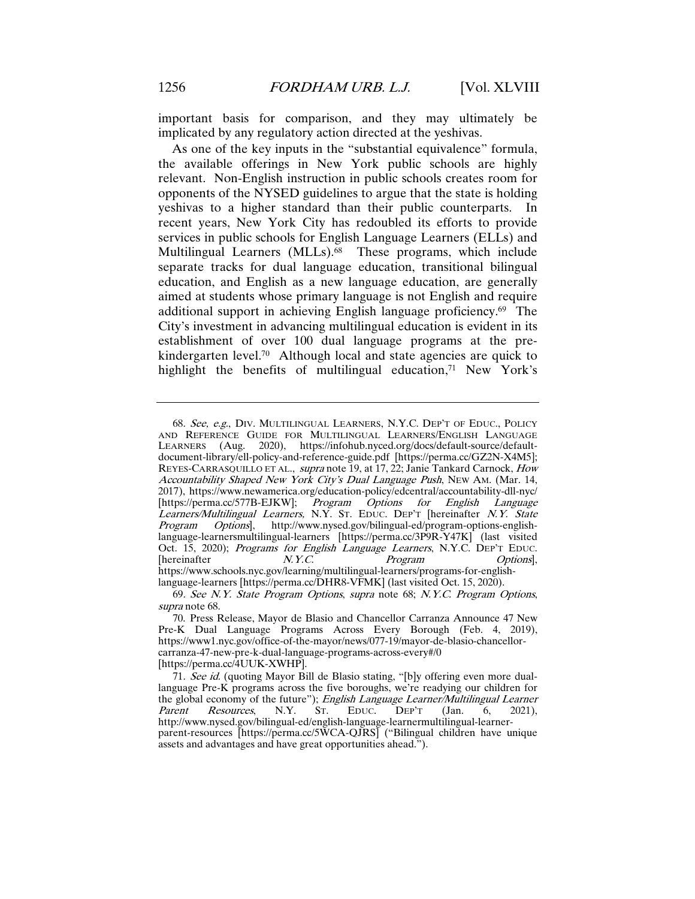important basis for comparison, and they may ultimately be implicated by any regulatory action directed at the yeshivas.

As one of the key inputs in the "substantial equivalence" formula, the available offerings in New York public schools are highly relevant. Non-English instruction in public schools creates room for opponents of the NYSED guidelines to argue that the state is holding yeshivas to a higher standard than their public counterparts. In recent years, New York City has redoubled its efforts to provide services in public schools for English Language Learners (ELLs) and Multilingual Learners (MLLs).[68] These programs, which include separate tracks for dual language education, transitional bilingual education, and English as a new language education, are generally aimed at students whose primary language is not English and require additional support in achieving English language proficiency.[69] The City's investment in advancing multilingual education is evident in its establishment of over 100 dual language programs at the pre-kindergarten level.[70] Although local and state agencies are quick to highlight the benefits of multilingual education,[71] New York's

---

68. *See, e.g.*, DIV. MULTILINGUAL LEARNERS, N.Y.C. DEP'T OF EDUC., POLICY AND REFERENCE GUIDE FOR MULTILINGUAL LEARNERS/ENGLISH LANGUAGE LEARNERS (Aug. 2020), https://infohub.nyced.org/docs/default-source/default-document-library/ell-policy-and-reference-guide.pdf [https://perma.cc/GZ2N-X4M5]; REYES-CARRASQUILLO ET AL., *supra* note 19, at 17, 22; Janie Tankard Carnock, *How Accountability Shaped New York City's Dual Language Push*, NEW AM. (Mar. 14, 2017), https://www.newamerica.org/education-policy/edcentral/accountability-dll-nyc/ [https://perma.cc/577B-EJKW]; *Program Options for English Language Learners/Multilingual Learners*, N.Y. ST. EDUC. DEP'T [hereinafter *N.Y. State Program Options*], http://www.nysed.gov/bilingual-ed/program-options-english-language-learnersmultilingual-learners [https://perma.cc/3P9R-Y47K] (last visited Oct. 15, 2020); *Programs for English Language Learners*, N.Y.C. DEP'T EDUC. [hereinafter *N.Y.C. Program Options*], https://www.schools.nyc.gov/learning/multilingual-learners/programs-for-english-language-learners [https://perma.cc/DHR8-VFMK] (last visited Oct. 15, 2020).

69. *See N.Y. State Program Options*, *supra* note 68; *N.Y.C. Program Options*, *supra* note 68.

70. Press Release, Mayor de Blasio and Chancellor Carranza Announce 47 New Pre-K Dual Language Programs Across Every Borough (Feb. 4, 2019), https://www1.nyc.gov/office-of-the-mayor/news/077-19/mayor-de-blasio-chancellor-carranza-47-new-pre-k-dual-language-programs-across-every#/0 [https://perma.cc/4UUK-XWHP].

71. *See id.* (quoting Mayor Bill de Blasio stating, "[b]y offering even more dual-language Pre-K programs across the five boroughs, we're readying our children for the global economy of the future"); *English Language Learner/Multilingual Learner Parent Resources*, N.Y. ST. EDUC. DEP'T (Jan. 6, 2021), http://www.nysed.gov/bilingual-ed/english-language-learnermultilingual-learner-parent-resources [https://perma.cc/5WCA-QJRS] ("Bilingual children have unique assets and advantages and have great opportunities ahead.").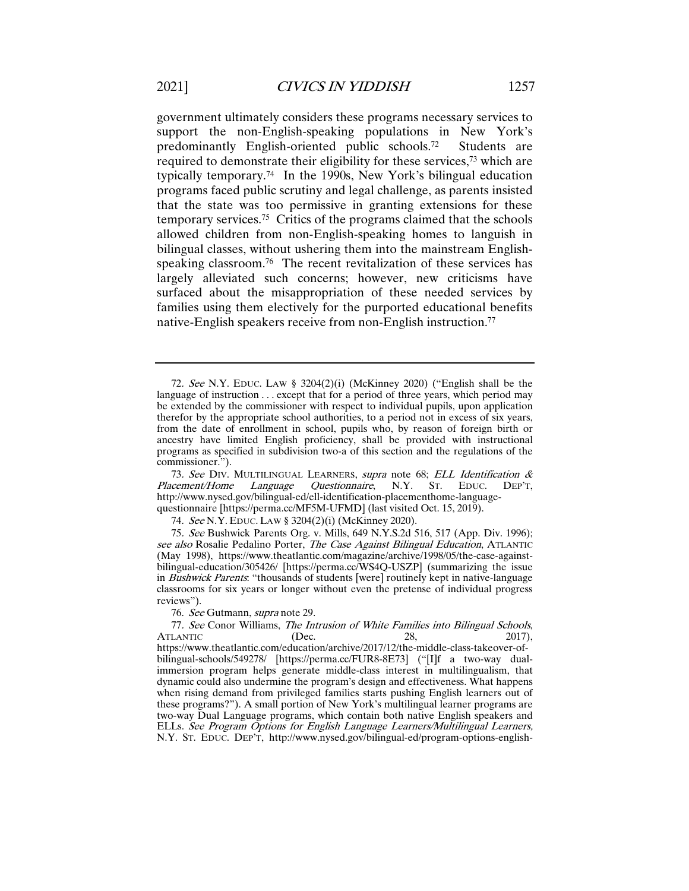government ultimately considers these programs necessary services to support the non-English-speaking populations in New York's predominantly English-oriented public schools.[72] Students are required to demonstrate their eligibility for these services,[73] which are typically temporary.[74] In the 1990s, New York's bilingual education programs faced public scrutiny and legal challenge, as parents insisted that the state was too permissive in granting extensions for these temporary services.[75] Critics of the programs claimed that the schools allowed children from non-English-speaking homes to languish in bilingual classes, without ushering them into the mainstream English-speaking classroom.[76] The recent revitalization of these services has largely alleviated such concerns; however, new criticisms have surfaced about the misappropriation of these needed services by families using them electively for the purported educational benefits native-English speakers receive from non-English instruction.[77]

---

72. *See* N.Y. EDUC. LAW § 3204(2)(i) (McKinney 2020) ("English shall be the language of instruction . . . except that for a period of three years, which period may be extended by the commissioner with respect to individual pupils, upon application therefor by the appropriate school authorities, to a period not in excess of six years, from the date of enrollment in school, pupils who, by reason of foreign birth or ancestry have limited English proficiency, shall be provided with instructional programs as specified in subdivision two-a of this section and the regulations of the commissioner.").

73. *See* DIV. MULTILINGUAL LEARNERS, *supra* note 68; *ELL Identification & Placement/Home Language Questionnaire*, N.Y. ST. EDUC. DEP'T, http://www.nysed.gov/bilingual-ed/ell-identification-placementhome-language-questionnaire [https://perma.cc/MF5M-UFMD] (last visited Oct. 15, 2019).

74. *See* N.Y. EDUC. LAW § 3204(2)(i) (McKinney 2020).

75. *See* Bushwick Parents Org. v. Mills, 649 N.Y.S.2d 516, 517 (App. Div. 1996); *see also* Rosalie Pedalino Porter, *The Case Against Bilingual Education*, ATLANTIC (May 1998), https://www.theatlantic.com/magazine/archive/1998/05/the-case-against-bilingual-education/305426/ [https://perma.cc/WS4Q-USZP] (summarizing the issue in *Bushwick Parents*: "thousands of students [were] routinely kept in native-language classrooms for six years or longer without even the pretense of individual progress reviews").

76. *See* Gutmann, *supra* note 29.

77. *See* Conor Williams, *The Intrusion of White Families into Bilingual Schools*, ATLANTIC (Dec. 28, 2017), https://www.theatlantic.com/education/archive/2017/12/the-middle-class-takeover-of-bilingual-schools/549278/ [https://perma.cc/FUR8-8E73] ("[I]f a two-way dual-immersion program helps generate middle-class interest in multilingualism, that dynamic could also undermine the program's design and effectiveness. What happens when rising demand from privileged families starts pushing English learners out of these programs?"). A small portion of New York's multilingual learner programs are two-way Dual Language programs, which contain both native English speakers and ELLs. *See Program Options for English Language Learners/Multilingual Learners*, N.Y. ST. EDUC. DEP'T, http://www.nysed.gov/bilingual-ed/program-options-english-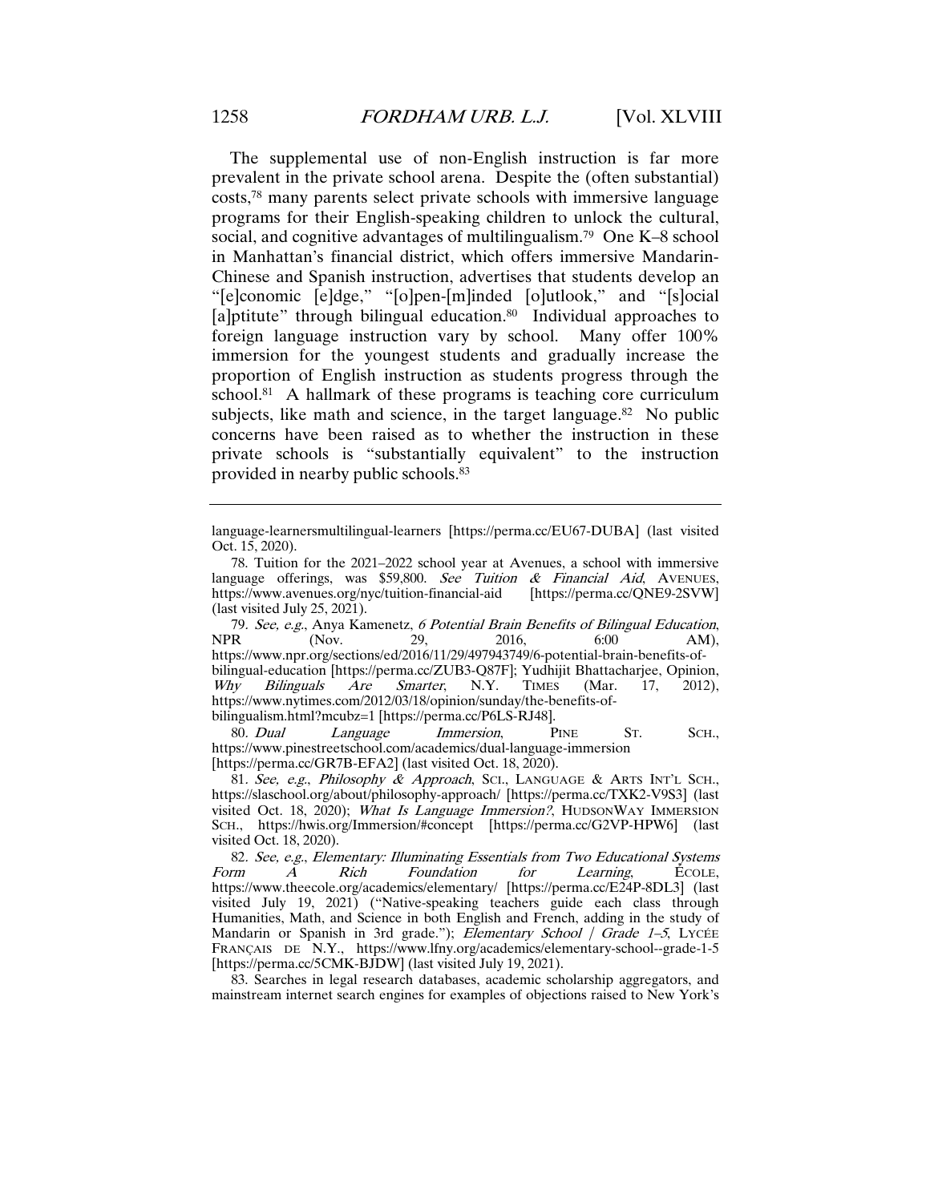The supplemental use of non-English instruction is far more prevalent in the private school arena. Despite the (often substantial) costs,[78] many parents select private schools with immersive language programs for their English-speaking children to unlock the cultural, social, and cognitive advantages of multilingualism.[79] One K–8 school in Manhattan's financial district, which offers immersive Mandarin-Chinese and Spanish instruction, advertises that students develop an "[e]conomic [e]dge," "[o]pen-[m]inded [o]utlook," and "[s]ocial [a]ptitute" through bilingual education.[80] Individual approaches to foreign language instruction vary by school. Many offer 100% immersion for the youngest students and gradually increase the proportion of English instruction as students progress through the school.[81] A hallmark of these programs is teaching core curriculum subjects, like math and science, in the target language.[82] No public concerns have been raised as to whether the instruction in these private schools is "substantially equivalent" to the instruction provided in nearby public schools.[83]

---

language-learnersmultilingual-learners [https://perma.cc/EU67-DUBA] (last visited Oct. 15, 2020).

78. Tuition for the 2021–2022 school year at Avenues, a school with immersive language offerings, was $59,800. *See Tuition & Financial Aid*, AVENUES, https://www.avenues.org/nyc/tuition-financial-aid [https://perma.cc/QNE9-2SVW] (last visited July 25, 2021).

79. *See, e.g.*, Anya Kamenetz, *6 Potential Brain Benefits of Bilingual Education*, NPR (Nov. 29, 2016, 6:00 AM), https://www.npr.org/sections/ed/2016/11/29/497943749/6-potential-brain-benefits-of-bilingual-education [https://perma.cc/ZUB3-Q87F]; Yudhijit Bhattacharjee, Opinion, *Why Bilinguals Are Smarter*, N.Y. TIMES (Mar. 17, 2012), https://www.nytimes.com/2012/03/18/opinion/sunday/the-benefits-of-bilingualism.html?mcubz=1 [https://perma.cc/P6LS-RJ48].

80. *Dual Language Immersion*, PINE ST. SCH., https://www.pinestreetschool.com/academics/dual-language-immersion [https://perma.cc/GR7B-EFA2] (last visited Oct. 18, 2020).

81. *See, e.g.*, *Philosophy & Approach*, SCI., LANGUAGE & ARTS INT'L SCH., https://slaschool.org/about/philosophy-approach/ [https://perma.cc/TXK2-V9S3] (last visited Oct. 18, 2020); *What Is Language Immersion?*, HUDSONWAY IMMERSION SCH., https://hwis.org/Immersion/#concept [https://perma.cc/G2VP-HPW6] (last visited Oct. 18, 2020).

82. *See, e.g.*, *Elementary: Illuminating Essentials from Two Educational Systems Form A Rich Foundation for Learning*, ÉCOLE, https://www.theecole.org/academics/elementary/ [https://perma.cc/E24P-8DL3] (last visited July 19, 2021) ("Native-speaking teachers guide each class through Humanities, Math, and Science in both English and French, adding in the study of Mandarin or Spanish in 3rd grade."); *Elementary School | Grade 1–5*, LYCÉE FRANÇAIS DE N.Y., https://www.lfny.org/academics/elementary-school--grade-1-5 [https://perma.cc/5CMK-BJDW] (last visited July 19, 2021).

83. Searches in legal research databases, academic scholarship aggregators, and mainstream internet search engines for examples of objections raised to New York's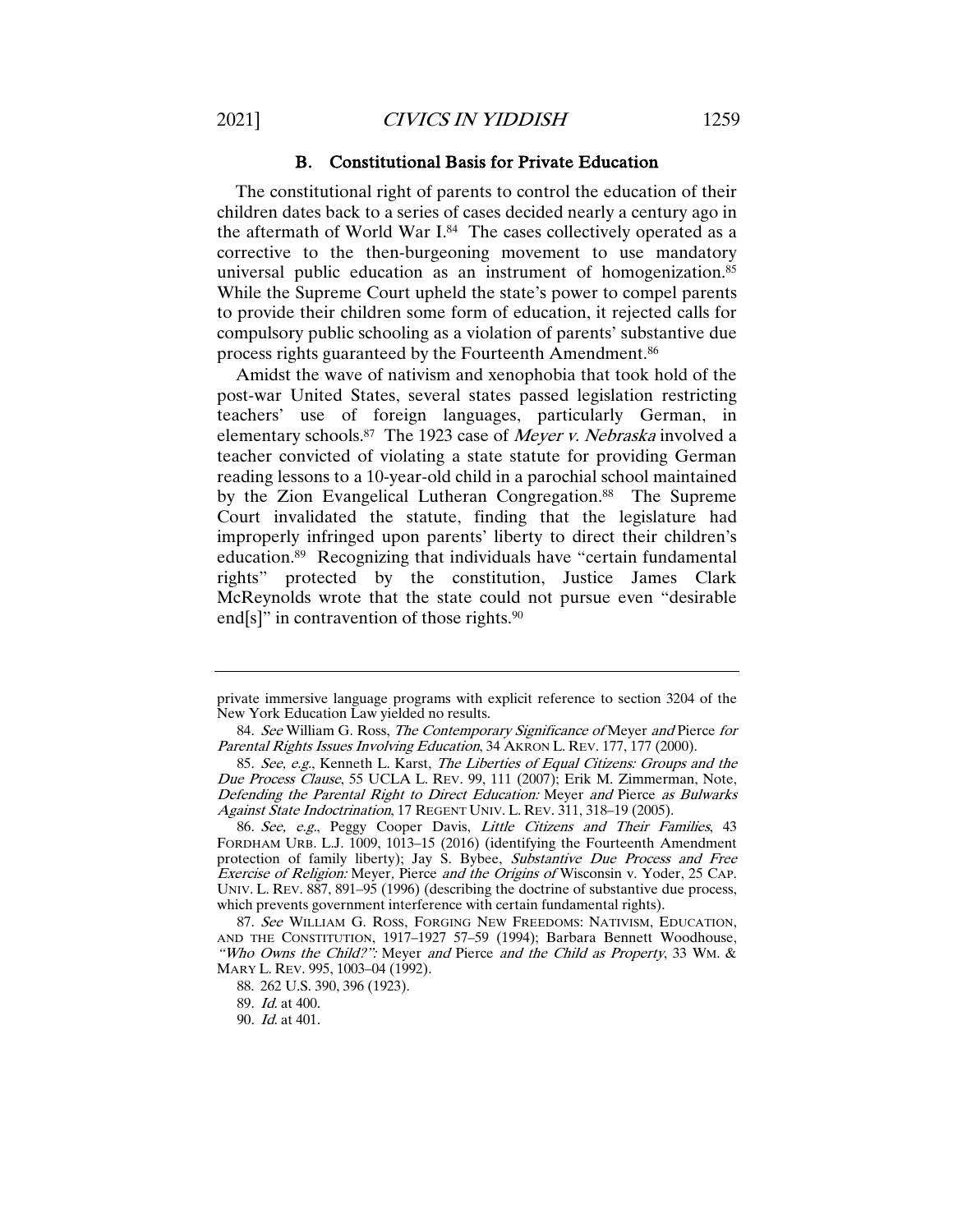### B. Constitutional Basis for Private Education

The constitutional right of parents to control the education of their children dates back to a series of cases decided nearly a century ago in the aftermath of World War I.[84] The cases collectively operated as a corrective to the then-burgeoning movement to use mandatory universal public education as an instrument of homogenization.[85] While the Supreme Court upheld the state's power to compel parents to provide their children some form of education, it rejected calls for compulsory public schooling as a violation of parents' substantive due process rights guaranteed by the Fourteenth Amendment.[86]

Amidst the wave of nativism and xenophobia that took hold of the post-war United States, several states passed legislation restricting teachers' use of foreign languages, particularly German, in elementary schools.[87] The 1923 case of *Meyer v. Nebraska* involved a teacher convicted of violating a state statute for providing German reading lessons to a 10-year-old child in a parochial school maintained by the Zion Evangelical Lutheran Congregation.[88] The Supreme Court invalidated the statute, finding that the legislature had improperly infringed upon parents' liberty to direct their children's education.[89] Recognizing that individuals have "certain fundamental rights" protected by the constitution, Justice James Clark McReynolds wrote that the state could not pursue even "desirable end[s]" in contravention of those rights.[90]

---

private immersive language programs with explicit reference to section 3204 of the New York Education Law yielded no results.

84. *See* William G. Ross, *The Contemporary Significance of* Meyer *and* Pierce *for Parental Rights Issues Involving Education*, 34 AKRON L. REV. 177, 177 (2000).

85. *See, e.g.*, Kenneth L. Karst, *The Liberties of Equal Citizens: Groups and the Due Process Clause*, 55 UCLA L. REV. 99, 111 (2007); Erik M. Zimmerman, Note, *Defending the Parental Right to Direct Education:* Meyer *and* Pierce *as Bulwarks Against State Indoctrination*, 17 REGENT UNIV. L. REV. 311, 318–19 (2005).

86. *See, e.g.*, Peggy Cooper Davis, *Little Citizens and Their Families*, 43 FORDHAM URB. L.J. 1009, 1013–15 (2016) (identifying the Fourteenth Amendment protection of family liberty); Jay S. Bybee, *Substantive Due Process and Free Exercise of Religion:* Meyer, Pierce *and the Origins of* Wisconsin v. Yoder, 25 CAP. UNIV. L. REV. 887, 891–95 (1996) (describing the doctrine of substantive due process, which prevents government interference with certain fundamental rights).

87. *See* WILLIAM G. ROSS, FORGING NEW FREEDOMS: NATIVISM, EDUCATION, AND THE CONSTITUTION, 1917–1927 57–59 (1994); Barbara Bennett Woodhouse, *"Who Owns the Child?":* Meyer *and* Pierce *and the Child as Property*, 33 WM. & MARY L. REV. 995, 1003–04 (1992).

88. 262 U.S. 390, 396 (1923).

89. *Id.* at 400.

90. *Id.* at 401.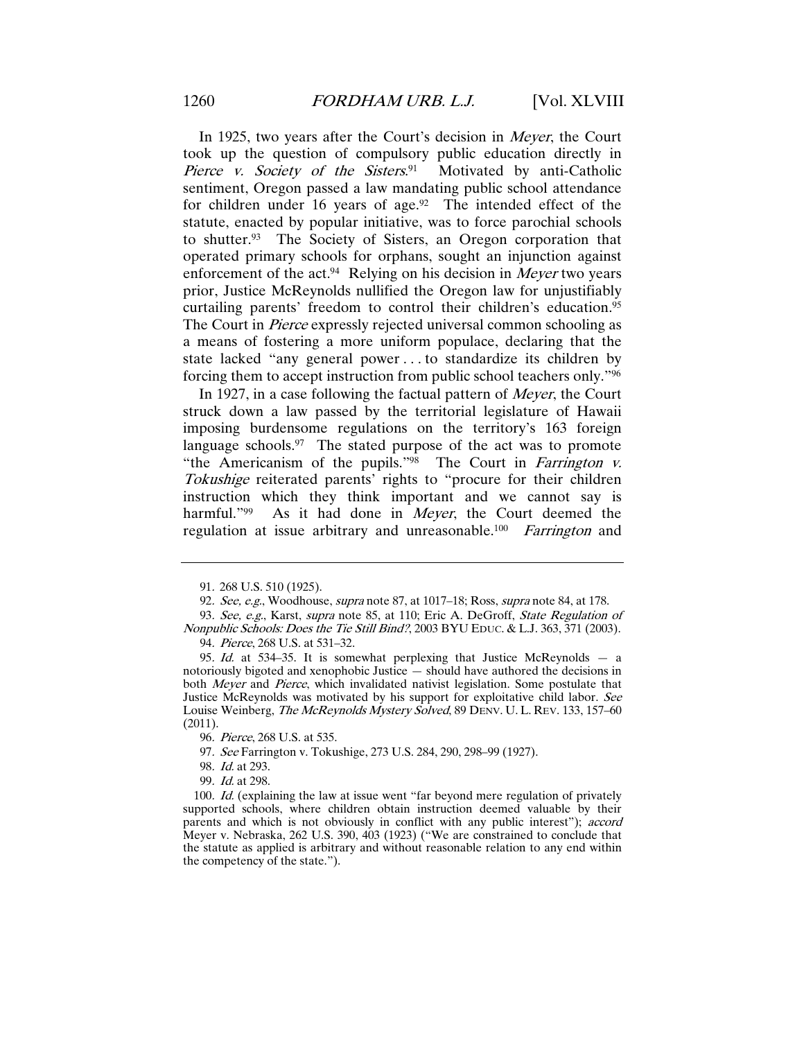In 1925, two years after the Court's decision in *Meyer*, the Court took up the question of compulsory public education directly in *Pierce v. Society of the Sisters*.[91] Motivated by anti-Catholic sentiment, Oregon passed a law mandating public school attendance for children under 16 years of age.[92] The intended effect of the statute, enacted by popular initiative, was to force parochial schools to shutter.[93] The Society of Sisters, an Oregon corporation that operated primary schools for orphans, sought an injunction against enforcement of the act.[94] Relying on his decision in *Meyer* two years prior, Justice McReynolds nullified the Oregon law for unjustifiably curtailing parents' freedom to control their children's education.[95] The Court in *Pierce* expressly rejected universal common schooling as a means of fostering a more uniform populace, declaring that the state lacked "any general power . . . to standardize its children by forcing them to accept instruction from public school teachers only."[96]

In 1927, in a case following the factual pattern of *Meyer*, the Court struck down a law passed by the territorial legislature of Hawaii imposing burdensome regulations on the territory's 163 foreign language schools.[97] The stated purpose of the act was to promote "the Americanism of the pupils."[98] The Court in *Farrington v. Tokushige* reiterated parents' rights to "procure for their children instruction which they think important and we cannot say is harmful."[99] As it had done in *Meyer*, the Court deemed the regulation at issue arbitrary and unreasonable.[100] *Farrington* and

---

91. 268 U.S. 510 (1925).

92. *See, e.g.*, Woodhouse, *supra* note 87, at 1017–18; Ross, *supra* note 84, at 178.

93. *See, e.g.*, Karst, *supra* note 85, at 110; Eric A. DeGroff, *State Regulation of Nonpublic Schools: Does the Tie Still Bind?*, 2003 BYU EDUC. & L.J. 363, 371 (2003).

94. *Pierce*, 268 U.S. at 531–32.

95. *Id.* at 534–35. It is somewhat perplexing that Justice McReynolds — a notoriously bigoted and xenophobic Justice — should have authored the decisions in both *Meyer* and *Pierce*, which invalidated nativist legislation. Some postulate that Justice McReynolds was motivated by his support for exploitative child labor. *See* Louise Weinberg, *The McReynolds Mystery Solved*, 89 DENV. U. L. REV. 133, 157–60 (2011).

96. *Pierce*, 268 U.S. at 535.

97. *See* Farrington v. Tokushige, 273 U.S. 284, 290, 298–99 (1927).

98. *Id.* at 293.

99. *Id.* at 298.

100. *Id.* (explaining the law at issue went "far beyond mere regulation of privately supported schools, where children obtain instruction deemed valuable by their parents and which is not obviously in conflict with any public interest"); *accord* Meyer v. Nebraska, 262 U.S. 390, 403 (1923) ("We are constrained to conclude that the statute as applied is arbitrary and without reasonable relation to any end within the competency of the state.").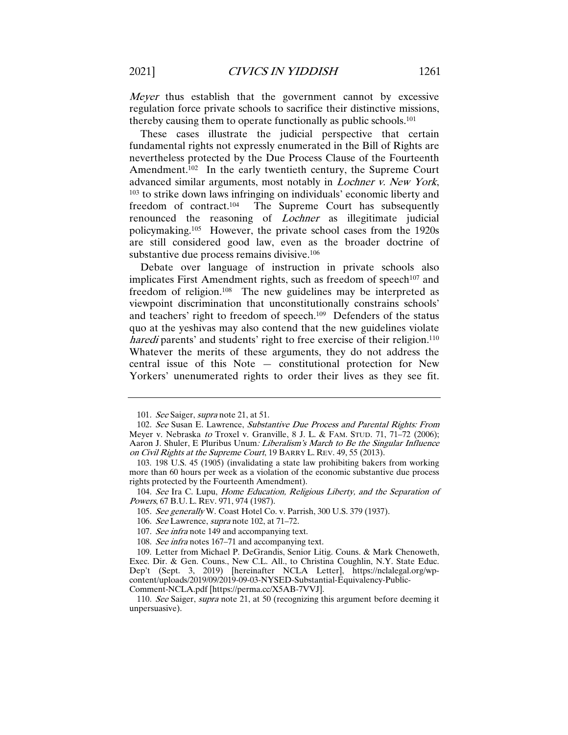*Meyer* thus establish that the government cannot by excessive regulation force private schools to sacrifice their distinctive missions, thereby causing them to operate functionally as public schools.[101]

These cases illustrate the judicial perspective that certain fundamental rights not expressly enumerated in the Bill of Rights are nevertheless protected by the Due Process Clause of the Fourteenth Amendment.[102] In the early twentieth century, the Supreme Court advanced similar arguments, most notably in *Lochner v. New York*,[103] to strike down laws infringing on individuals' economic liberty and freedom of contract.[104] The Supreme Court has subsequently renounced the reasoning of *Lochner* as illegitimate judicial policymaking.[105] However, the private school cases from the 1920s are still considered good law, even as the broader doctrine of substantive due process remains divisive.[106]

Debate over language of instruction in private schools also implicates First Amendment rights, such as freedom of speech[107] and freedom of religion.[108] The new guidelines may be interpreted as viewpoint discrimination that unconstitutionally constrains schools' and teachers' right to freedom of speech.[109] Defenders of the status quo at the yeshivas may also contend that the new guidelines violate *haredi* parents' and students' right to free exercise of their religion.[110] Whatever the merits of these arguments, they do not address the central issue of this Note — constitutional protection for New Yorkers' unenumerated rights to order their lives as they see fit.

---

101. *See* Saiger, *supra* note 21, at 51.

102. *See* Susan E. Lawrence, *Substantive Due Process and Parental Rights: From* Meyer v. Nebraska *to* Troxel v. Granville, 8 J. L. & FAM. STUD. 71, 71–72 (2006); Aaron J. Shuler, E Pluribus Unum*: Liberalism's March to Be the Singular Influence on Civil Rights at the Supreme Court*, 19 BARRY L. REV. 49, 55 (2013).

103. 198 U.S. 45 (1905) (invalidating a state law prohibiting bakers from working more than 60 hours per week as a violation of the economic substantive due process rights protected by the Fourteenth Amendment).

104. *See* Ira C. Lupu, *Home Education, Religious Liberty, and the Separation of Powers*, 67 B.U. L. REV. 971, 974 (1987).

105. *See generally* W. Coast Hotel Co. v. Parrish, 300 U.S. 379 (1937).

106. *See* Lawrence, *supra* note 102, at 71–72.

107. *See infra* note 149 and accompanying text.

108. *See infra* notes 167–71 and accompanying text.

109. Letter from Michael P. DeGrandis, Senior Litig. Couns. & Mark Chenoweth, Exec. Dir. & Gen. Couns., New C.L. All., to Christina Coughlin, N.Y. State Educ. Dep't (Sept. 3, 2019) [hereinafter NCLA Letter], https://nclalegal.org/wp-content/uploads/2019/09/2019-09-03-NYSED-Substantial-Equivalency-Public-Comment-NCLA.pdf [https://perma.cc/X5AB-7VVJ].

110. *See* Saiger, *supra* note 21, at 50 (recognizing this argument before deeming it unpersuasive).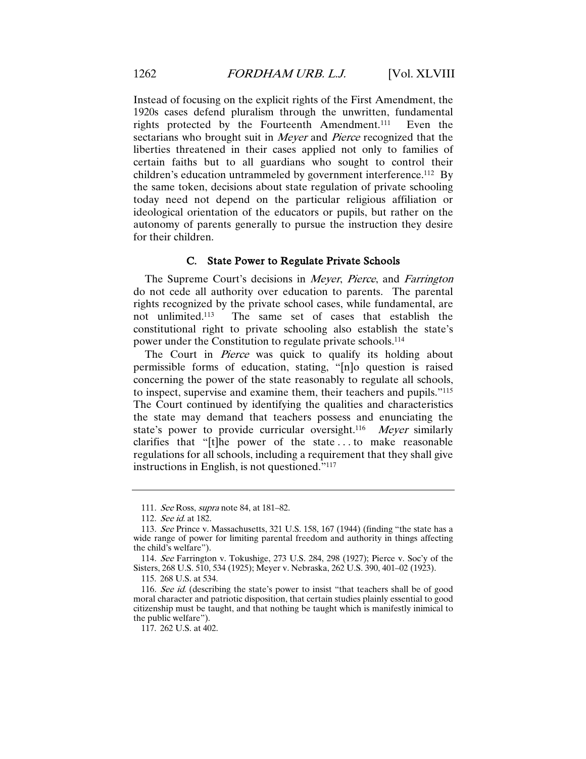Instead of focusing on the explicit rights of the First Amendment, the 1920s cases defend pluralism through the unwritten, fundamental rights protected by the Fourteenth Amendment.[111] Even the sectarians who brought suit in *Meyer* and *Pierce* recognized that the liberties threatened in their cases applied not only to families of certain faiths but to all guardians who sought to control their children's education untrammeled by government interference.[112] By the same token, decisions about state regulation of private schooling today need not depend on the particular religious affiliation or ideological orientation of the educators or pupils, but rather on the autonomy of parents generally to pursue the instruction they desire for their children.

### C. State Power to Regulate Private Schools

The Supreme Court's decisions in *Meyer*, *Pierce*, and *Farrington* do not cede all authority over education to parents. The parental rights recognized by the private school cases, while fundamental, are not unlimited.[113] The same set of cases that establish the constitutional right to private schooling also establish the state's power under the Constitution to regulate private schools.[114]

The Court in *Pierce* was quick to qualify its holding about permissible forms of education, stating, "[n]o question is raised concerning the power of the state reasonably to regulate all schools, to inspect, supervise and examine them, their teachers and pupils."[115] The Court continued by identifying the qualities and characteristics the state may demand that teachers possess and enunciating the state's power to provide curricular oversight.[116] *Meyer* similarly clarifies that "[t]he power of the state . . . to make reasonable regulations for all schools, including a requirement that they shall give instructions in English, is not questioned."[117]

---

111. *See* Ross, *supra* note 84, at 181–82.

112. *See id.* at 182.

113. *See* Prince v. Massachusetts, 321 U.S. 158, 167 (1944) (finding "the state has a wide range of power for limiting parental freedom and authority in things affecting the child's welfare").

114. *See* Farrington v. Tokushige, 273 U.S. 284, 298 (1927); Pierce v. Soc'y of the Sisters, 268 U.S. 510, 534 (1925); Meyer v. Nebraska, 262 U.S. 390, 401–02 (1923).

115. 268 U.S. at 534.

116. *See id.* (describing the state's power to insist "that teachers shall be of good moral character and patriotic disposition, that certain studies plainly essential to good citizenship must be taught, and that nothing be taught which is manifestly inimical to the public welfare").

117. 262 U.S. at 402.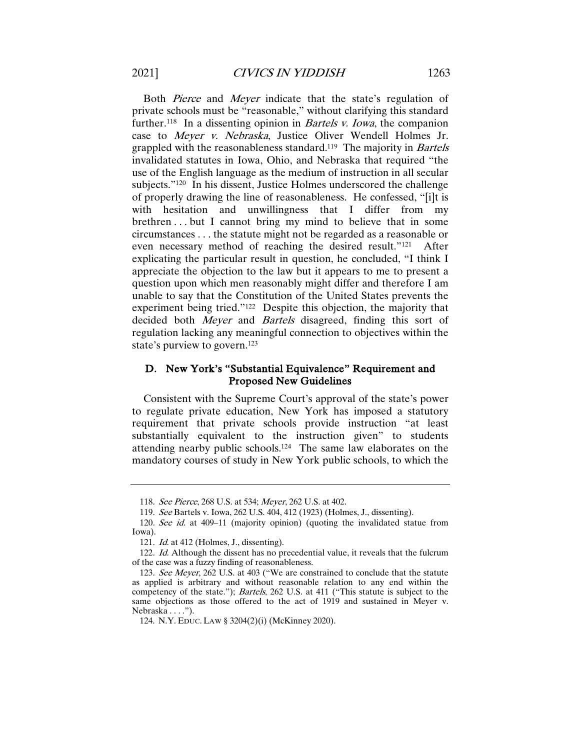Both *Pierce* and *Meyer* indicate that the state's regulation of private schools must be "reasonable," without clarifying this standard further.[118] In a dissenting opinion in *Bartels v. Iowa*, the companion case to *Meyer v. Nebraska*, Justice Oliver Wendell Holmes Jr. grappled with the reasonableness standard.[119] The majority in *Bartels* invalidated statutes in Iowa, Ohio, and Nebraska that required "the use of the English language as the medium of instruction in all secular subjects."[120] In his dissent, Justice Holmes underscored the challenge of properly drawing the line of reasonableness. He confessed, "[i]t is with hesitation and unwillingness that I differ from my brethren . . . but I cannot bring my mind to believe that in some circumstances . . . the statute might not be regarded as a reasonable or even necessary method of reaching the desired result."[121] After explicating the particular result in question, he concluded, "I think I appreciate the objection to the law but it appears to me to present a question upon which men reasonably might differ and therefore I am unable to say that the Constitution of the United States prevents the experiment being tried."[122] Despite this objection, the majority that decided both *Meyer* and *Bartels* disagreed, finding this sort of regulation lacking any meaningful connection to objectives within the state's purview to govern.[123]

### D. New York's "Substantial Equivalence" Requirement and Proposed New Guidelines

Consistent with the Supreme Court's approval of the state's power to regulate private education, New York has imposed a statutory requirement that private schools provide instruction "at least substantially equivalent to the instruction given" to students attending nearby public schools.[124] The same law elaborates on the mandatory courses of study in New York public schools, to which the

---

118. *See Pierce*, 268 U.S. at 534; *Meyer*, 262 U.S. at 402.

119. *See* Bartels v. Iowa, 262 U.S. 404, 412 (1923) (Holmes, J., dissenting).

120. *See id.* at 409–11 (majority opinion) (quoting the invalidated statue from Iowa).

121. *Id.* at 412 (Holmes, J., dissenting).

122. *Id.* Although the dissent has no precedential value, it reveals that the fulcrum of the case was a fuzzy finding of reasonableness.

123. *See Meyer*, 262 U.S. at 403 ("We are constrained to conclude that the statute as applied is arbitrary and without reasonable relation to any end within the competency of the state."); *Bartels*, 262 U.S. at 411 ("This statute is subject to the same objections as those offered to the act of 1919 and sustained in Meyer v. Nebraska . . . .").

124. N.Y. EDUC. LAW § 3204(2)(i) (McKinney 2020).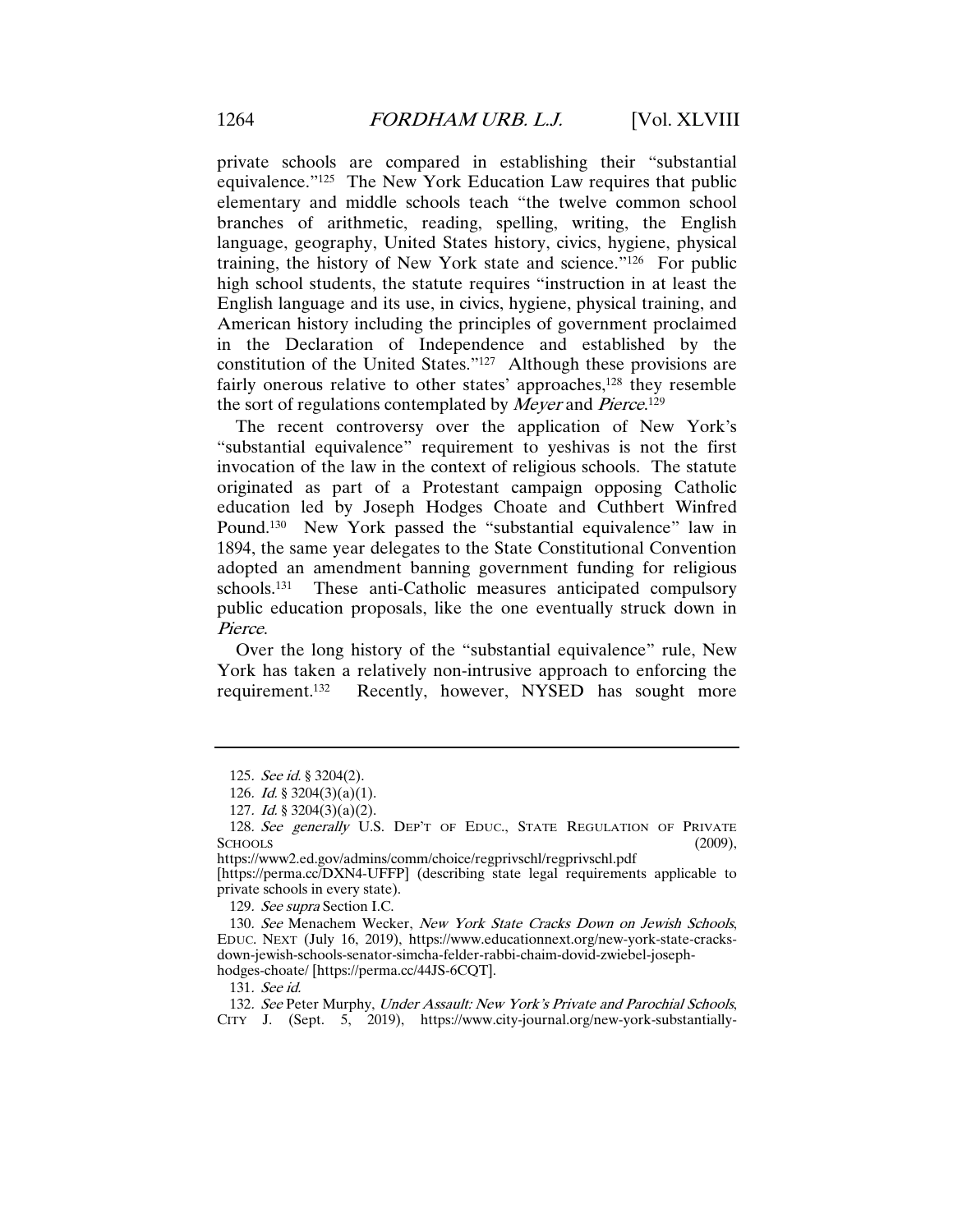private schools are compared in establishing their "substantial equivalence."[125] The New York Education Law requires that public elementary and middle schools teach "the twelve common school branches of arithmetic, reading, spelling, writing, the English language, geography, United States history, civics, hygiene, physical training, the history of New York state and science."[126] For public high school students, the statute requires "instruction in at least the English language and its use, in civics, hygiene, physical training, and American history including the principles of government proclaimed in the Declaration of Independence and established by the constitution of the United States."[127] Although these provisions are fairly onerous relative to other states' approaches,[128] they resemble the sort of regulations contemplated by *Meyer* and *Pierce*.[129]

The recent controversy over the application of New York's "substantial equivalence" requirement to yeshivas is not the first invocation of the law in the context of religious schools. The statute originated as part of a Protestant campaign opposing Catholic education led by Joseph Hodges Choate and Cuthbert Winfred Pound.[130] New York passed the "substantial equivalence" law in 1894, the same year delegates to the State Constitutional Convention adopted an amendment banning government funding for religious schools.[131] These anti-Catholic measures anticipated compulsory public education proposals, like the one eventually struck down in *Pierce*.

Over the long history of the "substantial equivalence" rule, New York has taken a relatively non-intrusive approach to enforcing the requirement.[132] Recently, however, NYSED has sought more

---

125. *See id.* § 3204(2).

126. *Id.* § 3204(3)(a)(1).

127. *Id.* § 3204(3)(a)(2).

128. *See generally* U.S. DEP'T OF EDUC., STATE REGULATION OF PRIVATE SCHOOLS (2009), https://www2.ed.gov/admins/comm/choice/regprivschl/regprivschl.pdf [https://perma.cc/DXN4-UFFP] (describing state legal requirements applicable to private schools in every state).

129. *See supra* Section I.C.

130. *See* Menachem Wecker, *New York State Cracks Down on Jewish Schools*, EDUC. NEXT (July 16, 2019), https://www.educationnext.org/new-york-state-cracks-down-jewish-schools-senator-simcha-felder-rabbi-chaim-dovid-zwiebel-joseph-hodges-choate/ [https://perma.cc/44JS-6CQT].

131. *See id.*

132. *See* Peter Murphy, *Under Assault: New York's Private and Parochial Schools*, CITY J. (Sept. 5, 2019), https://www.city-journal.org/new-york-substantially-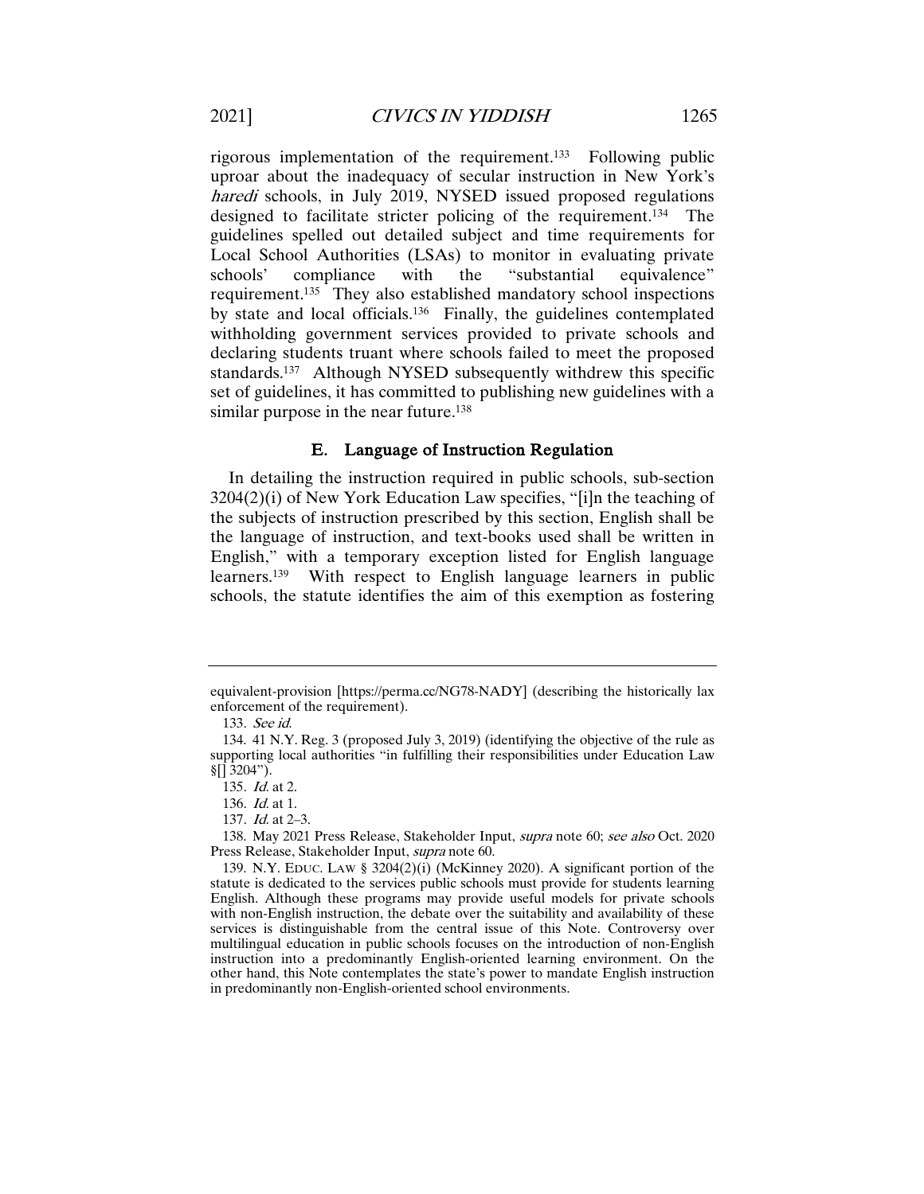rigorous implementation of the requirement.[133] Following public uproar about the inadequacy of secular instruction in New York's *haredi* schools, in July 2019, NYSED issued proposed regulations designed to facilitate stricter policing of the requirement.[134] The guidelines spelled out detailed subject and time requirements for Local School Authorities (LSAs) to monitor in evaluating private schools' compliance with the "substantial equivalence" requirement.[135] They also established mandatory school inspections by state and local officials.[136] Finally, the guidelines contemplated withholding government services provided to private schools and declaring students truant where schools failed to meet the proposed standards.[137] Although NYSED subsequently withdrew this specific set of guidelines, it has committed to publishing new guidelines with a similar purpose in the near future.[138]

### E. Language of Instruction Regulation

In detailing the instruction required in public schools, sub-section 3204(2)(i) of New York Education Law specifies, "[i]n the teaching of the subjects of instruction prescribed by this section, English shall be the language of instruction, and text-books used shall be written in English," with a temporary exception listed for English language learners.[139] With respect to English language learners in public schools, the statute identifies the aim of this exemption as fostering

---

equivalent-provision [https://perma.cc/NG78-NADY] (describing the historically lax enforcement of the requirement).

133. *See id.*

134. 41 N.Y. Reg. 3 (proposed July 3, 2019) (identifying the objective of the rule as supporting local authorities "in fulfilling their responsibilities under Education Law §[] 3204").

135. *Id.* at 2.

136. *Id.* at 1.

137. *Id.* at 2–3.

138. May 2021 Press Release, Stakeholder Input, *supra* note 60; *see also* Oct. 2020 Press Release, Stakeholder Input, *supra* note 60.

139. N.Y. EDUC. LAW § 3204(2)(i) (McKinney 2020). A significant portion of the statute is dedicated to the services public schools must provide for students learning English. Although these programs may provide useful models for private schools with non-English instruction, the debate over the suitability and availability of these services is distinguishable from the central issue of this Note. Controversy over multilingual education in public schools focuses on the introduction of non-English instruction into a predominantly English-oriented learning environment. On the other hand, this Note contemplates the state's power to mandate English instruction in predominantly non-English-oriented school environments.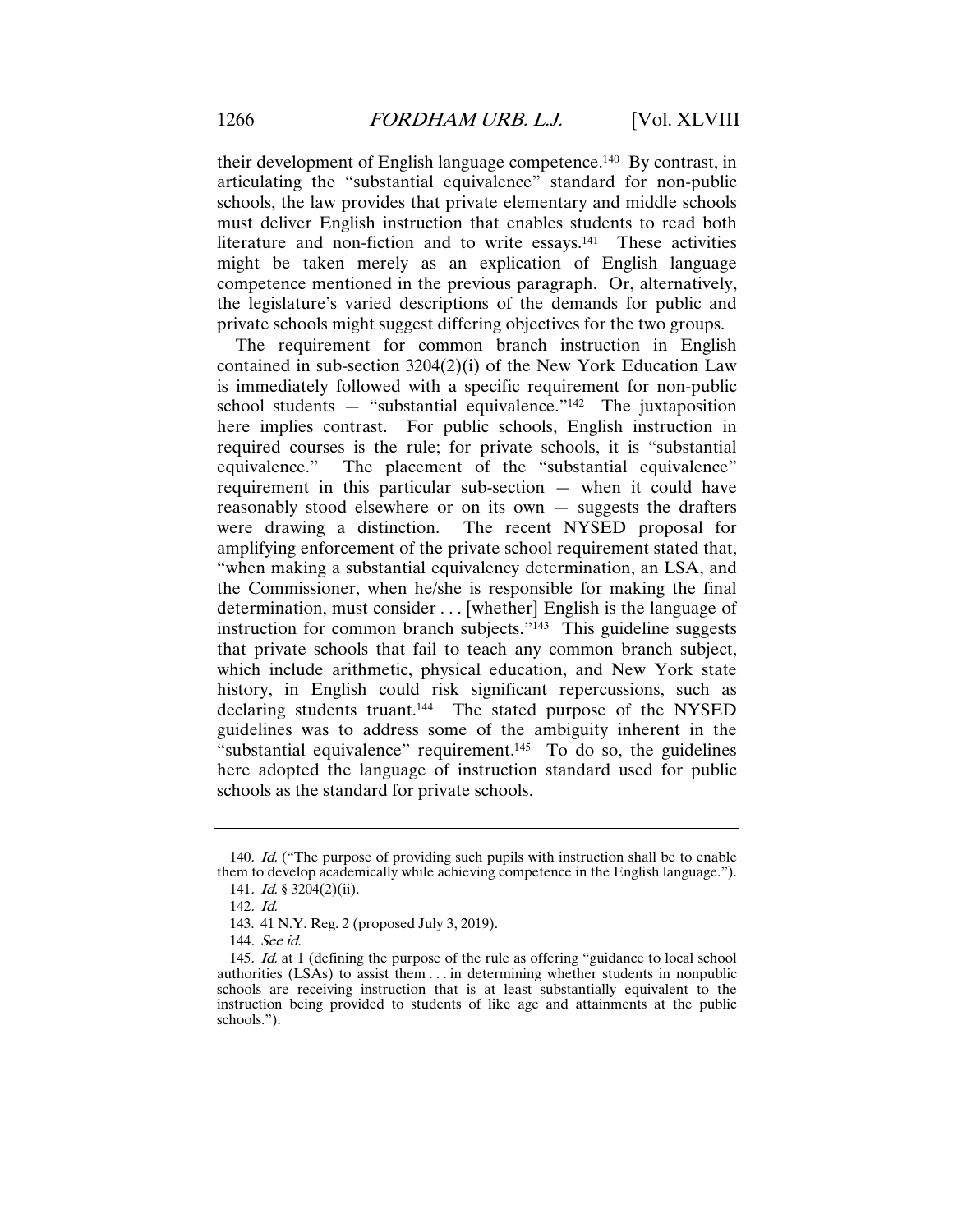their development of English language competence.[140] By contrast, in articulating the "substantial equivalence" standard for non-public schools, the law provides that private elementary and middle schools must deliver English instruction that enables students to read both literature and non-fiction and to write essays.[141] These activities might be taken merely as an explication of English language competence mentioned in the previous paragraph. Or, alternatively, the legislature's varied descriptions of the demands for public and private schools might suggest differing objectives for the two groups.

The requirement for common branch instruction in English contained in sub-section 3204(2)(i) of the New York Education Law is immediately followed with a specific requirement for non-public school students — "substantial equivalence."[142] The juxtaposition here implies contrast. For public schools, English instruction in required courses is the rule; for private schools, it is "substantial equivalence." The placement of the "substantial equivalence" requirement in this particular sub-section — when it could have reasonably stood elsewhere or on its own — suggests the drafters were drawing a distinction. The recent NYSED proposal for amplifying enforcement of the private school requirement stated that, "when making a substantial equivalency determination, an LSA, and the Commissioner, when he/she is responsible for making the final determination, must consider . . . [whether] English is the language of instruction for common branch subjects."[143] This guideline suggests that private schools that fail to teach any common branch subject, which include arithmetic, physical education, and New York state history, in English could risk significant repercussions, such as declaring students truant.[144] The stated purpose of the NYSED guidelines was to address some of the ambiguity inherent in the "substantial equivalence" requirement.[145] To do so, the guidelines here adopted the language of instruction standard used for public schools as the standard for private schools.

---

140. *Id.* ("The purpose of providing such pupils with instruction shall be to enable them to develop academically while achieving competence in the English language.").

141. *Id.* § 3204(2)(ii).

142. *Id.*

143. 41 N.Y. Reg. 2 (proposed July 3, 2019).

144. *See id.*

145. *Id.* at 1 (defining the purpose of the rule as offering "guidance to local school authorities (LSAs) to assist them . . . in determining whether students in nonpublic schools are receiving instruction that is at least substantially equivalent to the instruction being provided to students of like age and attainments at the public schools.").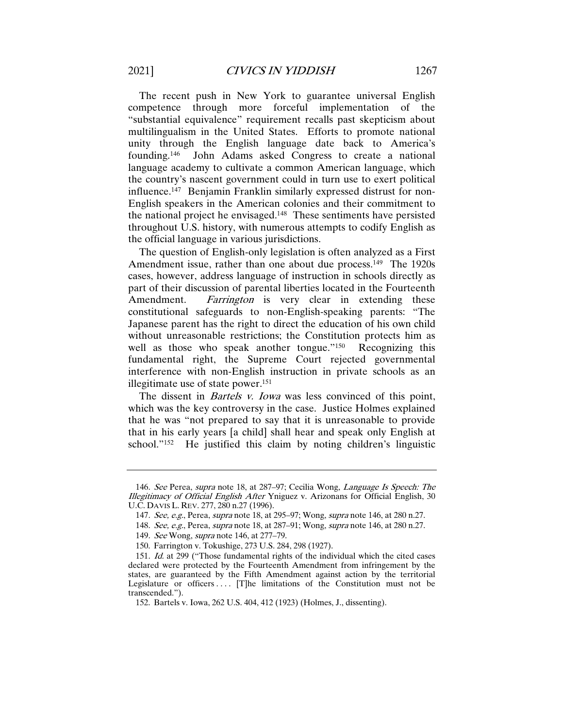The recent push in New York to guarantee universal English competence through more forceful implementation of the "substantial equivalence" requirement recalls past skepticism about multilingualism in the United States. Efforts to promote national unity through the English language date back to America's founding.[146] John Adams asked Congress to create a national language academy to cultivate a common American language, which the country's nascent government could in turn use to exert political influence.[147] Benjamin Franklin similarly expressed distrust for non-English speakers in the American colonies and their commitment to the national project he envisaged.[148] These sentiments have persisted throughout U.S. history, with numerous attempts to codify English as the official language in various jurisdictions.

The question of English-only legislation is often analyzed as a First Amendment issue, rather than one about due process.[149] The 1920s cases, however, address language of instruction in schools directly as part of their discussion of parental liberties located in the Fourteenth Amendment. *Farrington* is very clear in extending these constitutional safeguards to non-English-speaking parents: "The Japanese parent has the right to direct the education of his own child without unreasonable restrictions; the Constitution protects him as well as those who speak another tongue."[150] Recognizing this fundamental right, the Supreme Court rejected governmental interference with non-English instruction in private schools as an illegitimate use of state power.[151]

The dissent in *Bartels v. Iowa* was less convinced of this point, which was the key controversy in the case. Justice Holmes explained that he was "not prepared to say that it is unreasonable to provide that in his early years [a child] shall hear and speak only English at school."[152] He justified this claim by noting children's linguistic

---

146. *See* Perea, *supra* note 18, at 287–97; Cecilia Wong, *Language Is Speech: The Illegitimacy of Official English After* Yniguez v. Arizonans for Official English, 30 U.C. DAVIS L. REV. 277, 280 n.27 (1996).

147. *See, e.g.*, Perea, *supra* note 18, at 295–97; Wong, *supra* note 146, at 280 n.27.

148. *See, e.g.*, Perea, *supra* note 18, at 287–91; Wong, *supra* note 146, at 280 n.27.

149. *See* Wong, *supra* note 146, at 277–79.

150. Farrington v. Tokushige, 273 U.S. 284, 298 (1927).

151. *Id.* at 299 ("Those fundamental rights of the individual which the cited cases declared were protected by the Fourteenth Amendment from infringement by the states, are guaranteed by the Fifth Amendment against action by the territorial Legislature or officers . . . . [T]he limitations of the Constitution must not be transcended.").

152. Bartels v. Iowa, 262 U.S. 404, 412 (1923) (Holmes, J., dissenting).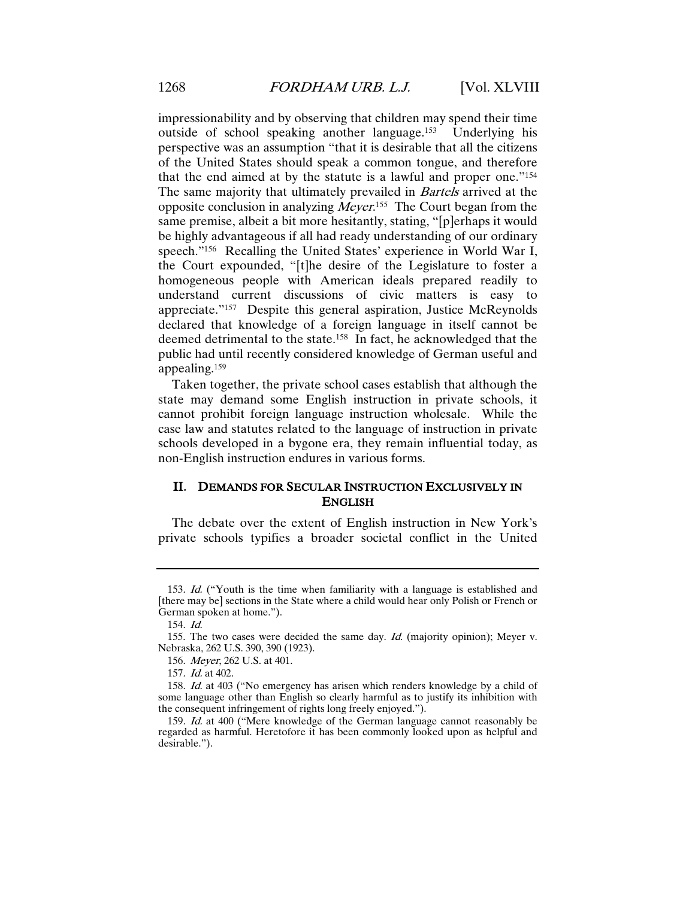impressionability and by observing that children may spend their time outside of school speaking another language.[153] Underlying his perspective was an assumption "that it is desirable that all the citizens of the United States should speak a common tongue, and therefore that the end aimed at by the statute is a lawful and proper one."[154] The same majority that ultimately prevailed in *Bartels* arrived at the opposite conclusion in analyzing *Meyer*.[155] The Court began from the same premise, albeit a bit more hesitantly, stating, "[p]erhaps it would be highly advantageous if all had ready understanding of our ordinary speech."[156] Recalling the United States' experience in World War I, the Court expounded, "[t]he desire of the Legislature to foster a homogeneous people with American ideals prepared readily to understand current discussions of civic matters is easy to appreciate."[157] Despite this general aspiration, Justice McReynolds declared that knowledge of a foreign language in itself cannot be deemed detrimental to the state.[158] In fact, he acknowledged that the public had until recently considered knowledge of German useful and appealing.[159]

Taken together, the private school cases establish that although the state may demand some English instruction in private schools, it cannot prohibit foreign language instruction wholesale. While the case law and statutes related to the language of instruction in private schools developed in a bygone era, they remain influential today, as non-English instruction endures in various forms.

## II. DEMANDS FOR SECULAR INSTRUCTION EXCLUSIVELY IN ENGLISH

The debate over the extent of English instruction in New York's private schools typifies a broader societal conflict in the United

---

153. *Id.* ("Youth is the time when familiarity with a language is established and [there may be] sections in the State where a child would hear only Polish or French or German spoken at home.").

154. *Id.*

155. The two cases were decided the same day. *Id.* (majority opinion); Meyer v. Nebraska, 262 U.S. 390, 390 (1923).

156. *Meyer*, 262 U.S. at 401.

157. *Id.* at 402.

158. *Id.* at 403 ("No emergency has arisen which renders knowledge by a child of some language other than English so clearly harmful as to justify its inhibition with the consequent infringement of rights long freely enjoyed.").

159. *Id.* at 400 ("Mere knowledge of the German language cannot reasonably be regarded as harmful. Heretofore it has been commonly looked upon as helpful and desirable.").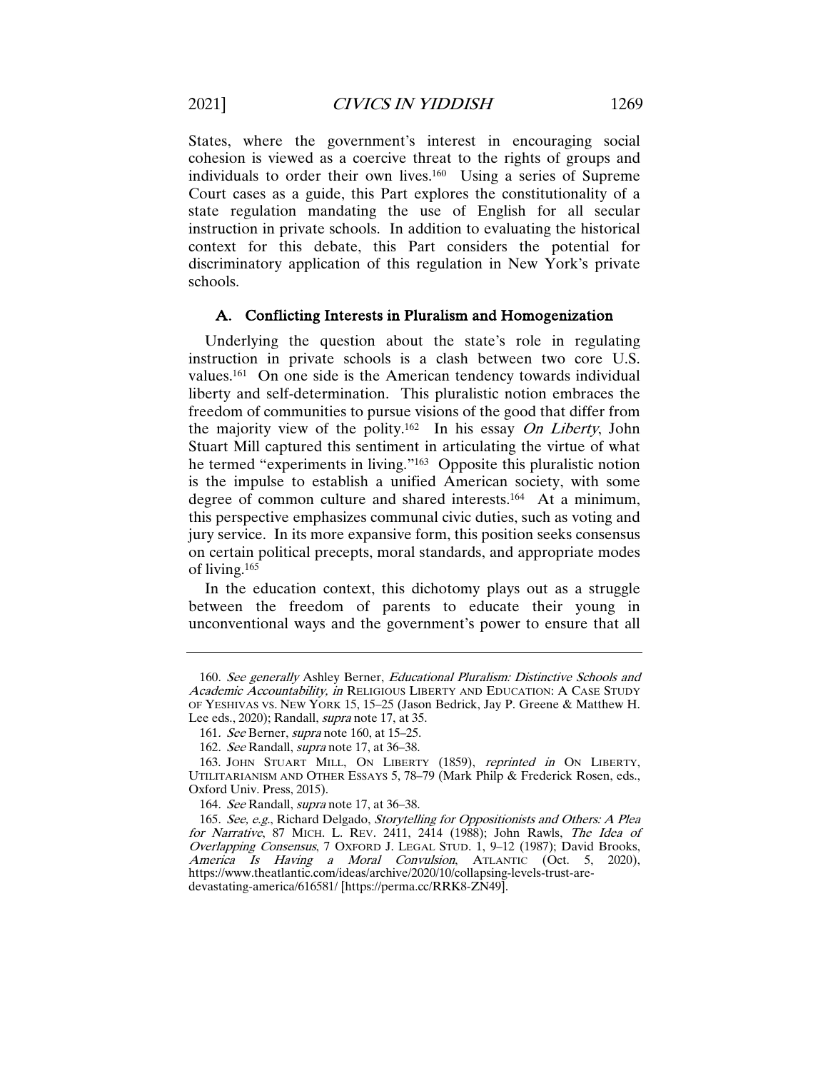States, where the government's interest in encouraging social cohesion is viewed as a coercive threat to the rights of groups and individuals to order their own lives.[160] Using a series of Supreme Court cases as a guide, this Part explores the constitutionality of a state regulation mandating the use of English for all secular instruction in private schools. In addition to evaluating the historical context for this debate, this Part considers the potential for discriminatory application of this regulation in New York's private schools.

### A. Conflicting Interests in Pluralism and Homogenization

Underlying the question about the state's role in regulating instruction in private schools is a clash between two core U.S. values.[161] On one side is the American tendency towards individual liberty and self-determination. This pluralistic notion embraces the freedom of communities to pursue visions of the good that differ from the majority view of the polity.[162] In his essay *On Liberty*, John Stuart Mill captured this sentiment in articulating the virtue of what he termed "experiments in living."[163] Opposite this pluralistic notion is the impulse to establish a unified American society, with some degree of common culture and shared interests.[164] At a minimum, this perspective emphasizes communal civic duties, such as voting and jury service. In its more expansive form, this position seeks consensus on certain political precepts, moral standards, and appropriate modes of living.[165]

In the education context, this dichotomy plays out as a struggle between the freedom of parents to educate their young in unconventional ways and the government's power to ensure that all

---

160. *See generally* Ashley Berner, *Educational Pluralism: Distinctive Schools and Academic Accountability, in* RELIGIOUS LIBERTY AND EDUCATION: A CASE STUDY OF YESHIVAS VS. NEW YORK 15, 15–25 (Jason Bedrick, Jay P. Greene & Matthew H. Lee eds., 2020); Randall, *supra* note 17, at 35.

161. *See* Berner, *supra* note 160, at 15–25.

162. *See* Randall, *supra* note 17, at 36–38.

163. JOHN STUART MILL, ON LIBERTY (1859), *reprinted in* ON LIBERTY, UTILITARIANISM AND OTHER ESSAYS 5, 78–79 (Mark Philp & Frederick Rosen, eds., Oxford Univ. Press, 2015).

164. *See* Randall, *supra* note 17, at 36–38.

165. *See, e.g.*, Richard Delgado, *Storytelling for Oppositionists and Others: A Plea for Narrative*, 87 MICH. L. REV. 2411, 2414 (1988); John Rawls, *The Idea of Overlapping Consensus*, 7 OXFORD J. LEGAL STUD. 1, 9–12 (1987); David Brooks, *America Is Having a Moral Convulsion*, ATLANTIC (Oct. 5, 2020), https://www.theatlantic.com/ideas/archive/2020/10/collapsing-levels-trust-are-devastating-america/616581/ [https://perma.cc/RRK8-ZN49].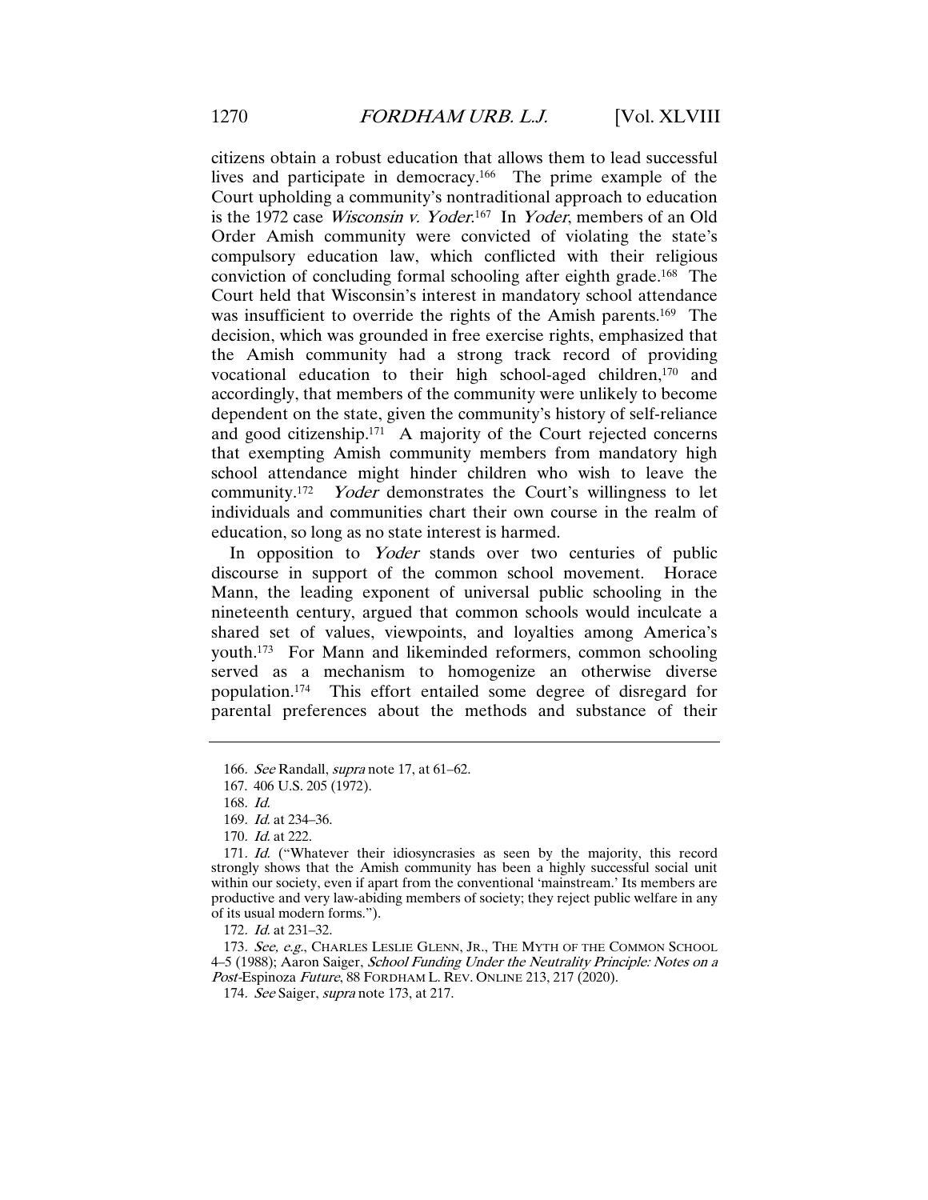citizens obtain a robust education that allows them to lead successful lives and participate in democracy.[166] The prime example of the Court upholding a community's nontraditional approach to education is the 1972 case *Wisconsin v. Yoder*.[167] In *Yoder*, members of an Old Order Amish community were convicted of violating the state's compulsory education law, which conflicted with their religious conviction of concluding formal schooling after eighth grade.[168] The Court held that Wisconsin's interest in mandatory school attendance was insufficient to override the rights of the Amish parents.[169] The decision, which was grounded in free exercise rights, emphasized that the Amish community had a strong track record of providing vocational education to their high school-aged children,[170] and accordingly, that members of the community were unlikely to become dependent on the state, given the community's history of self-reliance and good citizenship.[171] A majority of the Court rejected concerns that exempting Amish community members from mandatory high school attendance might hinder children who wish to leave the community.[172] *Yoder* demonstrates the Court's willingness to let individuals and communities chart their own course in the realm of education, so long as no state interest is harmed.

In opposition to *Yoder* stands over two centuries of public discourse in support of the common school movement. Horace Mann, the leading exponent of universal public schooling in the nineteenth century, argued that common schools would inculcate a shared set of values, viewpoints, and loyalties among America's youth.[173] For Mann and likeminded reformers, common schooling served as a mechanism to homogenize an otherwise diverse population.[174] This effort entailed some degree of disregard for parental preferences about the methods and substance of their

---

166. *See* Randall, *supra* note 17, at 61–62.

167. 406 U.S. 205 (1972).

168. *Id.*

169. *Id.* at 234–36.

170. *Id.* at 222.

171. *Id.* ("Whatever their idiosyncrasies as seen by the majority, this record strongly shows that the Amish community has been a highly successful social unit within our society, even if apart from the conventional 'mainstream.' Its members are productive and very law-abiding members of society; they reject public welfare in any of its usual modern forms.").

172. *Id.* at 231–32.

173. *See, e.g.*, CHARLES LESLIE GLENN, JR., THE MYTH OF THE COMMON SCHOOL 4–5 (1988); Aaron Saiger, *School Funding Under the Neutrality Principle: Notes on a Post-*Espinoza *Future*, 88 FORDHAM L. REV. ONLINE 213, 217 (2020).

174. *See* Saiger, *supra* note 173, at 217.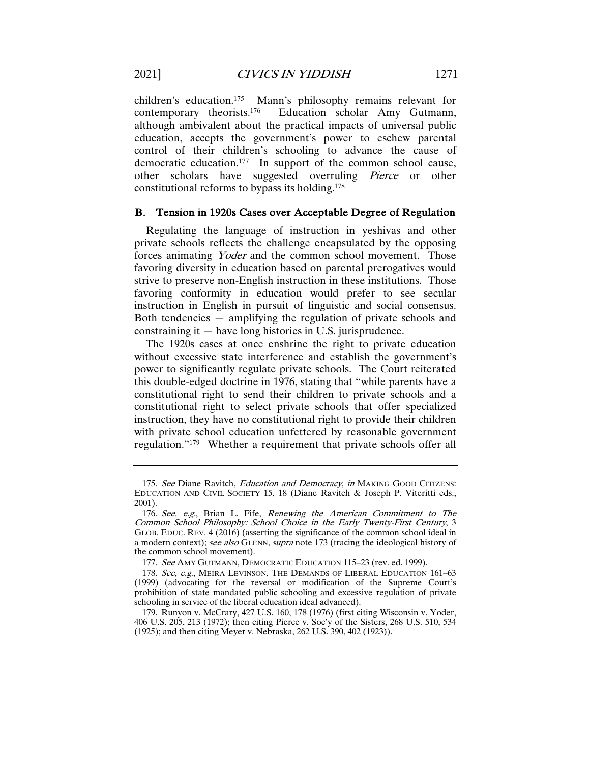children's education.[175] Mann's philosophy remains relevant for contemporary theorists.[176] Education scholar Amy Gutmann, although ambivalent about the practical impacts of universal public education, accepts the government's power to eschew parental control of their children's schooling to advance the cause of democratic education.[177] In support of the common school cause, other scholars have suggested overruling *Pierce* or other constitutional reforms to bypass its holding.[178]

## B. Tension in 1920s Cases over Acceptable Degree of Regulation

Regulating the language of instruction in yeshivas and other private schools reflects the challenge encapsulated by the opposing forces animating *Yoder* and the common school movement. Those favoring diversity in education based on parental prerogatives would strive to preserve non-English instruction in these institutions. Those favoring conformity in education would prefer to see secular instruction in English in pursuit of linguistic and social consensus. Both tendencies — amplifying the regulation of private schools and constraining it — have long histories in U.S. jurisprudence.

The 1920s cases at once enshrine the right to private education without excessive state interference and establish the government's power to significantly regulate private schools. The Court reiterated this double-edged doctrine in 1976, stating that "while parents have a constitutional right to send their children to private schools and a constitutional right to select private schools that offer specialized instruction, they have no constitutional right to provide their children with private school education unfettered by reasonable government regulation."[179] Whether a requirement that private schools offer all

---

175. *See* Diane Ravitch, *Education and Democracy*, *in* MAKING GOOD CITIZENS: EDUCATION AND CIVIL SOCIETY 15, 18 (Diane Ravitch & Joseph P. Viteritti eds., 2001).

176. *See, e.g.*, Brian L. Fife, *Renewing the American Commitment to The Common School Philosophy: School Choice in the Early Twenty-First Century*, 3 GLOB. EDUC. REV. 4 (2016) (asserting the significance of the common school ideal in a modern context); *see also* GLENN, *supra* note 173 (tracing the ideological history of the common school movement).

177. *See* AMY GUTMANN, DEMOCRATIC EDUCATION 115–23 (rev. ed. 1999).

178. *See, e.g.*, MEIRA LEVINSON, THE DEMANDS OF LIBERAL EDUCATION 161–63 (1999) (advocating for the reversal or modification of the Supreme Court's prohibition of state mandated public schooling and excessive regulation of private schooling in service of the liberal education ideal advanced).

179. Runyon v. McCrary, 427 U.S. 160, 178 (1976) (first citing Wisconsin v. Yoder, 406 U.S. 205, 213 (1972); then citing Pierce v. Soc'y of the Sisters, 268 U.S. 510, 534 (1925); and then citing Meyer v. Nebraska, 262 U.S. 390, 402 (1923)).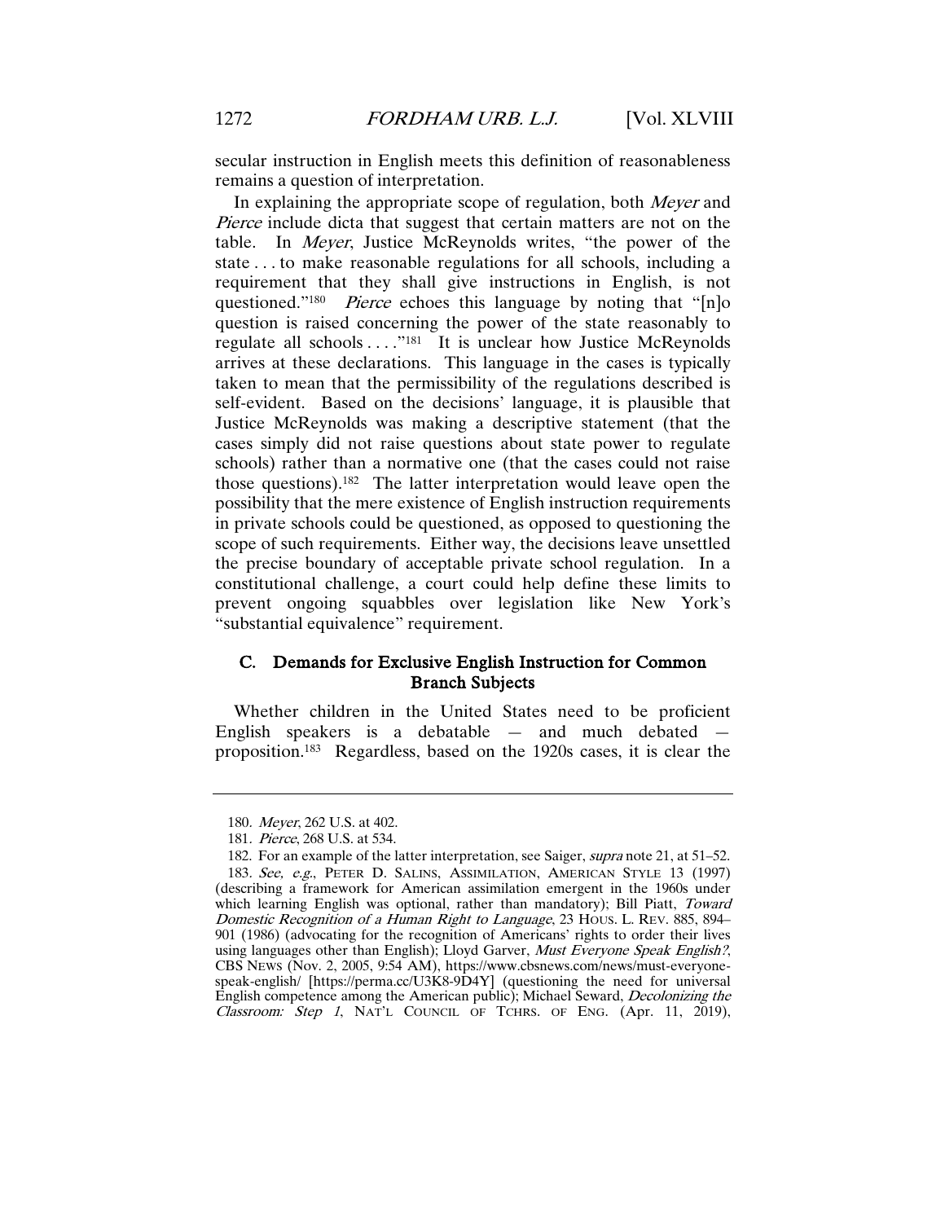secular instruction in English meets this definition of reasonableness remains a question of interpretation.

In explaining the appropriate scope of regulation, both *Meyer* and *Pierce* include dicta that suggest that certain matters are not on the table. In *Meyer*, Justice McReynolds writes, "the power of the state . . . to make reasonable regulations for all schools, including a requirement that they shall give instructions in English, is not questioned."[180] *Pierce* echoes this language by noting that "[n]o question is raised concerning the power of the state reasonably to regulate all schools . . . ."[181] It is unclear how Justice McReynolds arrives at these declarations. This language in the cases is typically taken to mean that the permissibility of the regulations described is self-evident. Based on the decisions' language, it is plausible that Justice McReynolds was making a descriptive statement (that the cases simply did not raise questions about state power to regulate schools) rather than a normative one (that the cases could not raise those questions).[182] The latter interpretation would leave open the possibility that the mere existence of English instruction requirements in private schools could be questioned, as opposed to questioning the scope of such requirements. Either way, the decisions leave unsettled the precise boundary of acceptable private school regulation. In a constitutional challenge, a court could help define these limits to prevent ongoing squabbles over legislation like New York's "substantial equivalence" requirement.

### C. Demands for Exclusive English Instruction for Common Branch Subjects

Whether children in the United States need to be proficient English speakers is a debatable — and much debated — proposition.[183] Regardless, based on the 1920s cases, it is clear the

---

180. *Meyer*, 262 U.S. at 402.

181. *Pierce*, 268 U.S. at 534.

182. For an example of the latter interpretation, see Saiger, *supra* note 21, at 51–52.

183. *See, e.g.*, PETER D. SALINS, ASSIMILATION, AMERICAN STYLE 13 (1997) (describing a framework for American assimilation emergent in the 1960s under which learning English was optional, rather than mandatory); Bill Piatt, *Toward Domestic Recognition of a Human Right to Language*, 23 HOUS. L. REV. 885, 894–901 (1986) (advocating for the recognition of Americans' rights to order their lives using languages other than English); Lloyd Garver, *Must Everyone Speak English?*, CBS NEWS (Nov. 2, 2005, 9:54 AM), https://www.cbsnews.com/news/must-everyone-speak-english/ [https://perma.cc/U3K8-9D4Y] (questioning the need for universal English competence among the American public); Michael Seward, *Decolonizing the Classroom: Step 1*, NAT'L COUNCIL OF TCHRS. OF ENG. (Apr. 11, 2019),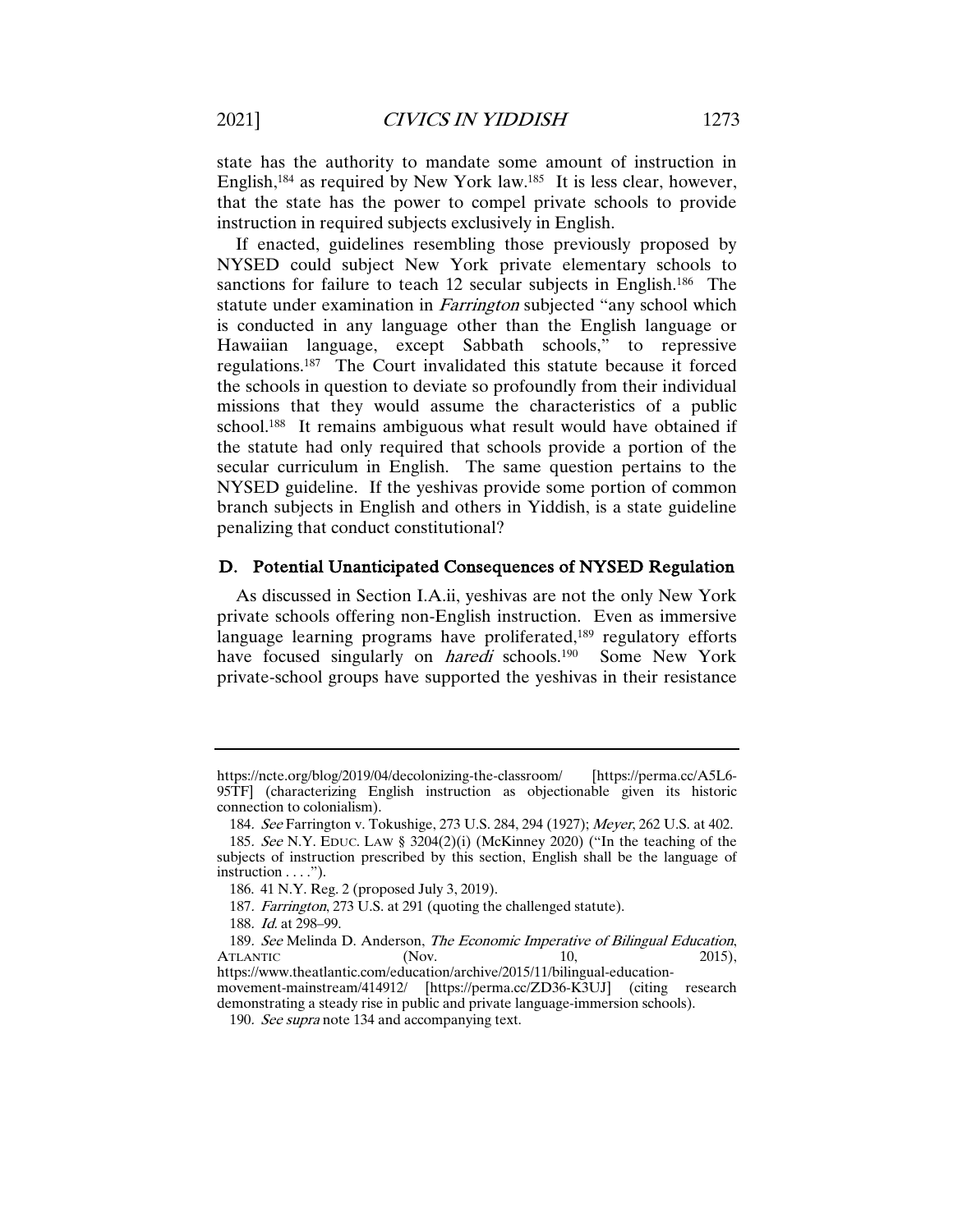state has the authority to mandate some amount of instruction in English,[184] as required by New York law.[185] It is less clear, however, that the state has the power to compel private schools to provide instruction in required subjects exclusively in English.

If enacted, guidelines resembling those previously proposed by NYSED could subject New York private elementary schools to sanctions for failure to teach 12 secular subjects in English.[186] The statute under examination in *Farrington* subjected "any school which is conducted in any language other than the English language or Hawaiian language, except Sabbath schools," to repressive regulations.[187] The Court invalidated this statute because it forced the schools in question to deviate so profoundly from their individual missions that they would assume the characteristics of a public school.[188] It remains ambiguous what result would have obtained if the statute had only required that schools provide a portion of the secular curriculum in English. The same question pertains to the NYSED guideline. If the yeshivas provide some portion of common branch subjects in English and others in Yiddish, is a state guideline penalizing that conduct constitutional?

### D. Potential Unanticipated Consequences of NYSED Regulation

As discussed in Section I.A.ii, yeshivas are not the only New York private schools offering non-English instruction. Even as immersive language learning programs have proliferated,[189] regulatory efforts have focused singularly on *haredi* schools.[190] Some New York private-school groups have supported the yeshivas in their resistance

---

https://ncte.org/blog/2019/04/decolonizing-the-classroom/ [https://perma.cc/A5L6-95TF] (characterizing English instruction as objectionable given its historic connection to colonialism).

184. *See* Farrington v. Tokushige, 273 U.S. 284, 294 (1927); *Meyer*, 262 U.S. at 402.

185. *See* N.Y. EDUC. LAW § 3204(2)(i) (McKinney 2020) ("In the teaching of the subjects of instruction prescribed by this section, English shall be the language of instruction . . . .").

186. 41 N.Y. Reg. 2 (proposed July 3, 2019).

187. *Farrington*, 273 U.S. at 291 (quoting the challenged statute).

188. *Id.* at 298–99.

189. *See* Melinda D. Anderson, *The Economic Imperative of Bilingual Education*, ATLANTIC (Nov. 10, 2015), https://www.theatlantic.com/education/archive/2015/11/bilingual-education-movement-mainstream/414912/ [https://perma.cc/ZD36-K3UJ] (citing research demonstrating a steady rise in public and private language-immersion schools).

190. *See supra* note 134 and accompanying text.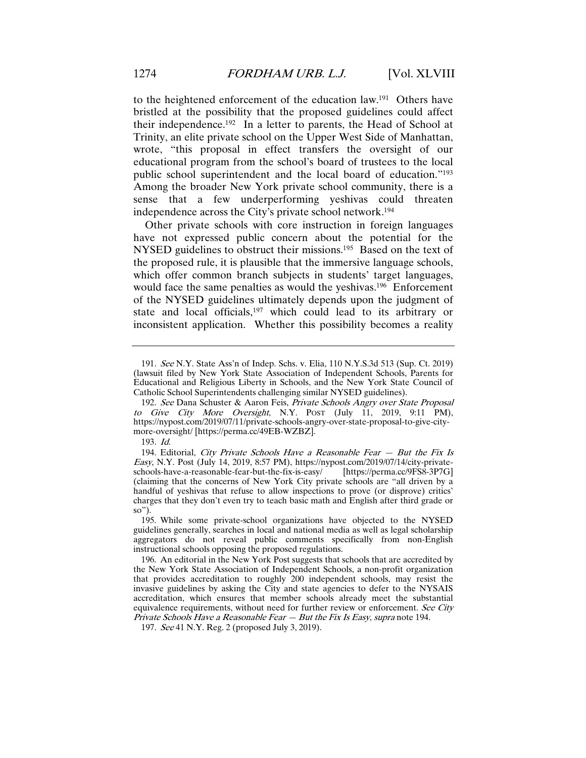to the heightened enforcement of the education law.[191] Others have bristled at the possibility that the proposed guidelines could affect their independence.[192] In a letter to parents, the Head of School at Trinity, an elite private school on the Upper West Side of Manhattan, wrote, "this proposal in effect transfers the oversight of our educational program from the school's board of trustees to the local public school superintendent and the local board of education."[193] Among the broader New York private school community, there is a sense that a few underperforming yeshivas could threaten independence across the City's private school network.[194]

Other private schools with core instruction in foreign languages have not expressed public concern about the potential for the NYSED guidelines to obstruct their missions.[195] Based on the text of the proposed rule, it is plausible that the immersive language schools, which offer common branch subjects in students' target languages, would face the same penalties as would the yeshivas.[196] Enforcement of the NYSED guidelines ultimately depends upon the judgment of state and local officials,[197] which could lead to its arbitrary or inconsistent application. Whether this possibility becomes a reality

---

191. *See* N.Y. State Ass'n of Indep. Schs. v. Elia, 110 N.Y.S.3d 513 (Sup. Ct. 2019) (lawsuit filed by New York State Association of Independent Schools, Parents for Educational and Religious Liberty in Schools, and the New York State Council of Catholic School Superintendents challenging similar NYSED guidelines).

192. *See* Dana Schuster & Aaron Feis, *Private Schools Angry over State Proposal to Give City More Oversight*, N.Y. POST (July 11, 2019, 9:11 PM), https://nypost.com/2019/07/11/private-schools-angry-over-state-proposal-to-give-city-more-oversight/ [https://perma.cc/49EB-WZBZ].

193. *Id.*

194. Editorial, *City Private Schools Have a Reasonable Fear — But the Fix Is Easy*, N.Y. Post (July 14, 2019, 8:57 PM), https://nypost.com/2019/07/14/city-private-schools-have-a-reasonable-fear-but-the-fix-is-easy/ [https://perma.cc/9FS8-3P7G] (claiming that the concerns of New York City private schools are "all driven by a handful of yeshivas that refuse to allow inspections to prove (or disprove) critics' charges that they don't even try to teach basic math and English after third grade or so").

195. While some private-school organizations have objected to the NYSED guidelines generally, searches in local and national media as well as legal scholarship aggregators do not reveal public comments specifically from non-English instructional schools opposing the proposed regulations.

196. An editorial in the New York Post suggests that schools that are accredited by the New York State Association of Independent Schools, a non-profit organization that provides accreditation to roughly 200 independent schools, may resist the invasive guidelines by asking the City and state agencies to defer to the NYSAIS accreditation, which ensures that member schools already meet the substantial equivalence requirements, without need for further review or enforcement. *See City Private Schools Have a Reasonable Fear — But the Fix Is Easy*, *supra* note 194.

197. *See* 41 N.Y. Reg. 2 (proposed July 3, 2019).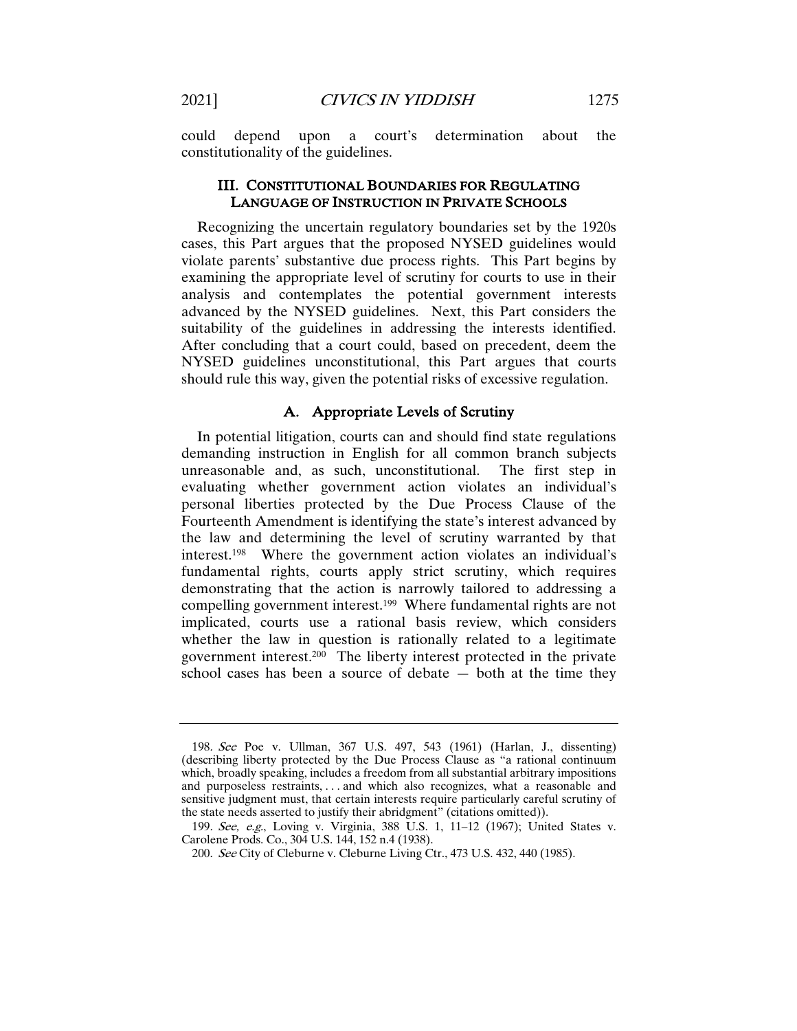could depend upon a court's determination about the constitutionality of the guidelines.

## III. Constitutional Boundaries for Regulating Language of Instruction in Private Schools

Recognizing the uncertain regulatory boundaries set by the 1920s cases, this Part argues that the proposed NYSED guidelines would violate parents' substantive due process rights. This Part begins by examining the appropriate level of scrutiny for courts to use in their analysis and contemplates the potential government interests advanced by the NYSED guidelines. Next, this Part considers the suitability of the guidelines in addressing the interests identified. After concluding that a court could, based on precedent, deem the NYSED guidelines unconstitutional, this Part argues that courts should rule this way, given the potential risks of excessive regulation.

### A. Appropriate Levels of Scrutiny

In potential litigation, courts can and should find state regulations demanding instruction in English for all common branch subjects unreasonable and, as such, unconstitutional. The first step in evaluating whether government action violates an individual's personal liberties protected by the Due Process Clause of the Fourteenth Amendment is identifying the state's interest advanced by the law and determining the level of scrutiny warranted by that interest.[198] Where the government action violates an individual's fundamental rights, courts apply strict scrutiny, which requires demonstrating that the action is narrowly tailored to addressing a compelling government interest.[199] Where fundamental rights are not implicated, courts use a rational basis review, which considers whether the law in question is rationally related to a legitimate government interest.[200] The liberty interest protected in the private school cases has been a source of debate — both at the time they

---

198. *See* Poe v. Ullman, 367 U.S. 497, 543 (1961) (Harlan, J., dissenting) (describing liberty protected by the Due Process Clause as "a rational continuum which, broadly speaking, includes a freedom from all substantial arbitrary impositions and purposeless restraints, . . . and which also recognizes, what a reasonable and sensitive judgment must, that certain interests require particularly careful scrutiny of the state needs asserted to justify their abridgment" (citations omitted)).

199. *See, e.g.*, Loving v. Virginia, 388 U.S. 1, 11–12 (1967); United States v. Carolene Prods. Co., 304 U.S. 144, 152 n.4 (1938).

200. *See* City of Cleburne v. Cleburne Living Ctr., 473 U.S. 432, 440 (1985).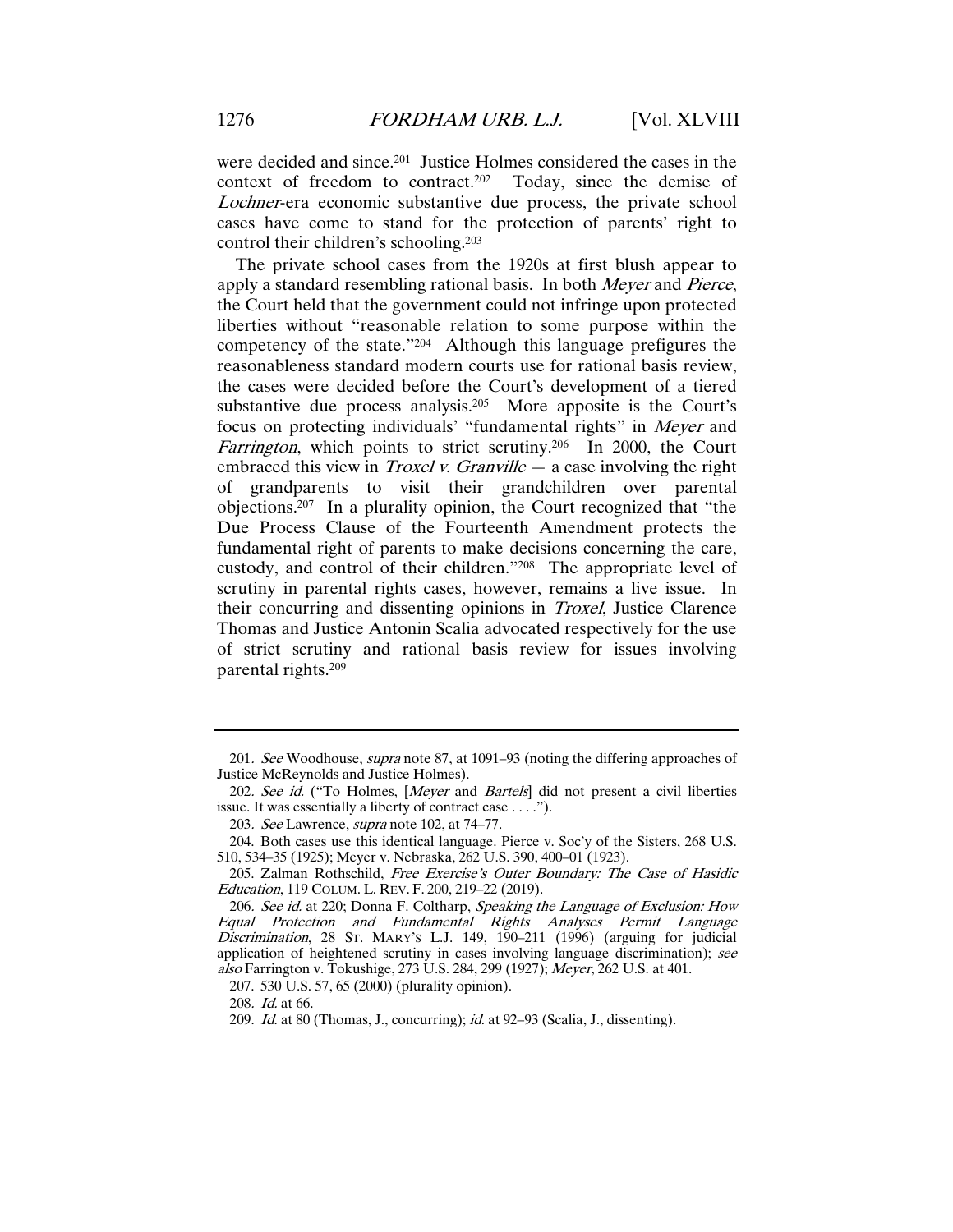were decided and since.[201] Justice Holmes considered the cases in the context of freedom to contract.[202] Today, since the demise of *Lochner*-era economic substantive due process, the private school cases have come to stand for the protection of parents' right to control their children's schooling.[203]

The private school cases from the 1920s at first blush appear to apply a standard resembling rational basis. In both *Meyer* and *Pierce*, the Court held that the government could not infringe upon protected liberties without "reasonable relation to some purpose within the competency of the state."[204] Although this language prefigures the reasonableness standard modern courts use for rational basis review, the cases were decided before the Court's development of a tiered substantive due process analysis.[205] More apposite is the Court's focus on protecting individuals' "fundamental rights" in *Meyer* and *Farrington*, which points to strict scrutiny.[206] In 2000, the Court embraced this view in *Troxel v. Granville* — a case involving the right of grandparents to visit their grandchildren over parental objections.[207] In a plurality opinion, the Court recognized that "the Due Process Clause of the Fourteenth Amendment protects the fundamental right of parents to make decisions concerning the care, custody, and control of their children."[208] The appropriate level of scrutiny in parental rights cases, however, remains a live issue. In their concurring and dissenting opinions in *Troxel*, Justice Clarence Thomas and Justice Antonin Scalia advocated respectively for the use of strict scrutiny and rational basis review for issues involving parental rights.[209]

---

201. *See* Woodhouse, *supra* note 87, at 1091–93 (noting the differing approaches of Justice McReynolds and Justice Holmes).

202. *See id.* ("To Holmes, [*Meyer* and *Bartels*] did not present a civil liberties issue. It was essentially a liberty of contract case . . . .").

203. *See* Lawrence, *supra* note 102, at 74–77.

204. Both cases use this identical language. Pierce v. Soc'y of the Sisters, 268 U.S. 510, 534–35 (1925); Meyer v. Nebraska, 262 U.S. 390, 400–01 (1923).

205. Zalman Rothschild, *Free Exercise's Outer Boundary: The Case of Hasidic Education*, 119 COLUM. L. REV. F. 200, 219–22 (2019).

206. *See id.* at 220; Donna F. Coltharp, *Speaking the Language of Exclusion: How Equal Protection and Fundamental Rights Analyses Permit Language Discrimination*, 28 ST. MARY'S L.J. 149, 190–211 (1996) (arguing for judicial application of heightened scrutiny in cases involving language discrimination); *see also* Farrington v. Tokushige, 273 U.S. 284, 299 (1927); *Meyer*, 262 U.S. at 401.

207. 530 U.S. 57, 65 (2000) (plurality opinion).

208. *Id.* at 66.

209. *Id.* at 80 (Thomas, J., concurring); *id.* at 92–93 (Scalia, J., dissenting).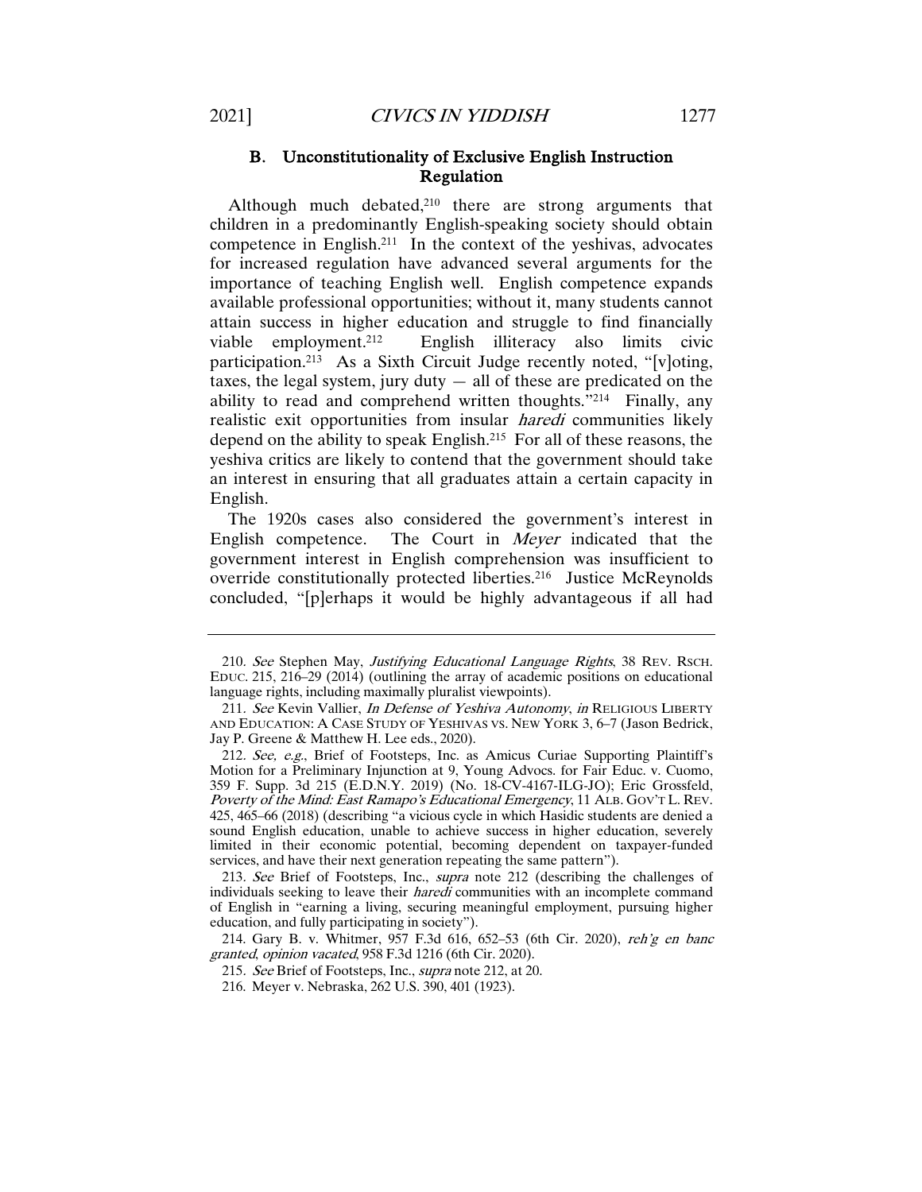### B. Unconstitutionality of Exclusive English Instruction Regulation

Although much debated,[210] there are strong arguments that children in a predominantly English-speaking society should obtain competence in English.[211] In the context of the yeshivas, advocates for increased regulation have advanced several arguments for the importance of teaching English well. English competence expands available professional opportunities; without it, many students cannot attain success in higher education and struggle to find financially viable employment.[212] English illiteracy also limits civic participation.[213] As a Sixth Circuit Judge recently noted, "[v]oting, taxes, the legal system, jury duty — all of these are predicated on the ability to read and comprehend written thoughts."[214] Finally, any realistic exit opportunities from insular *haredi* communities likely depend on the ability to speak English.[215] For all of these reasons, the yeshiva critics are likely to contend that the government should take an interest in ensuring that all graduates attain a certain capacity in English.

The 1920s cases also considered the government's interest in English competence. The Court in *Meyer* indicated that the government interest in English comprehension was insufficient to override constitutionally protected liberties.[216] Justice McReynolds concluded, "[p]erhaps it would be highly advantageous if all had

---

210. *See* Stephen May, *Justifying Educational Language Rights*, 38 REV. RSCH. EDUC. 215, 216–29 (2014) (outlining the array of academic positions on educational language rights, including maximally pluralist viewpoints).

211. *See* Kevin Vallier, *In Defense of Yeshiva Autonomy*, *in* RELIGIOUS LIBERTY AND EDUCATION: A CASE STUDY OF YESHIVAS VS. NEW YORK 3, 6–7 (Jason Bedrick, Jay P. Greene & Matthew H. Lee eds., 2020).

212. *See, e.g.*, Brief of Footsteps, Inc. as Amicus Curiae Supporting Plaintiff's Motion for a Preliminary Injunction at 9, Young Advocs. for Fair Educ. v. Cuomo, 359 F. Supp. 3d 215 (E.D.N.Y. 2019) (No. 18-CV-4167-ILG-JO); Eric Grossfeld, *Poverty of the Mind: East Ramapo's Educational Emergency*, 11 ALB. GOV'T L. REV. 425, 465–66 (2018) (describing "a vicious cycle in which Hasidic students are denied a sound English education, unable to achieve success in higher education, severely limited in their economic potential, becoming dependent on taxpayer-funded services, and have their next generation repeating the same pattern").

213. *See* Brief of Footsteps, Inc., *supra* note 212 (describing the challenges of individuals seeking to leave their *haredi* communities with an incomplete command of English in "earning a living, securing meaningful employment, pursuing higher education, and fully participating in society").

214. Gary B. v. Whitmer, 957 F.3d 616, 652–53 (6th Cir. 2020), *reh'g en banc granted*, *opinion vacated*, 958 F.3d 1216 (6th Cir. 2020).

215. *See* Brief of Footsteps, Inc., *supra* note 212, at 20.

216. Meyer v. Nebraska, 262 U.S. 390, 401 (1923).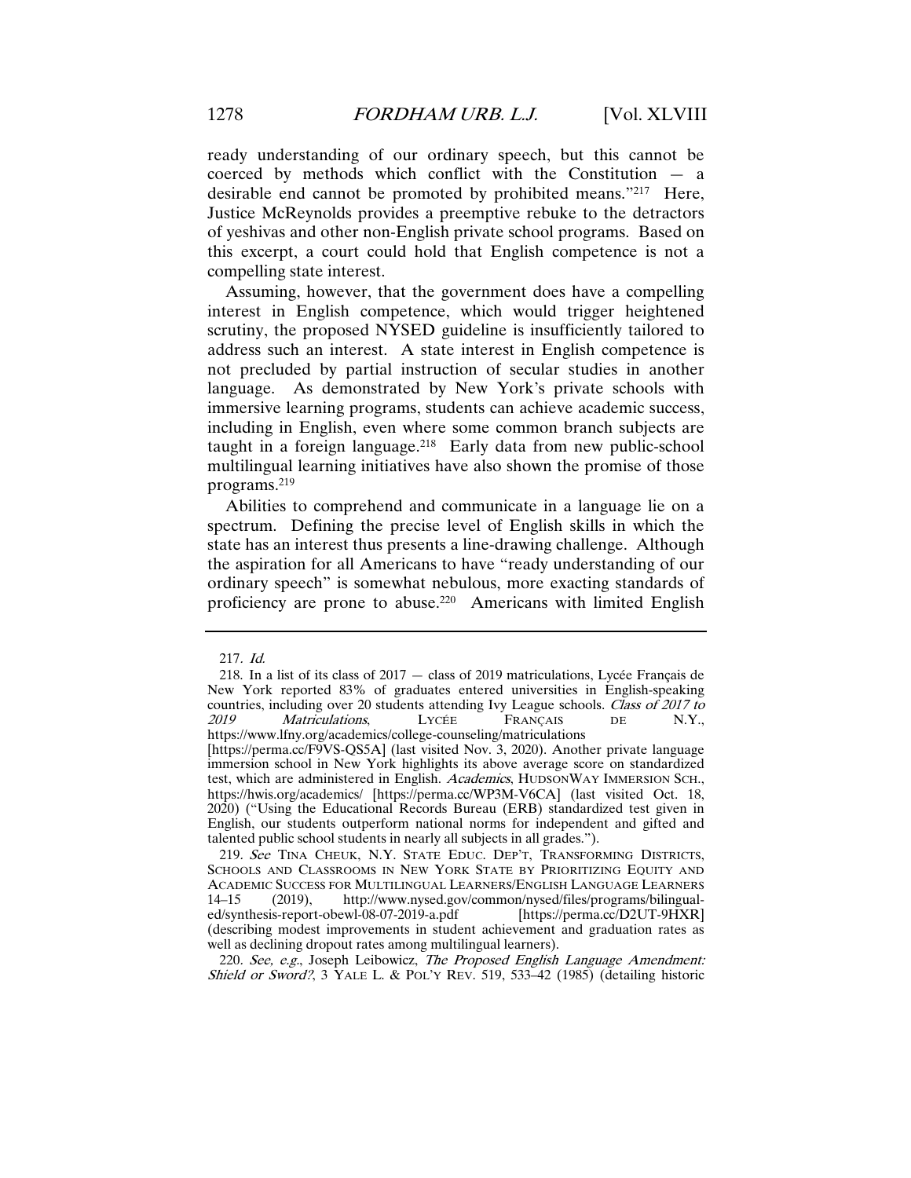ready understanding of our ordinary speech, but this cannot be coerced by methods which conflict with the Constitution — a desirable end cannot be promoted by prohibited means."[217] Here, Justice McReynolds provides a preemptive rebuke to the detractors of yeshivas and other non-English private school programs. Based on this excerpt, a court could hold that English competence is not a compelling state interest.

Assuming, however, that the government does have a compelling interest in English competence, which would trigger heightened scrutiny, the proposed NYSED guideline is insufficiently tailored to address such an interest. A state interest in English competence is not precluded by partial instruction of secular studies in another language. As demonstrated by New York's private schools with immersive learning programs, students can achieve academic success, including in English, even where some common branch subjects are taught in a foreign language.[218] Early data from new public-school multilingual learning initiatives have also shown the promise of those programs.[219]

Abilities to comprehend and communicate in a language lie on a spectrum. Defining the precise level of English skills in which the state has an interest thus presents a line-drawing challenge. Although the aspiration for all Americans to have "ready understanding of our ordinary speech" is somewhat nebulous, more exacting standards of proficiency are prone to abuse.[220] Americans with limited English

---

217. *Id.*

218. In a list of its class of 2017 — class of 2019 matriculations, Lycée Français de New York reported 83% of graduates entered universities in English-speaking countries, including over 20 students attending Ivy League schools. *Class of 2017 to 2019 Matriculations*, LYCÉE FRANÇAIS DE N.Y., https://www.lfny.org/academics/college-counseling/matriculations [https://perma.cc/F9VS-QS5A] (last visited Nov. 3, 2020). Another private language immersion school in New York highlights its above average score on standardized test, which are administered in English. *Academics*, HUDSONWAY IMMERSION SCH., https://hwis.org/academics/ [https://perma.cc/WP3M-V6CA] (last visited Oct. 18, 2020) ("Using the Educational Records Bureau (ERB) standardized test given in English, our students outperform national norms for independent and gifted and talented public school students in nearly all subjects in all grades.").

219. *See* TINA CHEUK, N.Y. STATE EDUC. DEP'T, TRANSFORMING DISTRICTS, SCHOOLS AND CLASSROOMS IN NEW YORK STATE BY PRIORITIZING EQUITY AND ACADEMIC SUCCESS FOR MULTILINGUAL LEARNERS/ENGLISH LANGUAGE LEARNERS 14–15 (2019), http://www.nysed.gov/common/nysed/files/programs/bilingual-ed/synthesis-report-obewl-08-07-2019-a.pdf [https://perma.cc/D2UT-9HXR] (describing modest improvements in student achievement and graduation rates as well as declining dropout rates among multilingual learners).

220. *See, e.g.*, Joseph Leibowicz, *The Proposed English Language Amendment: Shield or Sword?*, 3 YALE L. & POL'Y REV. 519, 533–42 (1985) (detailing historic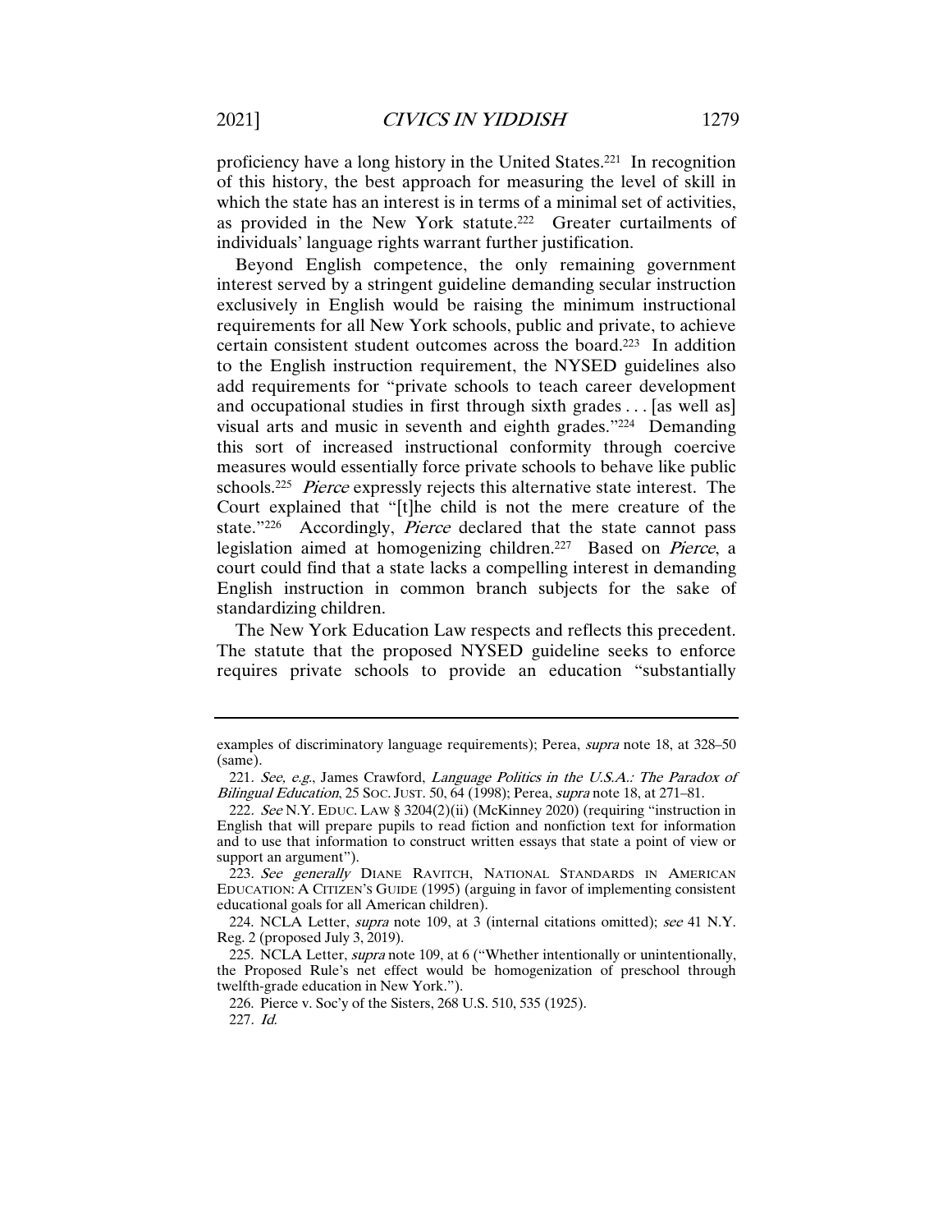proficiency have a long history in the United States.[221] In recognition of this history, the best approach for measuring the level of skill in which the state has an interest is in terms of a minimal set of activities, as provided in the New York statute.[222] Greater curtailments of individuals' language rights warrant further justification.

Beyond English competence, the only remaining government interest served by a stringent guideline demanding secular instruction exclusively in English would be raising the minimum instructional requirements for all New York schools, public and private, to achieve certain consistent student outcomes across the board.[223] In addition to the English instruction requirement, the NYSED guidelines also add requirements for "private schools to teach career development and occupational studies in first through sixth grades . . . [as well as] visual arts and music in seventh and eighth grades."[224] Demanding this sort of increased instructional conformity through coercive measures would essentially force private schools to behave like public schools.[225] *Pierce* expressly rejects this alternative state interest. The Court explained that "[t]he child is not the mere creature of the state."[226] Accordingly, *Pierce* declared that the state cannot pass legislation aimed at homogenizing children.[227] Based on *Pierce*, a court could find that a state lacks a compelling interest in demanding English instruction in common branch subjects for the sake of standardizing children.

The New York Education Law respects and reflects this precedent. The statute that the proposed NYSED guideline seeks to enforce requires private schools to provide an education "substantially

---

examples of discriminatory language requirements); Perea, *supra* note 18, at 328–50 (same).

221. *See, e.g.*, James Crawford, *Language Politics in the U.S.A.: The Paradox of Bilingual Education*, 25 SOC. JUST. 50, 64 (1998); Perea, *supra* note 18, at 271–81.

222. *See* N.Y. EDUC. LAW § 3204(2)(ii) (McKinney 2020) (requiring "instruction in English that will prepare pupils to read fiction and nonfiction text for information and to use that information to construct written essays that state a point of view or support an argument").

223. *See generally* DIANE RAVITCH, NATIONAL STANDARDS IN AMERICAN EDUCATION: A CITIZEN'S GUIDE (1995) (arguing in favor of implementing consistent educational goals for all American children).

224. NCLA Letter, *supra* note 109, at 3 (internal citations omitted); *see* 41 N.Y. Reg. 2 (proposed July 3, 2019).

225. NCLA Letter, *supra* note 109, at 6 ("Whether intentionally or unintentionally, the Proposed Rule's net effect would be homogenization of preschool through twelfth-grade education in New York.").

226. Pierce v. Soc'y of the Sisters, 268 U.S. 510, 535 (1925).

227. *Id.*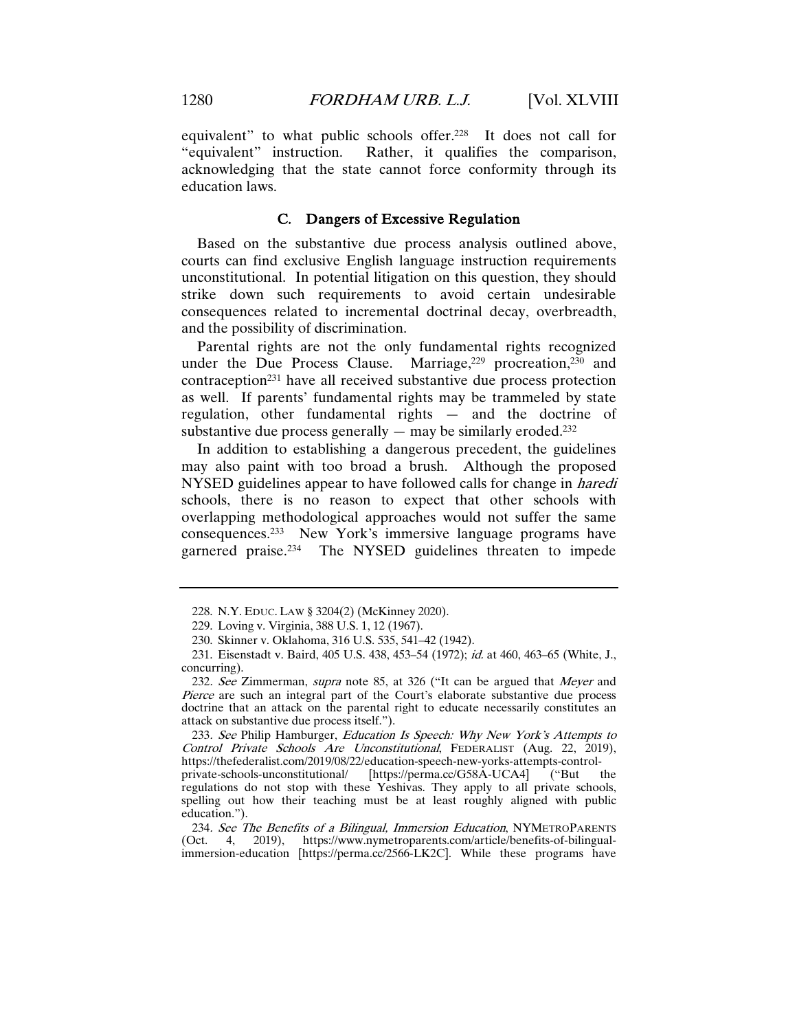equivalent" to what public schools offer.[228] It does not call for "equivalent" instruction. Rather, it qualifies the comparison, acknowledging that the state cannot force conformity through its education laws.

### C. Dangers of Excessive Regulation

Based on the substantive due process analysis outlined above, courts can find exclusive English language instruction requirements unconstitutional. In potential litigation on this question, they should strike down such requirements to avoid certain undesirable consequences related to incremental doctrinal decay, overbreadth, and the possibility of discrimination.

Parental rights are not the only fundamental rights recognized under the Due Process Clause. Marriage,[229] procreation,[230] and contraception[231] have all received substantive due process protection as well. If parents' fundamental rights may be trammeled by state regulation, other fundamental rights — and the doctrine of substantive due process generally — may be similarly eroded.[232]

In addition to establishing a dangerous precedent, the guidelines may also paint with too broad a brush. Although the proposed NYSED guidelines appear to have followed calls for change in *haredi* schools, there is no reason to expect that other schools with overlapping methodological approaches would not suffer the same consequences.[233] New York's immersive language programs have garnered praise.[234] The NYSED guidelines threaten to impede

---

228. N.Y. EDUC. LAW § 3204(2) (McKinney 2020).

229. Loving v. Virginia, 388 U.S. 1, 12 (1967).

230. Skinner v. Oklahoma, 316 U.S. 535, 541–42 (1942).

231. Eisenstadt v. Baird, 405 U.S. 438, 453–54 (1972); *id.* at 460, 463–65 (White, J., concurring).

232. *See* Zimmerman, *supra* note 85, at 326 ("It can be argued that *Meyer* and *Pierce* are such an integral part of the Court's elaborate substantive due process doctrine that an attack on the parental right to educate necessarily constitutes an attack on substantive due process itself.").

233. *See* Philip Hamburger, *Education Is Speech: Why New York's Attempts to Control Private Schools Are Unconstitutional*, FEDERALIST (Aug. 22, 2019), https://thefederalist.com/2019/08/22/education-speech-new-yorks-attempts-control-private-schools-unconstitutional/ [https://perma.cc/G58A-UCA4] ("But the regulations do not stop with these Yeshivas. They apply to all private schools, spelling out how their teaching must be at least roughly aligned with public education.").

234. *See The Benefits of a Bilingual, Immersion Education*, NYMETROPARENTS (Oct. 4, 2019), https://www.nymetroparents.com/article/benefits-of-bilingual-immersion-education [https://perma.cc/2566-LK2C]. While these programs have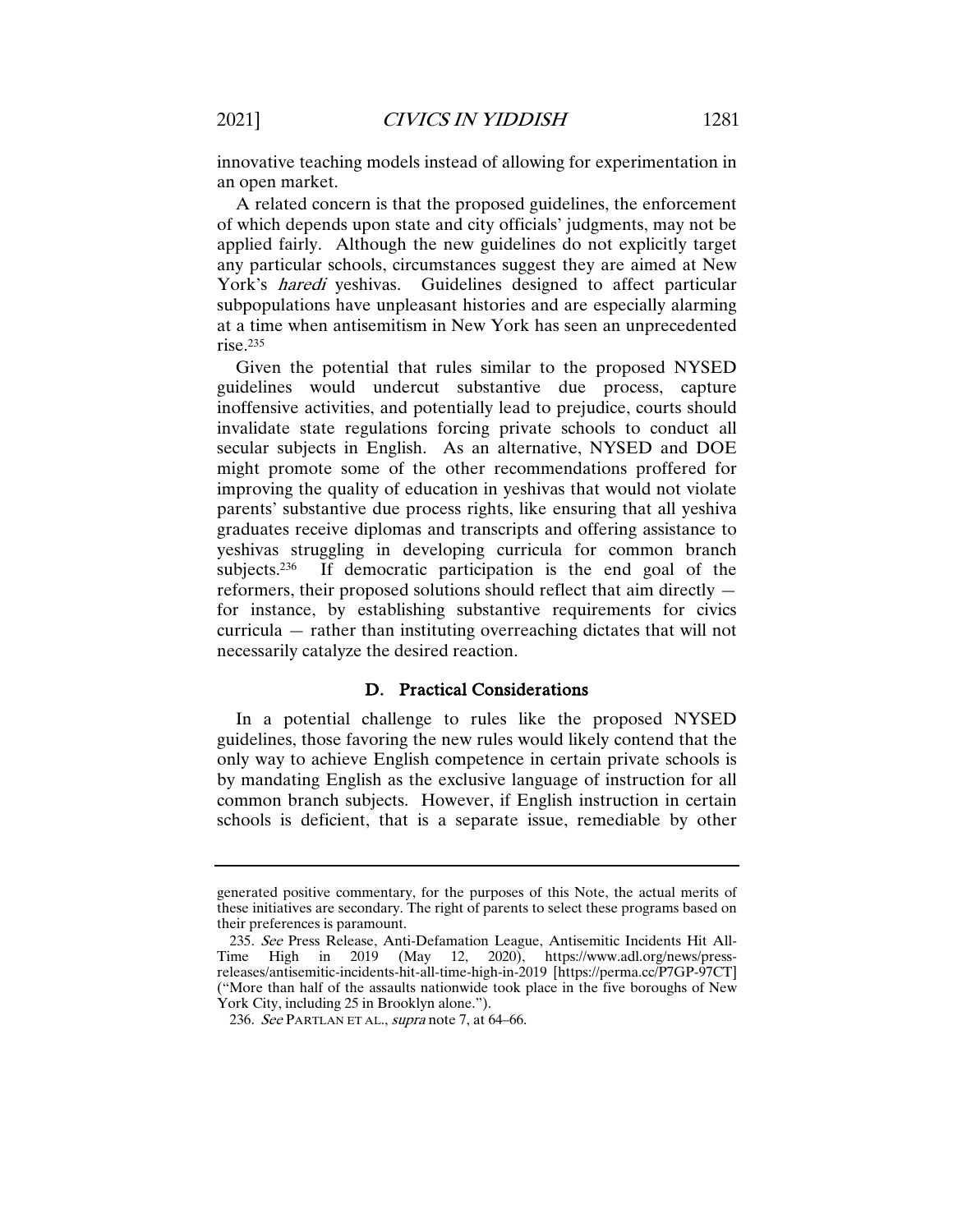innovative teaching models instead of allowing for experimentation in an open market.

A related concern is that the proposed guidelines, the enforcement of which depends upon state and city officials' judgments, may not be applied fairly. Although the new guidelines do not explicitly target any particular schools, circumstances suggest they are aimed at New York's *haredi* yeshivas. Guidelines designed to affect particular subpopulations have unpleasant histories and are especially alarming at a time when antisemitism in New York has seen an unprecedented rise.[235]

Given the potential that rules similar to the proposed NYSED guidelines would undercut substantive due process, capture inoffensive activities, and potentially lead to prejudice, courts should invalidate state regulations forcing private schools to conduct all secular subjects in English. As an alternative, NYSED and DOE might promote some of the other recommendations proffered for improving the quality of education in yeshivas that would not violate parents' substantive due process rights, like ensuring that all yeshiva graduates receive diplomas and transcripts and offering assistance to yeshivas struggling in developing curricula for common branch subjects.[236] If democratic participation is the end goal of the reformers, their proposed solutions should reflect that aim directly — for instance, by establishing substantive requirements for civics curricula — rather than instituting overreaching dictates that will not necessarily catalyze the desired reaction.

### D. Practical Considerations

In a potential challenge to rules like the proposed NYSED guidelines, those favoring the new rules would likely contend that the only way to achieve English competence in certain private schools is by mandating English as the exclusive language of instruction for all common branch subjects. However, if English instruction in certain schools is deficient, that is a separate issue, remediable by other

---

generated positive commentary, for the purposes of this Note, the actual merits of these initiatives are secondary. The right of parents to select these programs based on their preferences is paramount.

235. *See* Press Release, Anti-Defamation League, Antisemitic Incidents Hit All-Time High in 2019 (May 12, 2020), https://www.adl.org/news/press-releases/antisemitic-incidents-hit-all-time-high-in-2019 [https://perma.cc/P7GP-97CT] ("More than half of the assaults nationwide took place in the five boroughs of New York City, including 25 in Brooklyn alone.").

236. *See* PARTLAN ET AL., *supra* note 7, at 64–66.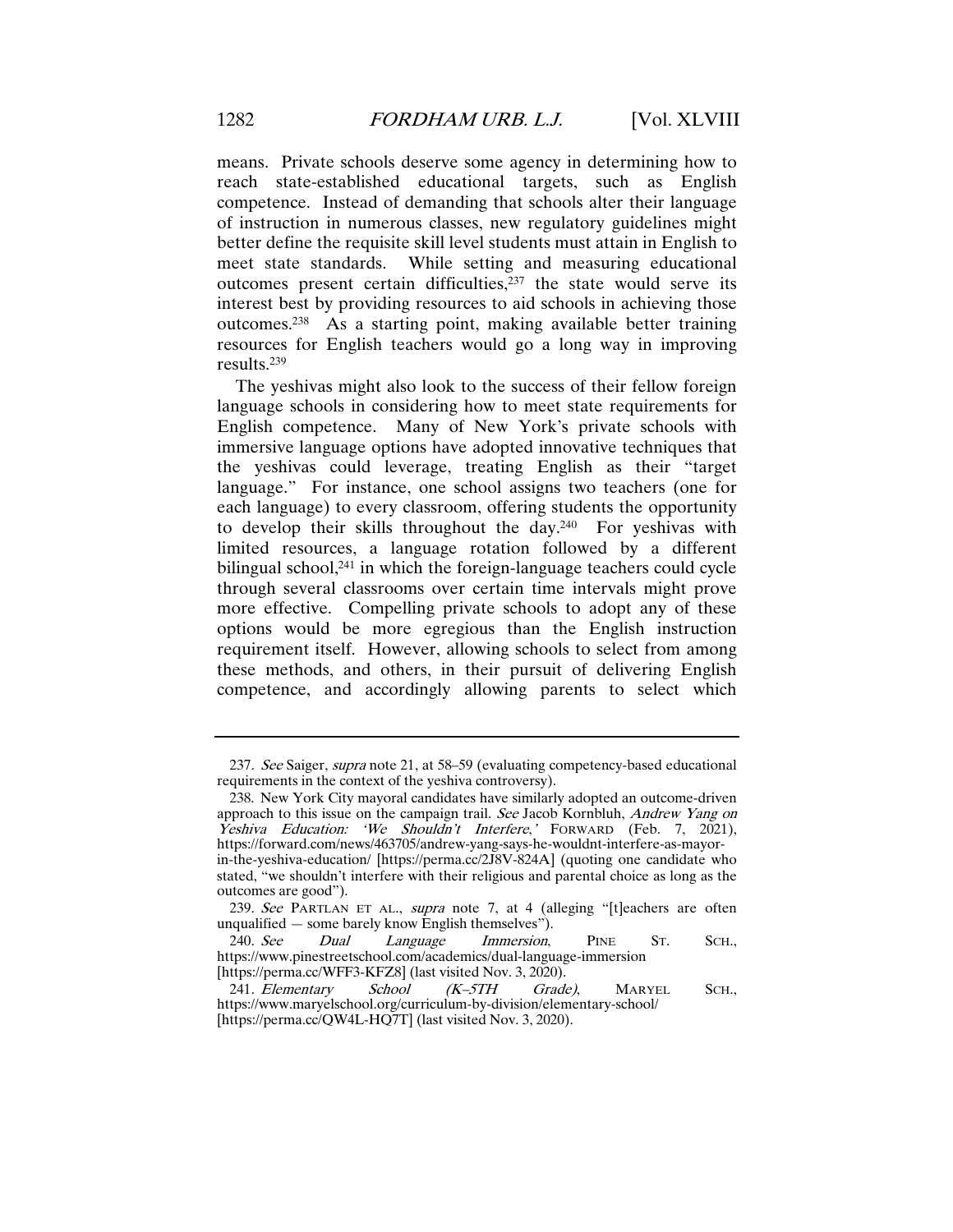means. Private schools deserve some agency in determining how to reach state-established educational targets, such as English competence. Instead of demanding that schools alter their language of instruction in numerous classes, new regulatory guidelines might better define the requisite skill level students must attain in English to meet state standards. While setting and measuring educational outcomes present certain difficulties,[237] the state would serve its interest best by providing resources to aid schools in achieving those outcomes.[238] As a starting point, making available better training resources for English teachers would go a long way in improving results.[239]

The yeshivas might also look to the success of their fellow foreign language schools in considering how to meet state requirements for English competence. Many of New York's private schools with immersive language options have adopted innovative techniques that the yeshivas could leverage, treating English as their "target language." For instance, one school assigns two teachers (one for each language) to every classroom, offering students the opportunity to develop their skills throughout the day.[240] For yeshivas with limited resources, a language rotation followed by a different bilingual school,[241] in which the foreign-language teachers could cycle through several classrooms over certain time intervals might prove more effective. Compelling private schools to adopt any of these options would be more egregious than the English instruction requirement itself. However, allowing schools to select from among these methods, and others, in their pursuit of delivering English competence, and accordingly allowing parents to select which

---

237. *See* Saiger, *supra* note 21, at 58–59 (evaluating competency-based educational requirements in the context of the yeshiva controversy).

238. New York City mayoral candidates have similarly adopted an outcome-driven approach to this issue on the campaign trail. *See* Jacob Kornbluh, *Andrew Yang on Yeshiva Education: 'We Shouldn't Interfere*,*'* FORWARD (Feb. 7, 2021), https://forward.com/news/463705/andrew-yang-says-he-wouldnt-interfere-as-mayor-in-the-yeshiva-education/ [https://perma.cc/2J8V-824A] (quoting one candidate who stated, "we shouldn't interfere with their religious and parental choice as long as the outcomes are good").

239. *See* PARTLAN ET AL., *supra* note 7, at 4 (alleging "[t]eachers are often unqualified — some barely know English themselves").

240. *See* *Dual Language Immersion*, PINE ST. SCH., https://www.pinestreetschool.com/academics/dual-language-immersion [https://perma.cc/WFF3-KFZ8] (last visited Nov. 3, 2020).

241. *Elementary School (K–5TH Grade)*, MARYEL SCH., https://www.maryelschool.org/curriculum-by-division/elementary-school/ [https://perma.cc/QW4L-HQ7T] (last visited Nov. 3, 2020).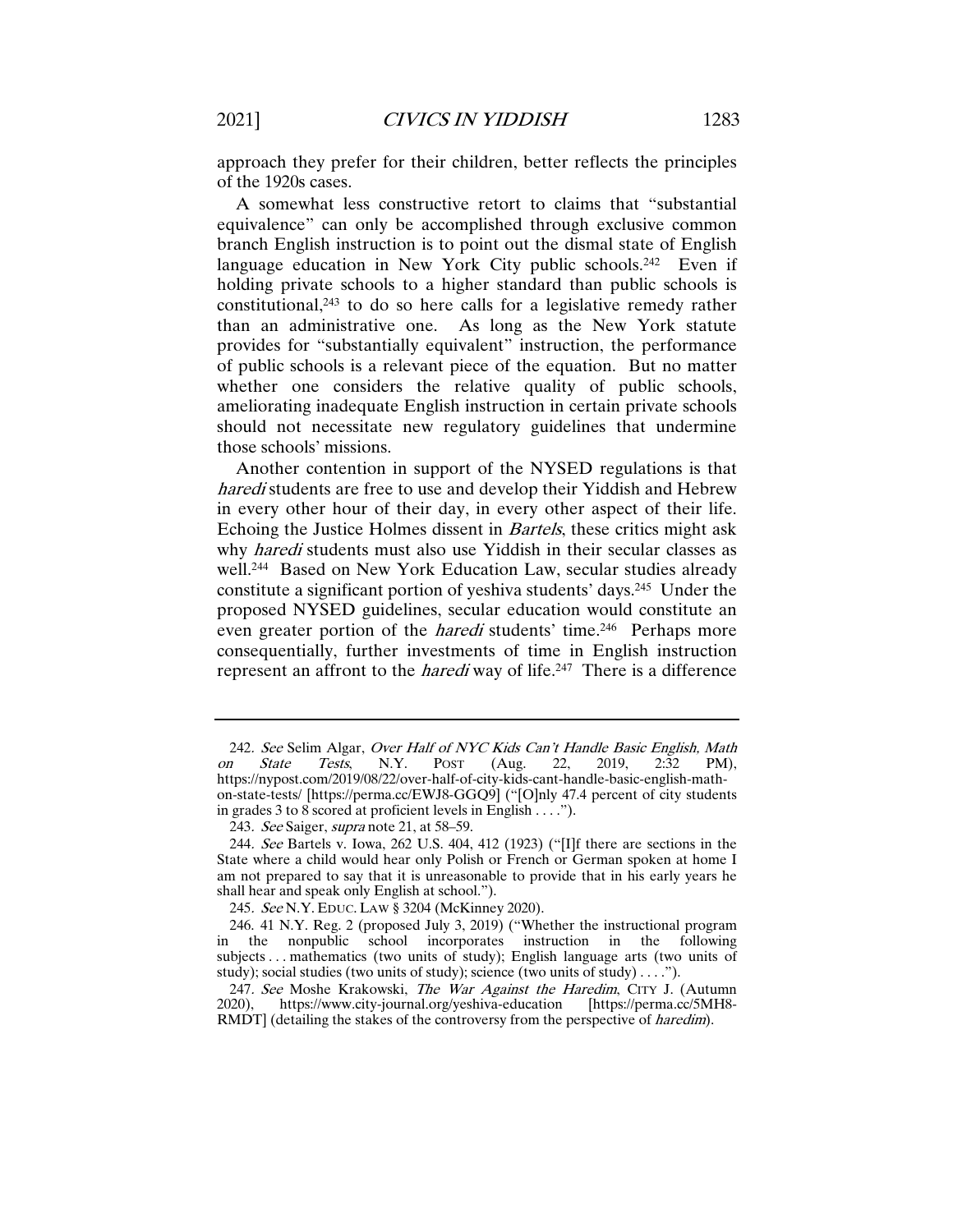approach they prefer for their children, better reflects the principles of the 1920s cases.

A somewhat less constructive retort to claims that "substantial equivalence" can only be accomplished through exclusive common branch English instruction is to point out the dismal state of English language education in New York City public schools.[242] Even if holding private schools to a higher standard than public schools is constitutional,[243] to do so here calls for a legislative remedy rather than an administrative one. As long as the New York statute provides for "substantially equivalent" instruction, the performance of public schools is a relevant piece of the equation. But no matter whether one considers the relative quality of public schools, ameliorating inadequate English instruction in certain private schools should not necessitate new regulatory guidelines that undermine those schools' missions.

Another contention in support of the NYSED regulations is that *haredi* students are free to use and develop their Yiddish and Hebrew in every other hour of their day, in every other aspect of their life. Echoing the Justice Holmes dissent in *Bartels*, these critics might ask why *haredi* students must also use Yiddish in their secular classes as well.[244] Based on New York Education Law, secular studies already constitute a significant portion of yeshiva students' days.[245] Under the proposed NYSED guidelines, secular education would constitute an even greater portion of the *haredi* students' time.[246] Perhaps more consequentially, further investments of time in English instruction represent an affront to the *haredi* way of life.[247] There is a difference

---

242. *See* Selim Algar, *Over Half of NYC Kids Can't Handle Basic English, Math on State Tests*, N.Y. POST (Aug. 22, 2019, 2:32 PM), https://nypost.com/2019/08/22/over-half-of-city-kids-cant-handle-basic-english-math-on-state-tests/ [https://perma.cc/EWJ8-GGQ9] ("[O]nly 47.4 percent of city students in grades 3 to 8 scored at proficient levels in English . . . .").

243. *See* Saiger, *supra* note 21, at 58–59.

244. *See* Bartels v. Iowa, 262 U.S. 404, 412 (1923) ("[I]f there are sections in the State where a child would hear only Polish or French or German spoken at home I am not prepared to say that it is unreasonable to provide that in his early years he shall hear and speak only English at school.").

245. *See* N.Y. EDUC. LAW § 3204 (McKinney 2020).

246. 41 N.Y. Reg. 2 (proposed July 3, 2019) ("Whether the instructional program in the nonpublic school incorporates instruction in the following subjects . . . mathematics (two units of study); English language arts (two units of study); social studies (two units of study); science (two units of study) . . . .").

247. *See* Moshe Krakowski, *The War Against the Haredim*, CITY J. (Autumn 2020), https://www.city-journal.org/yeshiva-education [https://perma.cc/5MH8-RMDT] (detailing the stakes of the controversy from the perspective of *haredim*).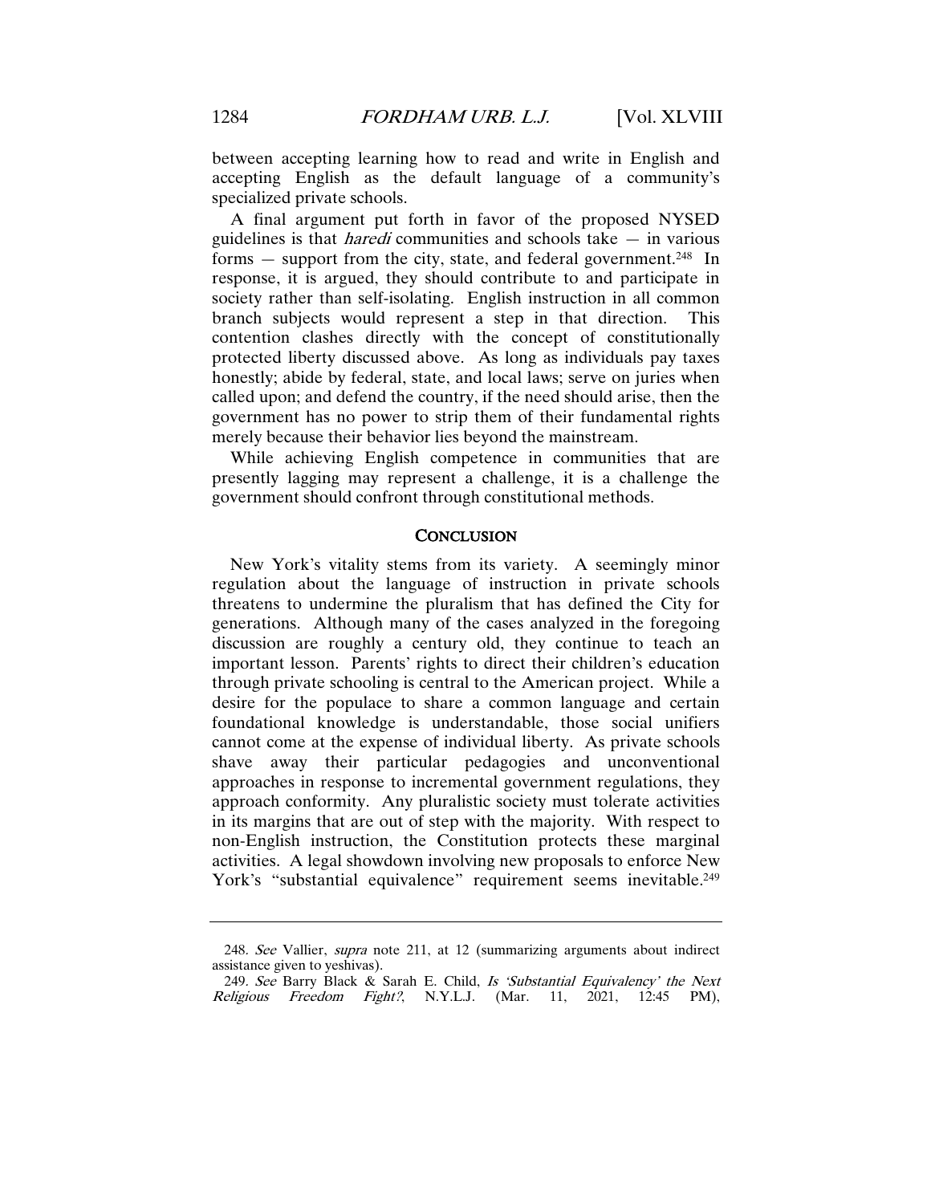between accepting learning how to read and write in English and accepting English as the default language of a community's specialized private schools.

A final argument put forth in favor of the proposed NYSED guidelines is that *haredi* communities and schools take — in various forms — support from the city, state, and federal government.[248] In response, it is argued, they should contribute to and participate in society rather than self-isolating. English instruction in all common branch subjects would represent a step in that direction. This contention clashes directly with the concept of constitutionally protected liberty discussed above. As long as individuals pay taxes honestly; abide by federal, state, and local laws; serve on juries when called upon; and defend the country, if the need should arise, then the government has no power to strip them of their fundamental rights merely because their behavior lies beyond the mainstream.

While achieving English competence in communities that are presently lagging may represent a challenge, it is a challenge the government should confront through constitutional methods.

## CONCLUSION

New York's vitality stems from its variety. A seemingly minor regulation about the language of instruction in private schools threatens to undermine the pluralism that has defined the City for generations. Although many of the cases analyzed in the foregoing discussion are roughly a century old, they continue to teach an important lesson. Parents' rights to direct their children's education through private schooling is central to the American project. While a desire for the populace to share a common language and certain foundational knowledge is understandable, those social unifiers cannot come at the expense of individual liberty. As private schools shave away their particular pedagogies and unconventional approaches in response to incremental government regulations, they approach conformity. Any pluralistic society must tolerate activities in its margins that are out of step with the majority. With respect to non-English instruction, the Constitution protects these marginal activities. A legal showdown involving new proposals to enforce New York's "substantial equivalence" requirement seems inevitable.[249]

---

248. *See* Vallier, *supra* note 211, at 12 (summarizing arguments about indirect assistance given to yeshivas).

249. *See* Barry Black & Sarah E. Child, *Is 'Substantial Equivalency' the Next Religious Freedom Fight?*, N.Y.L.J. (Mar. 11, 2021, 12:45 PM),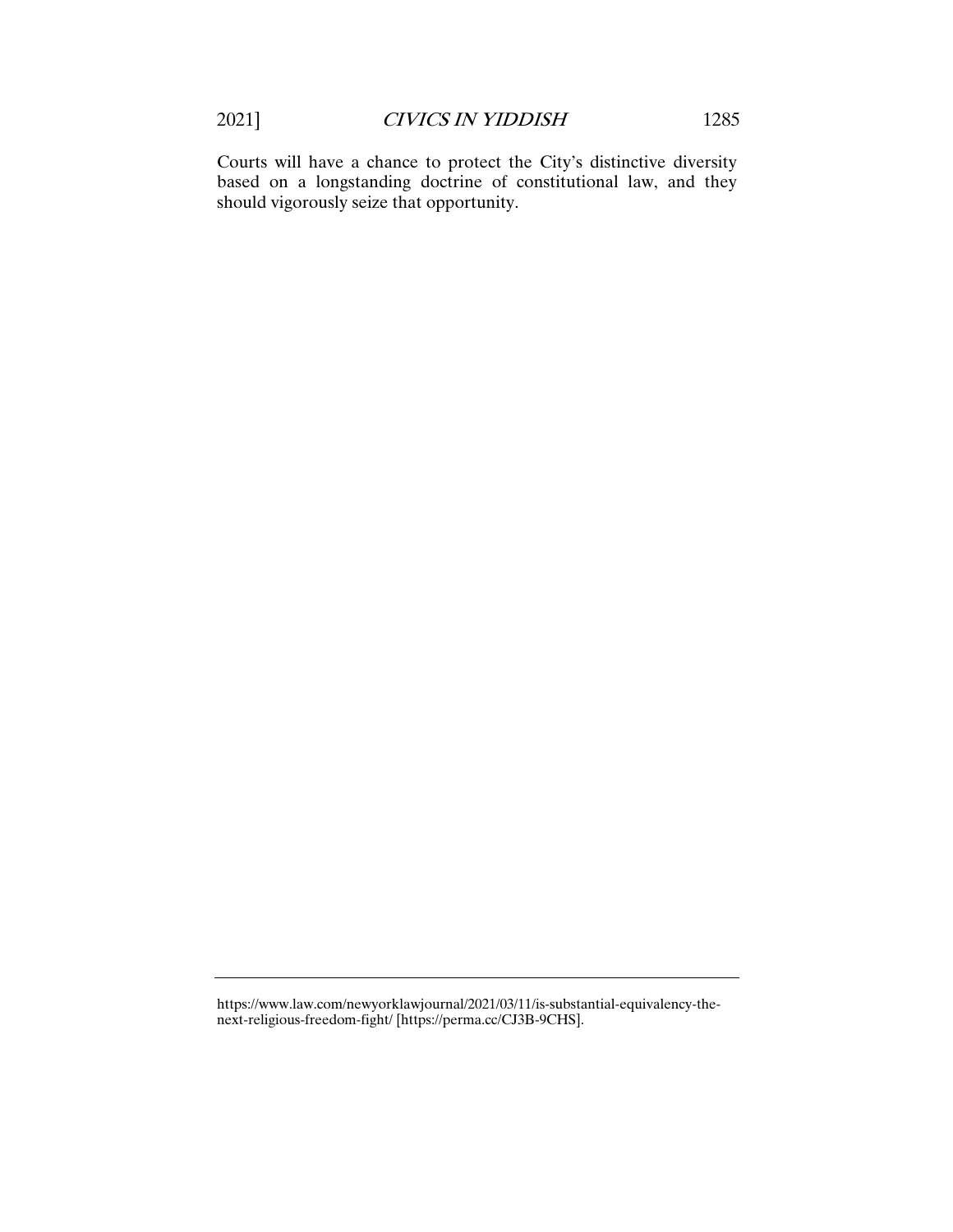Courts will have a chance to protect the City's distinctive diversity based on a longstanding doctrine of constitutional law, and they should vigorously seize that opportunity.

---

https://www.law.com/newyorklawjournal/2021/03/11/is-substantial-equivalency-the-next-religious-freedom-fight/ [https://perma.cc/CJ3B-9CHS].